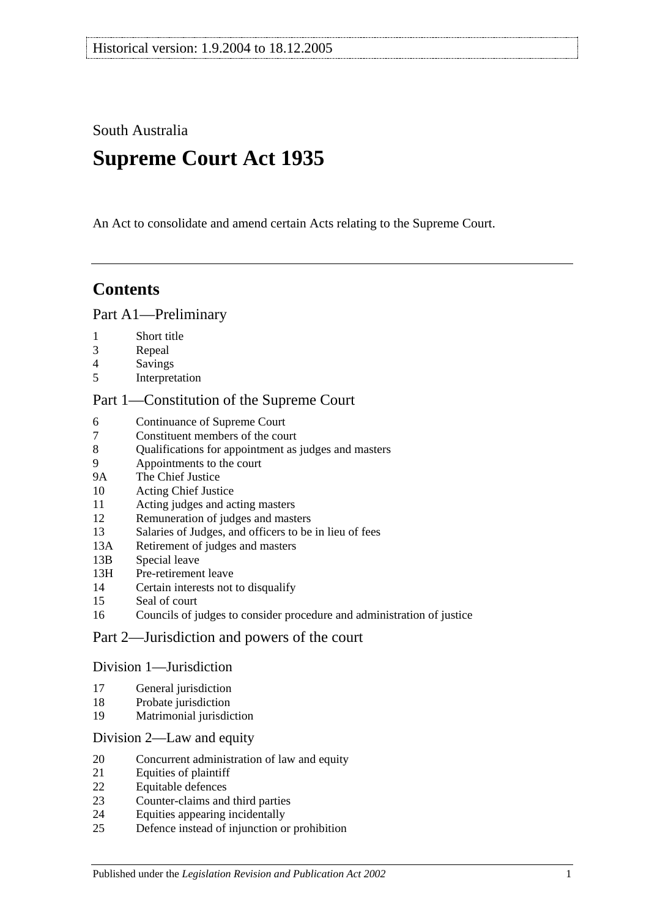Historical version: 1.9.2004 to 18.12.2005

South Australia

# Supreme Court Act 1935

An Act to consolidate and amend certain Acts relating to the Supreme Court.

## Contents

### Part A1—Preliminary

- 1 Short title
- 3 Repeal
- 4 Savings
- 5 Interpretation

### Part 1—Constitution of the Supreme Court

- 6 Continuance of Supreme Court
- 7 Constituent members of the court
- 8 Qualifications for appointment as judges and masters
- 9 Appointments to the court
- 9A The Chief Justice
- 10 Acting Chief Justice
- 11 Acting judges and acting masters
- 12 Remuneration of judges and masters
- 13 Salaries of Judges, and officers to be in lieu of fees
- 13A Retirement of judges and masters
- 13B Special leave
- 13H Pre-retirement leave
- 14 Certain interests not to disqualify
- 15 Seal of court
- 16 Councils of judges to consider procedure and administration of justice

### Part 2—Jurisdiction and powers of the court

#### Division 1—Jurisdiction

- 17 General jurisdiction
- 18 Probate jurisdiction
- 19 Matrimonial jurisdiction

#### Division 2—Law and equity

- 20 Concurrent administration of law and equity
- 21 Equities of plaintiff
- 22 Equitable defences
- 23 Counter-claims and third parties
- 24 Equities appearing incidentally
- 25 Defence instead of injunction or prohibition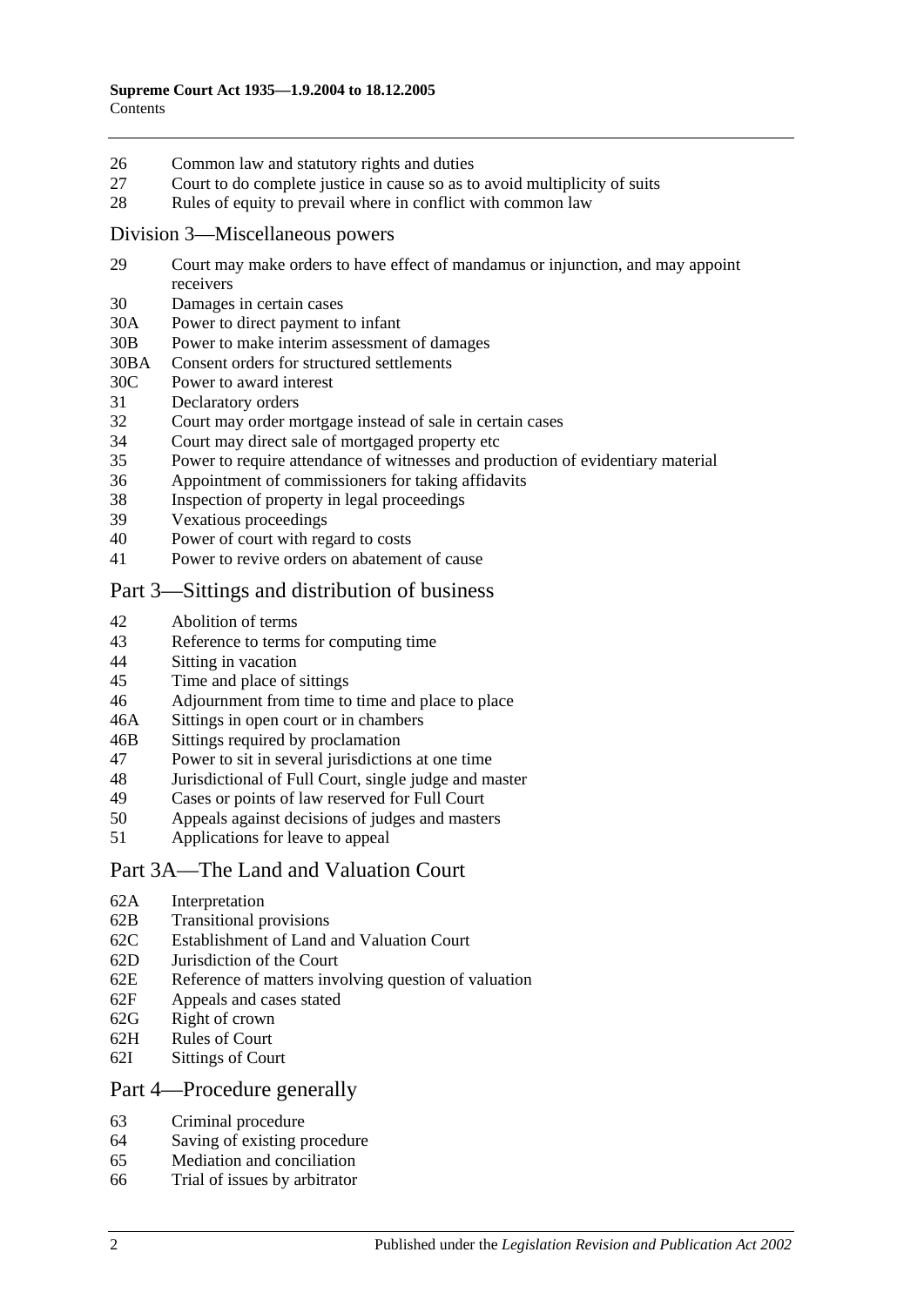26 Common law and statutory rights and duties
27 Court to do complete justice in cause so as to avoid multiplicity of suits
28 Rules of equity to prevail where in conflict with common law

## Division 3—Miscellaneous powers

29 Court may make orders to have effect of mandamus or injunction, and may appoint receivers
30 Damages in certain cases
30A Power to direct payment to infant
30B Power to make interim assessment of damages
30BA Consent orders for structured settlements
30C Power to award interest
31 Declaratory orders
32 Court may order mortgage instead of sale in certain cases
34 Court may direct sale of mortgaged property etc
35 Power to require attendance of witnesses and production of evidentiary material
36 Appointment of commissioners for taking affidavits
38 Inspection of property in legal proceedings
39 Vexatious proceedings
40 Power of court with regard to costs
41 Power to revive orders on abatement of cause

## Part 3—Sittings and distribution of business

42 Abolition of terms
43 Reference to terms for computing time
44 Sitting in vacation
45 Time and place of sittings
46 Adjournment from time to time and place to place
46A Sittings in open court or in chambers
46B Sittings required by proclamation
47 Power to sit in several jurisdictions at one time
48 Jurisdictional of Full Court, single judge and master
49 Cases or points of law reserved for Full Court
50 Appeals against decisions of judges and masters
51 Applications for leave to appeal

## Part 3A—The Land and Valuation Court

62A Interpretation
62B Transitional provisions
62C Establishment of Land and Valuation Court
62D Jurisdiction of the Court
62E Reference of matters involving question of valuation
62F Appeals and cases stated
62G Right of crown
62H Rules of Court
62I Sittings of Court

## Part 4—Procedure generally

63 Criminal procedure
64 Saving of existing procedure
65 Mediation and conciliation
66 Trial of issues by arbitrator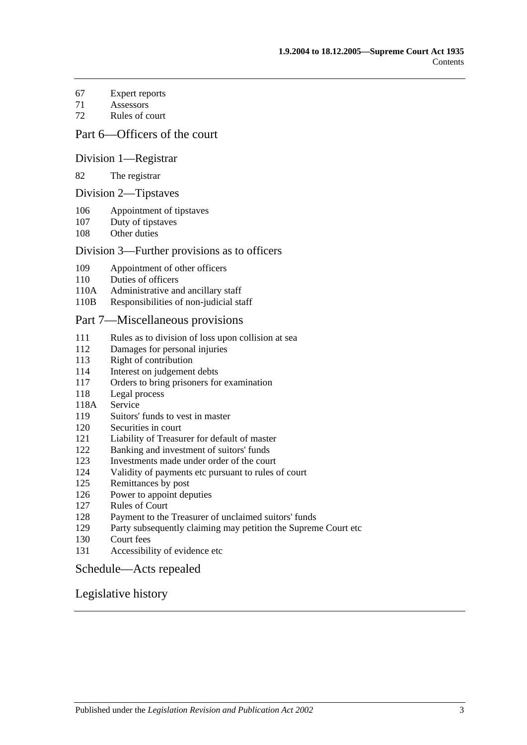67 Expert reports
71 Assessors
72 Rules of court

## Part 6—Officers of the court

### Division 1—Registrar

82 The registrar

### Division 2—Tipstaves

106 Appointment of tipstaves
107 Duty of tipstaves
108 Other duties

### Division 3—Further provisions as to officers

109 Appointment of other officers
110 Duties of officers
110A Administrative and ancillary staff
110B Responsibilities of non-judicial staff

## Part 7—Miscellaneous provisions

111 Rules as to division of loss upon collision at sea
112 Damages for personal injuries
113 Right of contribution
114 Interest on judgement debts
117 Orders to bring prisoners for examination
118 Legal process
118A Service
119 Suitors' funds to vest in master
120 Securities in court
121 Liability of Treasurer for default of master
122 Banking and investment of suitors' funds
123 Investments made under order of the court
124 Validity of payments etc pursuant to rules of court
125 Remittances by post
126 Power to appoint deputies
127 Rules of Court
128 Payment to the Treasurer of unclaimed suitors' funds
129 Party subsequently claiming may petition the Supreme Court etc
130 Court fees
131 Accessibility of evidence etc

## Schedule—Acts repealed

## Legislative history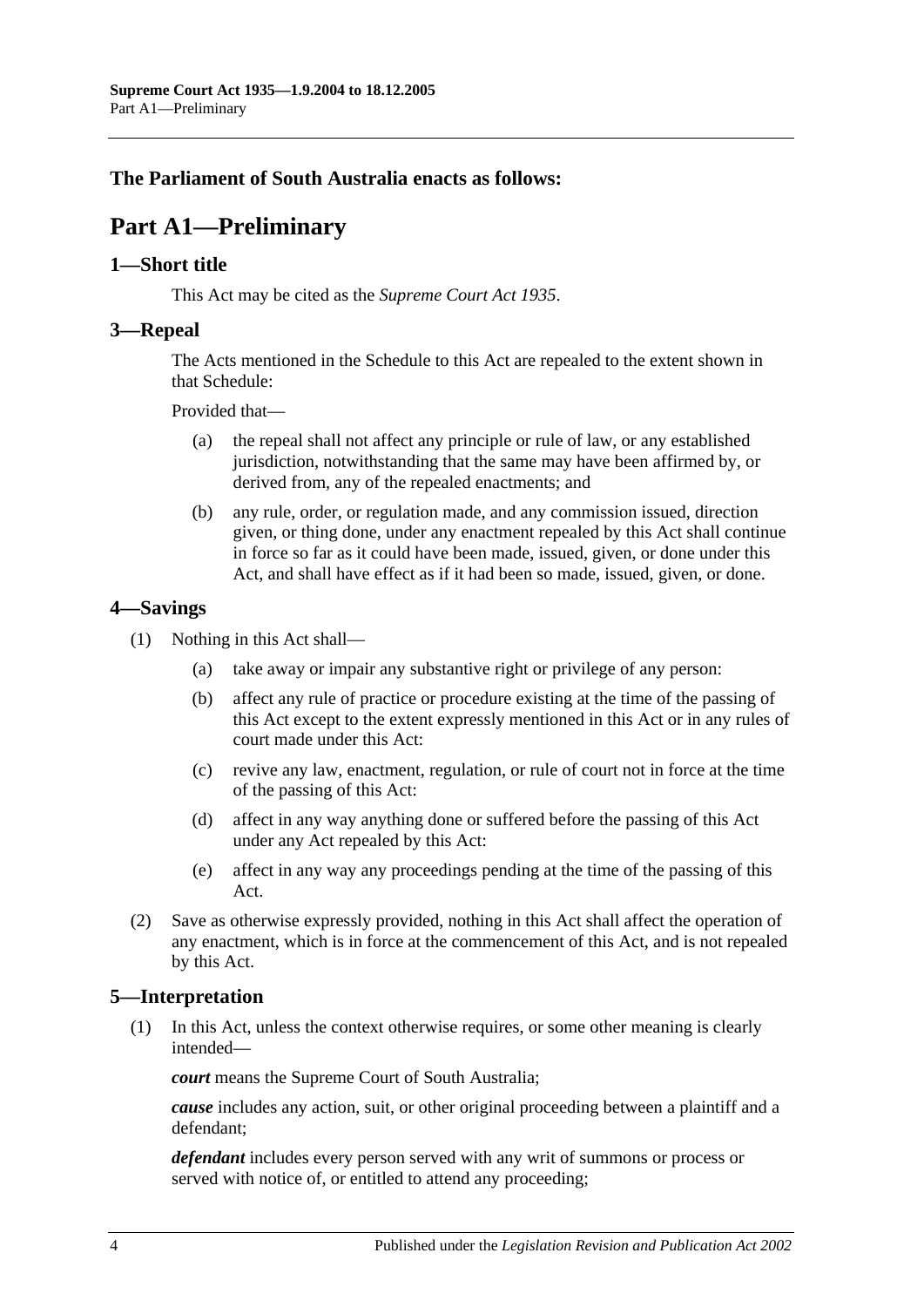**The Parliament of South Australia enacts as follows:**

# Part A1—Preliminary

## 1—Short title

This Act may be cited as the *Supreme Court Act 1935*.

## 3—Repeal

The Acts mentioned in the Schedule to this Act are repealed to the extent shown in that Schedule:

Provided that—

(a) the repeal shall not affect any principle or rule of law, or any established jurisdiction, notwithstanding that the same may have been affirmed by, or derived from, any of the repealed enactments; and

(b) any rule, order, or regulation made, and any commission issued, direction given, or thing done, under any enactment repealed by this Act shall continue in force so far as it could have been made, issued, given, or done under this Act, and shall have effect as if it had been so made, issued, given, or done.

## 4—Savings

(1) Nothing in this Act shall—

(a) take away or impair any substantive right or privilege of any person:

(b) affect any rule of practice or procedure existing at the time of the passing of this Act except to the extent expressly mentioned in this Act or in any rules of court made under this Act:

(c) revive any law, enactment, regulation, or rule of court not in force at the time of the passing of this Act:

(d) affect in any way anything done or suffered before the passing of this Act under any Act repealed by this Act:

(e) affect in any way any proceedings pending at the time of the passing of this Act.

(2) Save as otherwise expressly provided, nothing in this Act shall affect the operation of any enactment, which is in force at the commencement of this Act, and is not repealed by this Act.

## 5—Interpretation

(1) In this Act, unless the context otherwise requires, or some other meaning is clearly intended—

***court*** means the Supreme Court of South Australia;

***cause*** includes any action, suit, or other original proceeding between a plaintiff and a defendant;

***defendant*** includes every person served with any writ of summons or process or served with notice of, or entitled to attend any proceeding;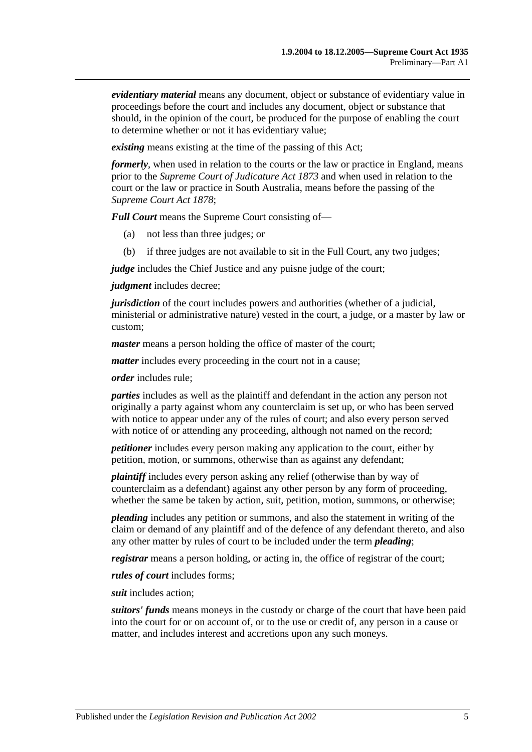***evidentiary material*** means any document, object or substance of evidentiary value in proceedings before the court and includes any document, object or substance that should, in the opinion of the court, be produced for the purpose of enabling the court to determine whether or not it has evidentiary value;

***existing*** means existing at the time of the passing of this Act;

***formerly***, when used in relation to the courts or the law or practice in England, means prior to the *Supreme Court of Judicature Act 1873* and when used in relation to the court or the law or practice in South Australia, means before the passing of the *Supreme Court Act 1878*;

***Full Court*** means the Supreme Court consisting of—

(a) not less than three judges; or

(b) if three judges are not available to sit in the Full Court, any two judges;

***judge*** includes the Chief Justice and any puisne judge of the court;

***judgment*** includes decree;

***jurisdiction*** of the court includes powers and authorities (whether of a judicial, ministerial or administrative nature) vested in the court, a judge, or a master by law or custom;

***master*** means a person holding the office of master of the court;

***matter*** includes every proceeding in the court not in a cause;

***order*** includes rule;

***parties*** includes as well as the plaintiff and defendant in the action any person not originally a party against whom any counterclaim is set up, or who has been served with notice to appear under any of the rules of court; and also every person served with notice of or attending any proceeding, although not named on the record;

***petitioner*** includes every person making any application to the court, either by petition, motion, or summons, otherwise than as against any defendant;

***plaintiff*** includes every person asking any relief (otherwise than by way of counterclaim as a defendant) against any other person by any form of proceeding, whether the same be taken by action, suit, petition, motion, summons, or otherwise;

***pleading*** includes any petition or summons, and also the statement in writing of the claim or demand of any plaintiff and of the defence of any defendant thereto, and also any other matter by rules of court to be included under the term ***pleading***;

***registrar*** means a person holding, or acting in, the office of registrar of the court;

***rules of court*** includes forms;

***suit*** includes action;

***suitors' funds*** means moneys in the custody or charge of the court that have been paid into the court for or on account of, or to the use or credit of, any person in a cause or matter, and includes interest and accretions upon any such moneys.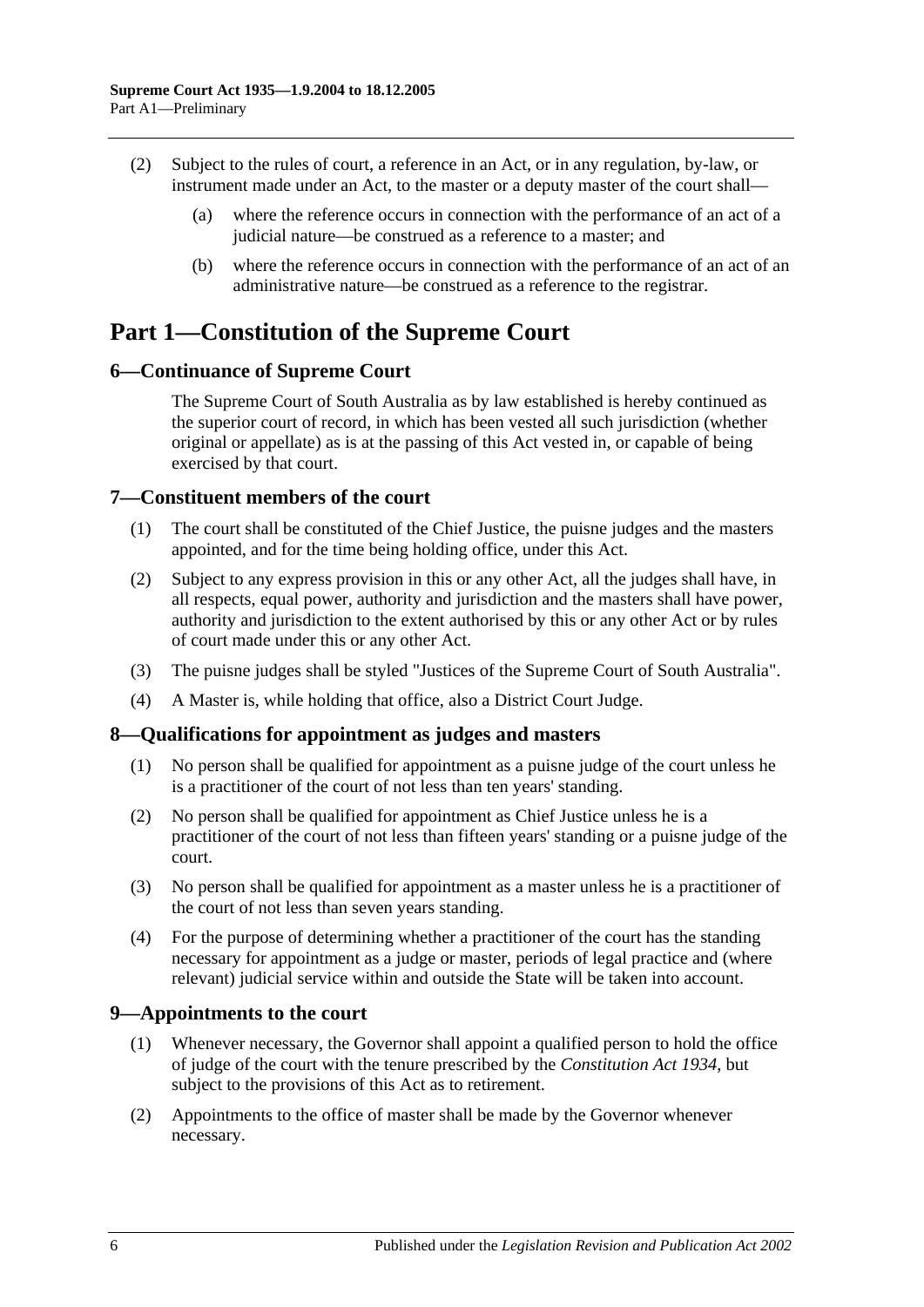(2) Subject to the rules of court, a reference in an Act, or in any regulation, by-law, or instrument made under an Act, to the master or a deputy master of the court shall—

(a) where the reference occurs in connection with the performance of an act of a judicial nature—be construed as a reference to a master; and

(b) where the reference occurs in connection with the performance of an act of an administrative nature—be construed as a reference to the registrar.

# Part 1—Constitution of the Supreme Court

## 6—Continuance of Supreme Court

The Supreme Court of South Australia as by law established is hereby continued as the superior court of record, in which has been vested all such jurisdiction (whether original or appellate) as is at the passing of this Act vested in, or capable of being exercised by that court.

## 7—Constituent members of the court

(1) The court shall be constituted of the Chief Justice, the puisne judges and the masters appointed, and for the time being holding office, under this Act.

(2) Subject to any express provision in this or any other Act, all the judges shall have, in all respects, equal power, authority and jurisdiction and the masters shall have power, authority and jurisdiction to the extent authorised by this or any other Act or by rules of court made under this or any other Act.

(3) The puisne judges shall be styled "Justices of the Supreme Court of South Australia".

(4) A Master is, while holding that office, also a District Court Judge.

## 8—Qualifications for appointment as judges and masters

(1) No person shall be qualified for appointment as a puisne judge of the court unless he is a practitioner of the court of not less than ten years' standing.

(2) No person shall be qualified for appointment as Chief Justice unless he is a practitioner of the court of not less than fifteen years' standing or a puisne judge of the court.

(3) No person shall be qualified for appointment as a master unless he is a practitioner of the court of not less than seven years standing.

(4) For the purpose of determining whether a practitioner of the court has the standing necessary for appointment as a judge or master, periods of legal practice and (where relevant) judicial service within and outside the State will be taken into account.

## 9—Appointments to the court

(1) Whenever necessary, the Governor shall appoint a qualified person to hold the office of judge of the court with the tenure prescribed by the *Constitution Act 1934*, but subject to the provisions of this Act as to retirement.

(2) Appointments to the office of master shall be made by the Governor whenever necessary.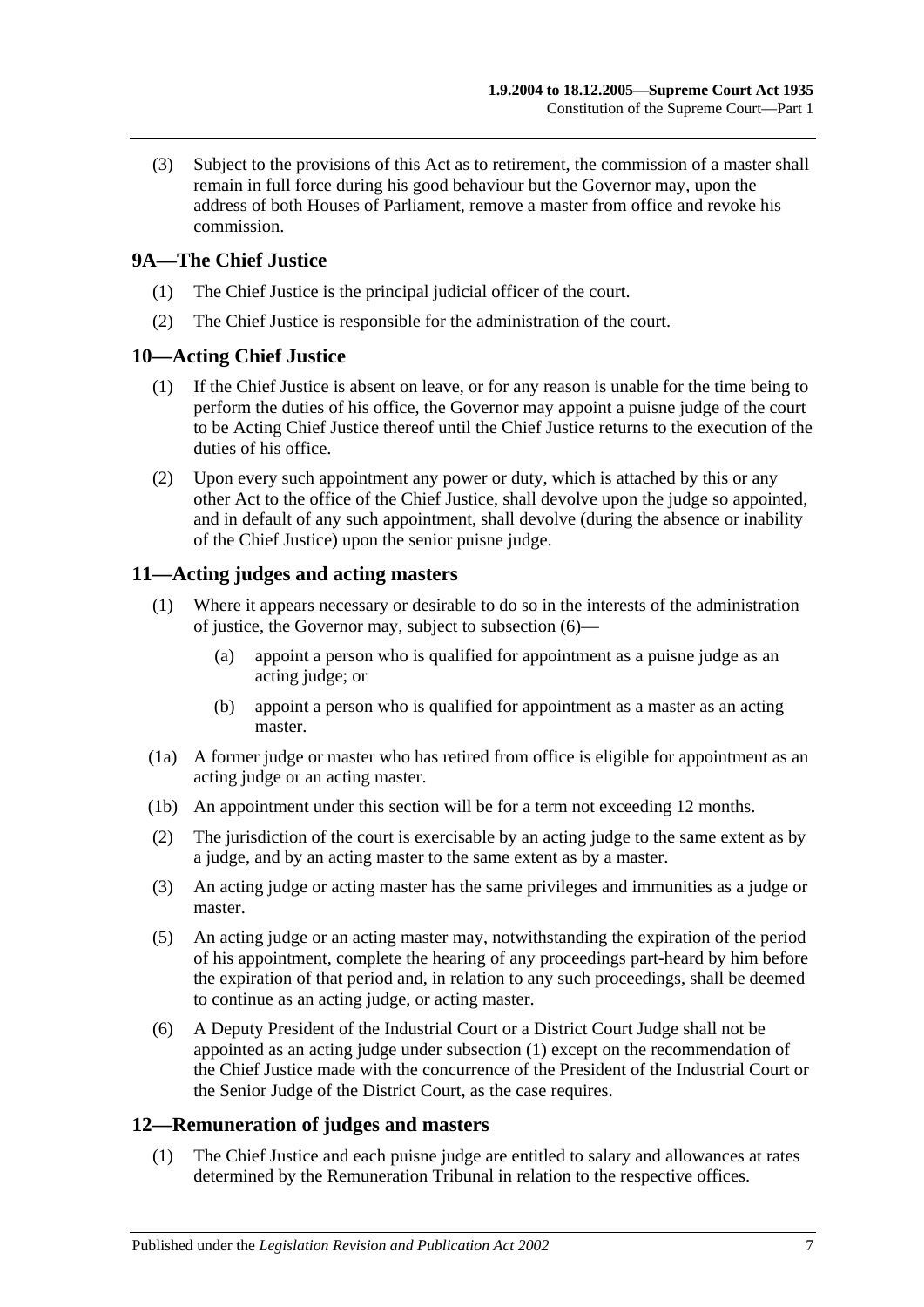(3) Subject to the provisions of this Act as to retirement, the commission of a master shall remain in full force during his good behaviour but the Governor may, upon the address of both Houses of Parliament, remove a master from office and revoke his commission.

## 9A—The Chief Justice

(1) The Chief Justice is the principal judicial officer of the court.

(2) The Chief Justice is responsible for the administration of the court.

## 10—Acting Chief Justice

(1) If the Chief Justice is absent on leave, or for any reason is unable for the time being to perform the duties of his office, the Governor may appoint a puisne judge of the court to be Acting Chief Justice thereof until the Chief Justice returns to the execution of the duties of his office.

(2) Upon every such appointment any power or duty, which is attached by this or any other Act to the office of the Chief Justice, shall devolve upon the judge so appointed, and in default of any such appointment, shall devolve (during the absence or inability of the Chief Justice) upon the senior puisne judge.

## 11—Acting judges and acting masters

(1) Where it appears necessary or desirable to do so in the interests of the administration of justice, the Governor may, subject to subsection (6)—

- (a) appoint a person who is qualified for appointment as a puisne judge as an acting judge; or
- (b) appoint a person who is qualified for appointment as a master as an acting master.

(1a) A former judge or master who has retired from office is eligible for appointment as an acting judge or an acting master.

(1b) An appointment under this section will be for a term not exceeding 12 months.

(2) The jurisdiction of the court is exercisable by an acting judge to the same extent as by a judge, and by an acting master to the same extent as by a master.

(3) An acting judge or acting master has the same privileges and immunities as a judge or master.

(5) An acting judge or an acting master may, notwithstanding the expiration of the period of his appointment, complete the hearing of any proceedings part-heard by him before the expiration of that period and, in relation to any such proceedings, shall be deemed to continue as an acting judge, or acting master.

(6) A Deputy President of the Industrial Court or a District Court Judge shall not be appointed as an acting judge under subsection (1) except on the recommendation of the Chief Justice made with the concurrence of the President of the Industrial Court or the Senior Judge of the District Court, as the case requires.

## 12—Remuneration of judges and masters

(1) The Chief Justice and each puisne judge are entitled to salary and allowances at rates determined by the Remuneration Tribunal in relation to the respective offices.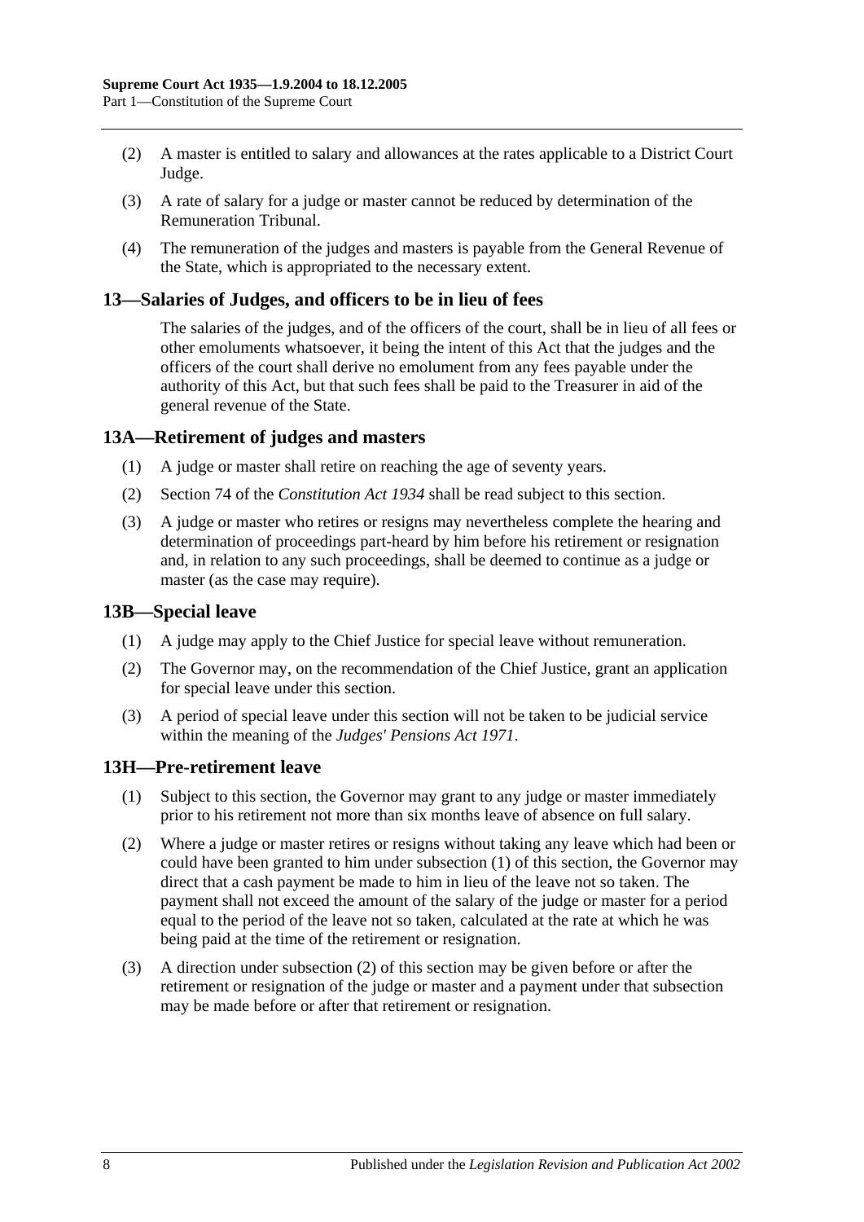(2) A master is entitled to salary and allowances at the rates applicable to a District Court Judge.

(3) A rate of salary for a judge or master cannot be reduced by determination of the Remuneration Tribunal.

(4) The remuneration of the judges and masters is payable from the General Revenue of the State, which is appropriated to the necessary extent.

## 13—Salaries of Judges, and officers to be in lieu of fees

The salaries of the judges, and of the officers of the court, shall be in lieu of all fees or other emoluments whatsoever, it being the intent of this Act that the judges and the officers of the court shall derive no emolument from any fees payable under the authority of this Act, but that such fees shall be paid to the Treasurer in aid of the general revenue of the State.

## 13A—Retirement of judges and masters

(1) A judge or master shall retire on reaching the age of seventy years.

(2) Section 74 of the *Constitution Act 1934* shall be read subject to this section.

(3) A judge or master who retires or resigns may nevertheless complete the hearing and determination of proceedings part-heard by him before his retirement or resignation and, in relation to any such proceedings, shall be deemed to continue as a judge or master (as the case may require).

## 13B—Special leave

(1) A judge may apply to the Chief Justice for special leave without remuneration.

(2) The Governor may, on the recommendation of the Chief Justice, grant an application for special leave under this section.

(3) A period of special leave under this section will not be taken to be judicial service within the meaning of the *Judges' Pensions Act 1971*.

## 13H—Pre-retirement leave

(1) Subject to this section, the Governor may grant to any judge or master immediately prior to his retirement not more than six months leave of absence on full salary.

(2) Where a judge or master retires or resigns without taking any leave which had been or could have been granted to him under subsection (1) of this section, the Governor may direct that a cash payment be made to him in lieu of the leave not so taken. The payment shall not exceed the amount of the salary of the judge or master for a period equal to the period of the leave not so taken, calculated at the rate at which he was being paid at the time of the retirement or resignation.

(3) A direction under subsection (2) of this section may be given before or after the retirement or resignation of the judge or master and a payment under that subsection may be made before or after that retirement or resignation.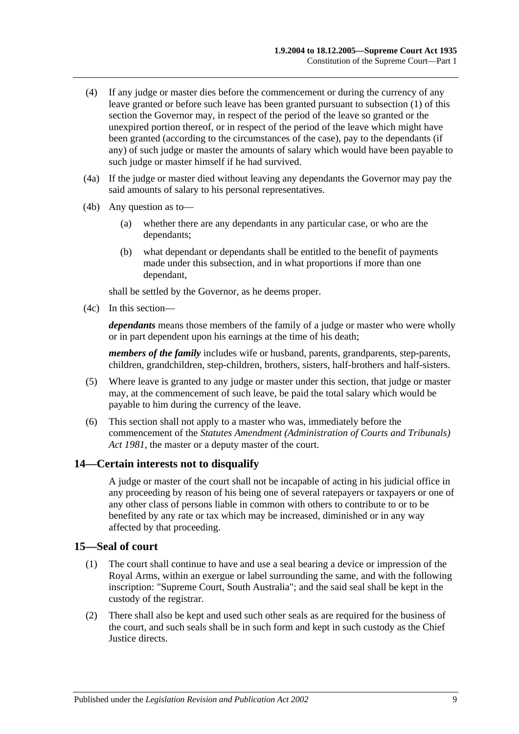(4) If any judge or master dies before the commencement or during the currency of any leave granted or before such leave has been granted pursuant to subsection (1) of this section the Governor may, in respect of the period of the leave so granted or the unexpired portion thereof, or in respect of the period of the leave which might have been granted (according to the circumstances of the case), pay to the dependants (if any) of such judge or master the amounts of salary which would have been payable to such judge or master himself if he had survived.

(4a) If the judge or master died without leaving any dependants the Governor may pay the said amounts of salary to his personal representatives.

(4b) Any question as to—

(a) whether there are any dependants in any particular case, or who are the dependants;

(b) what dependant or dependants shall be entitled to the benefit of payments made under this subsection, and in what proportions if more than one dependant,

shall be settled by the Governor, as he deems proper.

(4c) In this section—

***dependants*** means those members of the family of a judge or master who were wholly or in part dependent upon his earnings at the time of his death;

***members of the family*** includes wife or husband, parents, grandparents, step-parents, children, grandchildren, step-children, brothers, sisters, half-brothers and half-sisters.

(5) Where leave is granted to any judge or master under this section, that judge or master may, at the commencement of such leave, be paid the total salary which would be payable to him during the currency of the leave.

(6) This section shall not apply to a master who was, immediately before the commencement of the *Statutes Amendment (Administration of Courts and Tribunals) Act 1981*, the master or a deputy master of the court.

## 14—Certain interests not to disqualify

A judge or master of the court shall not be incapable of acting in his judicial office in any proceeding by reason of his being one of several ratepayers or taxpayers or one of any other class of persons liable in common with others to contribute to or to be benefited by any rate or tax which may be increased, diminished or in any way affected by that proceeding.

## 15—Seal of court

(1) The court shall continue to have and use a seal bearing a device or impression of the Royal Arms, within an exergue or label surrounding the same, and with the following inscription: "Supreme Court, South Australia"; and the said seal shall be kept in the custody of the registrar.

(2) There shall also be kept and used such other seals as are required for the business of the court, and such seals shall be in such form and kept in such custody as the Chief Justice directs.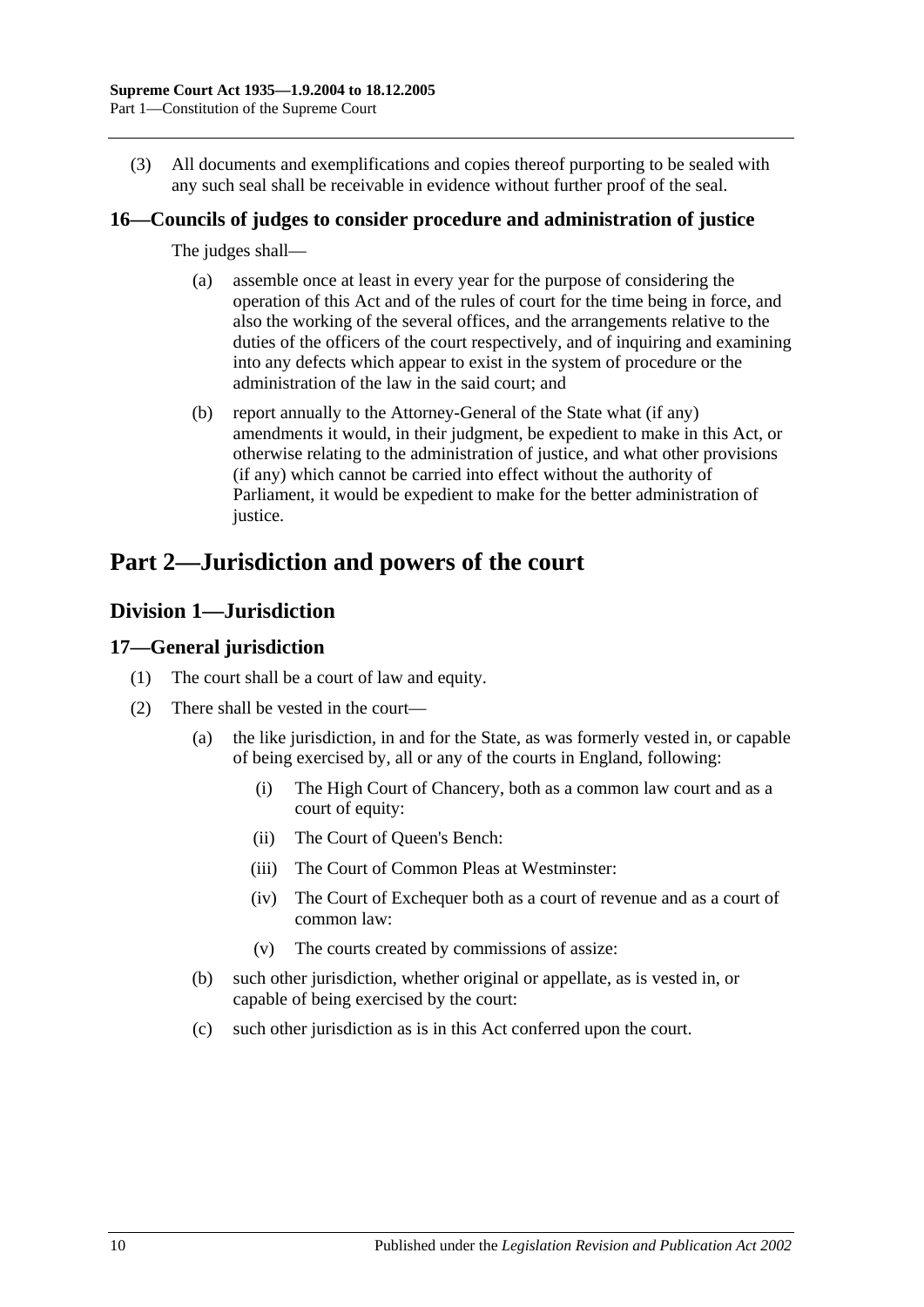(3) All documents and exemplifications and copies thereof purporting to be sealed with any such seal shall be receivable in evidence without further proof of the seal.

### 16—Councils of judges to consider procedure and administration of justice

The judges shall—

(a) assemble once at least in every year for the purpose of considering the operation of this Act and of the rules of court for the time being in force, and also the working of the several offices, and the arrangements relative to the duties of the officers of the court respectively, and of inquiring and examining into any defects which appear to exist in the system of procedure or the administration of the law in the said court; and

(b) report annually to the Attorney-General of the State what (if any) amendments it would, in their judgment, be expedient to make in this Act, or otherwise relating to the administration of justice, and what other provisions (if any) which cannot be carried into effect without the authority of Parliament, it would be expedient to make for the better administration of justice.

# Part 2—Jurisdiction and powers of the court

## Division 1—Jurisdiction

### 17—General jurisdiction

(1) The court shall be a court of law and equity.

(2) There shall be vested in the court—

(a) the like jurisdiction, in and for the State, as was formerly vested in, or capable of being exercised by, all or any of the courts in England, following:

(i) The High Court of Chancery, both as a common law court and as a court of equity:

(ii) The Court of Queen's Bench:

(iii) The Court of Common Pleas at Westminster:

(iv) The Court of Exchequer both as a court of revenue and as a court of common law:

(v) The courts created by commissions of assize:

(b) such other jurisdiction, whether original or appellate, as is vested in, or capable of being exercised by the court:

(c) such other jurisdiction as is in this Act conferred upon the court.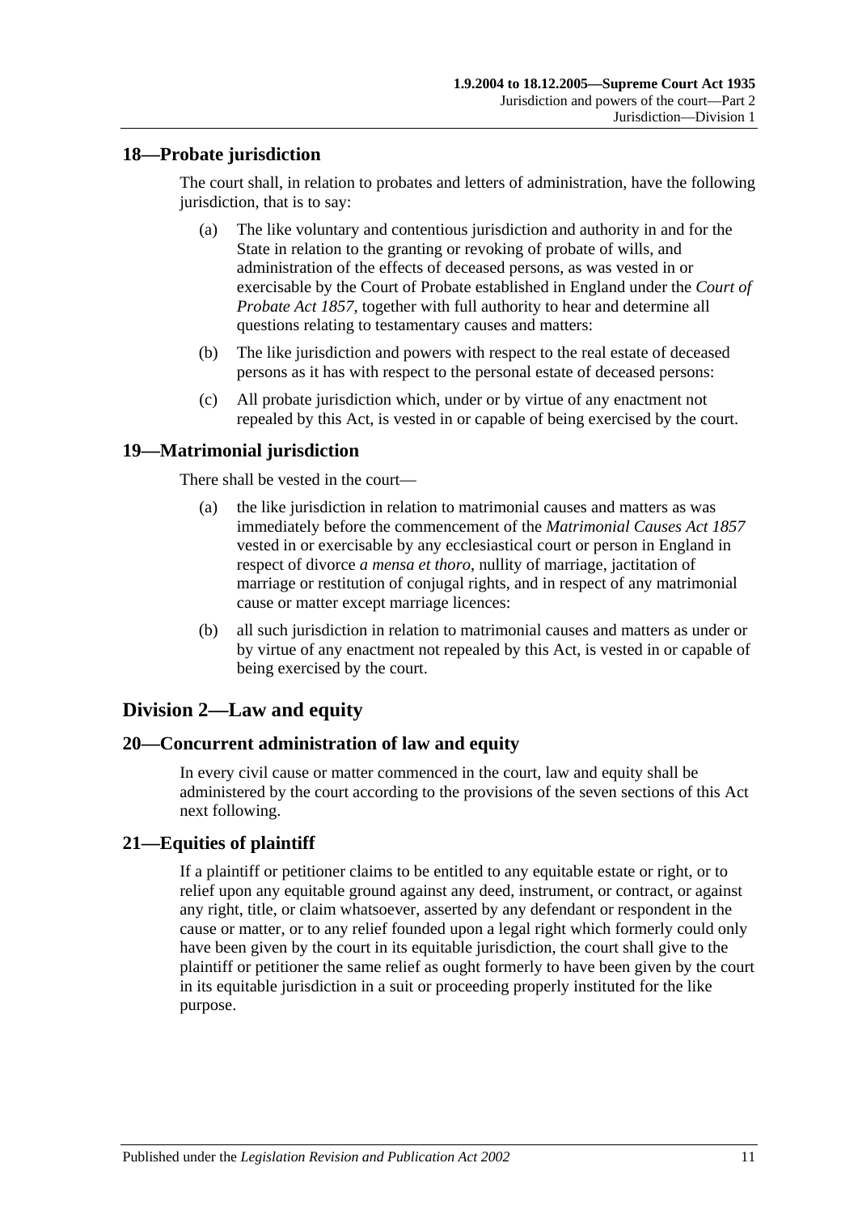## 18—Probate jurisdiction

The court shall, in relation to probates and letters of administration, have the following jurisdiction, that is to say:

(a) The like voluntary and contentious jurisdiction and authority in and for the State in relation to the granting or revoking of probate of wills, and administration of the effects of deceased persons, as was vested in or exercisable by the Court of Probate established in England under the *Court of Probate Act 1857*, together with full authority to hear and determine all questions relating to testamentary causes and matters:

(b) The like jurisdiction and powers with respect to the real estate of deceased persons as it has with respect to the personal estate of deceased persons:

(c) All probate jurisdiction which, under or by virtue of any enactment not repealed by this Act, is vested in or capable of being exercised by the court.

## 19—Matrimonial jurisdiction

There shall be vested in the court—

(a) the like jurisdiction in relation to matrimonial causes and matters as was immediately before the commencement of the *Matrimonial Causes Act 1857* vested in or exercisable by any ecclesiastical court or person in England in respect of divorce *a mensa et thoro*, nullity of marriage, jactitation of marriage or restitution of conjugal rights, and in respect of any matrimonial cause or matter except marriage licences:

(b) all such jurisdiction in relation to matrimonial causes and matters as under or by virtue of any enactment not repealed by this Act, is vested in or capable of being exercised by the court.

# Division 2—Law and equity

## 20—Concurrent administration of law and equity

In every civil cause or matter commenced in the court, law and equity shall be administered by the court according to the provisions of the seven sections of this Act next following.

## 21—Equities of plaintiff

If a plaintiff or petitioner claims to be entitled to any equitable estate or right, or to relief upon any equitable ground against any deed, instrument, or contract, or against any right, title, or claim whatsoever, asserted by any defendant or respondent in the cause or matter, or to any relief founded upon a legal right which formerly could only have been given by the court in its equitable jurisdiction, the court shall give to the plaintiff or petitioner the same relief as ought formerly to have been given by the court in its equitable jurisdiction in a suit or proceeding properly instituted for the like purpose.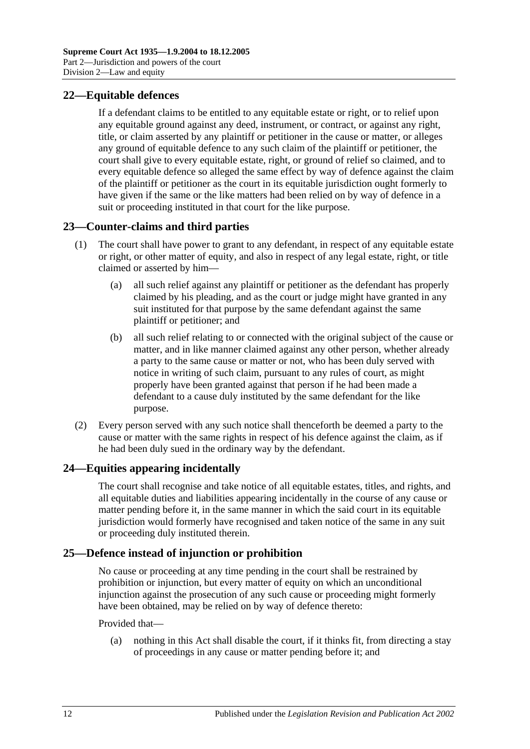## 22—Equitable defences

If a defendant claims to be entitled to any equitable estate or right, or to relief upon any equitable ground against any deed, instrument, or contract, or against any right, title, or claim asserted by any plaintiff or petitioner in the cause or matter, or alleges any ground of equitable defence to any such claim of the plaintiff or petitioner, the court shall give to every equitable estate, right, or ground of relief so claimed, and to every equitable defence so alleged the same effect by way of defence against the claim of the plaintiff or petitioner as the court in its equitable jurisdiction ought formerly to have given if the same or the like matters had been relied on by way of defence in a suit or proceeding instituted in that court for the like purpose.

## 23—Counter-claims and third parties

(1) The court shall have power to grant to any defendant, in respect of any equitable estate or right, or other matter of equity, and also in respect of any legal estate, right, or title claimed or asserted by him—

(a) all such relief against any plaintiff or petitioner as the defendant has properly claimed by his pleading, and as the court or judge might have granted in any suit instituted for that purpose by the same defendant against the same plaintiff or petitioner; and

(b) all such relief relating to or connected with the original subject of the cause or matter, and in like manner claimed against any other person, whether already a party to the same cause or matter or not, who has been duly served with notice in writing of such claim, pursuant to any rules of court, as might properly have been granted against that person if he had been made a defendant to a cause duly instituted by the same defendant for the like purpose.

(2) Every person served with any such notice shall thenceforth be deemed a party to the cause or matter with the same rights in respect of his defence against the claim, as if he had been duly sued in the ordinary way by the defendant.

## 24—Equities appearing incidentally

The court shall recognise and take notice of all equitable estates, titles, and rights, and all equitable duties and liabilities appearing incidentally in the course of any cause or matter pending before it, in the same manner in which the said court in its equitable jurisdiction would formerly have recognised and taken notice of the same in any suit or proceeding duly instituted therein.

## 25—Defence instead of injunction or prohibition

No cause or proceeding at any time pending in the court shall be restrained by prohibition or injunction, but every matter of equity on which an unconditional injunction against the prosecution of any such cause or proceeding might formerly have been obtained, may be relied on by way of defence thereto:

Provided that—

(a) nothing in this Act shall disable the court, if it thinks fit, from directing a stay of proceedings in any cause or matter pending before it; and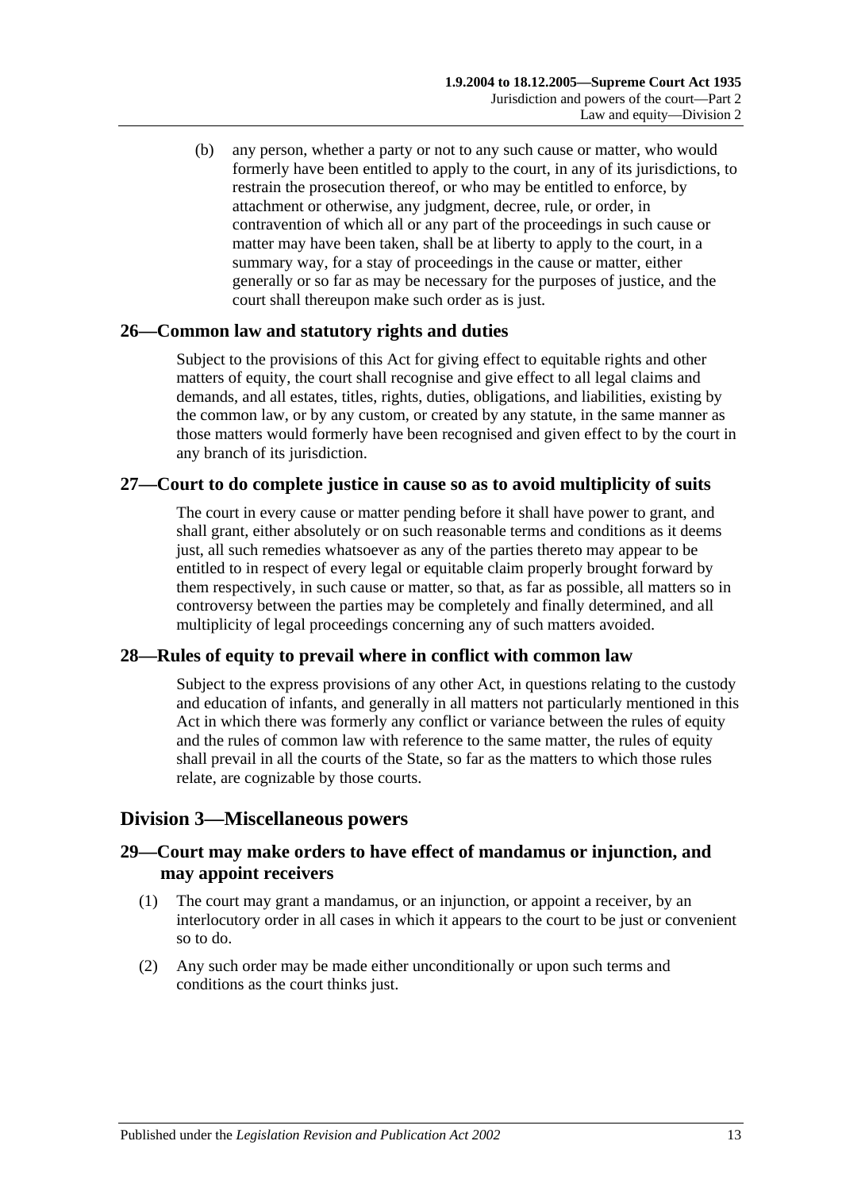(b) any person, whether a party or not to any such cause or matter, who would formerly have been entitled to apply to the court, in any of its jurisdictions, to restrain the prosecution thereof, or who may be entitled to enforce, by attachment or otherwise, any judgment, decree, rule, or order, in contravention of which all or any part of the proceedings in such cause or matter may have been taken, shall be at liberty to apply to the court, in a summary way, for a stay of proceedings in the cause or matter, either generally or so far as may be necessary for the purposes of justice, and the court shall thereupon make such order as is just.

## 26—Common law and statutory rights and duties

Subject to the provisions of this Act for giving effect to equitable rights and other matters of equity, the court shall recognise and give effect to all legal claims and demands, and all estates, titles, rights, duties, obligations, and liabilities, existing by the common law, or by any custom, or created by any statute, in the same manner as those matters would formerly have been recognised and given effect to by the court in any branch of its jurisdiction.

## 27—Court to do complete justice in cause so as to avoid multiplicity of suits

The court in every cause or matter pending before it shall have power to grant, and shall grant, either absolutely or on such reasonable terms and conditions as it deems just, all such remedies whatsoever as any of the parties thereto may appear to be entitled to in respect of every legal or equitable claim properly brought forward by them respectively, in such cause or matter, so that, as far as possible, all matters so in controversy between the parties may be completely and finally determined, and all multiplicity of legal proceedings concerning any of such matters avoided.

## 28—Rules of equity to prevail where in conflict with common law

Subject to the express provisions of any other Act, in questions relating to the custody and education of infants, and generally in all matters not particularly mentioned in this Act in which there was formerly any conflict or variance between the rules of equity and the rules of common law with reference to the same matter, the rules of equity shall prevail in all the courts of the State, so far as the matters to which those rules relate, are cognizable by those courts.

# Division 3—Miscellaneous powers

## 29—Court may make orders to have effect of mandamus or injunction, and may appoint receivers

(1) The court may grant a mandamus, or an injunction, or appoint a receiver, by an interlocutory order in all cases in which it appears to the court to be just or convenient so to do.

(2) Any such order may be made either unconditionally or upon such terms and conditions as the court thinks just.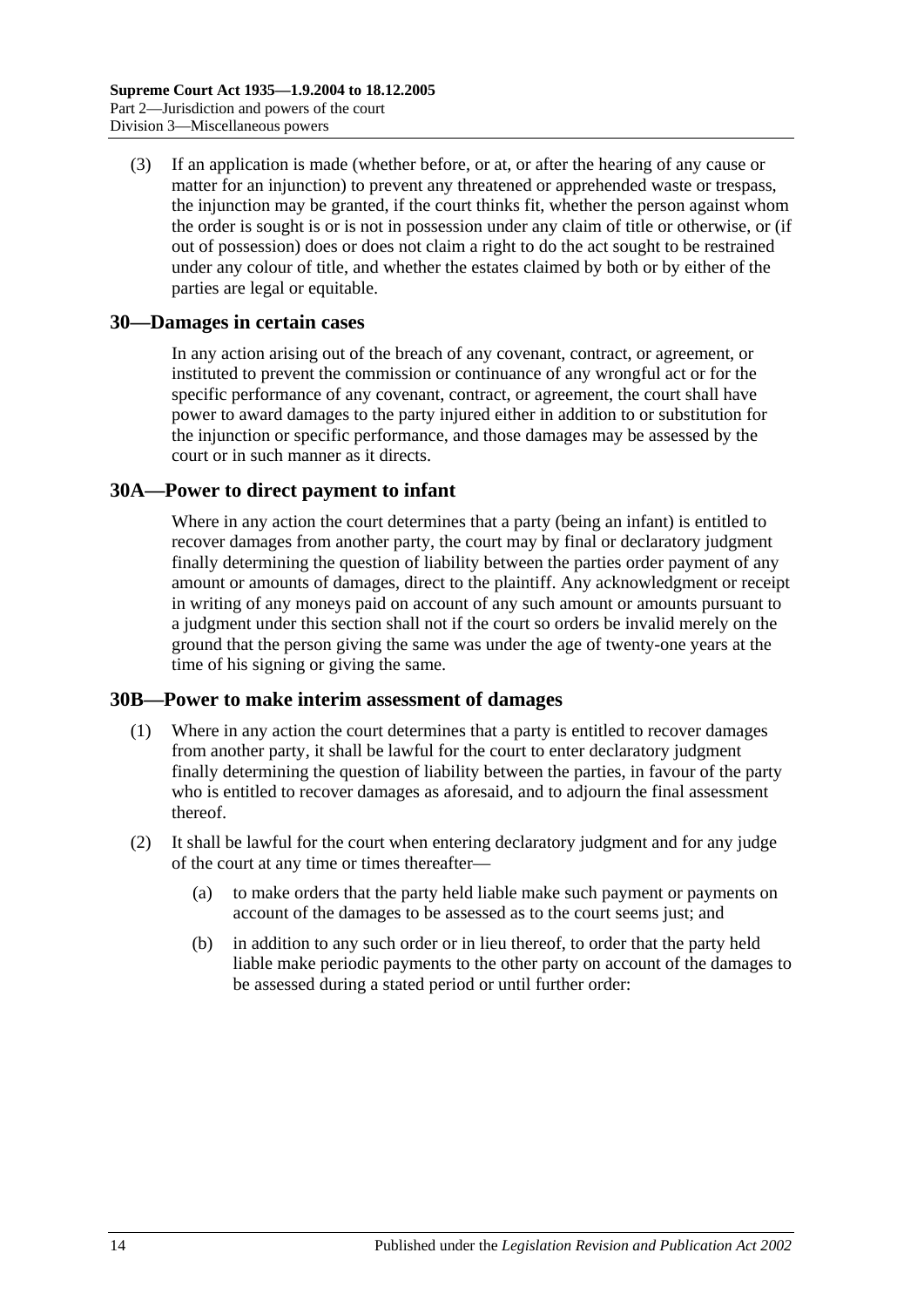(3) If an application is made (whether before, or at, or after the hearing of any cause or matter for an injunction) to prevent any threatened or apprehended waste or trespass, the injunction may be granted, if the court thinks fit, whether the person against whom the order is sought is or is not in possession under any claim of title or otherwise, or (if out of possession) does or does not claim a right to do the act sought to be restrained under any colour of title, and whether the estates claimed by both or by either of the parties are legal or equitable.

## 30—Damages in certain cases

In any action arising out of the breach of any covenant, contract, or agreement, or instituted to prevent the commission or continuance of any wrongful act or for the specific performance of any covenant, contract, or agreement, the court shall have power to award damages to the party injured either in addition to or substitution for the injunction or specific performance, and those damages may be assessed by the court or in such manner as it directs.

## 30A—Power to direct payment to infant

Where in any action the court determines that a party (being an infant) is entitled to recover damages from another party, the court may by final or declaratory judgment finally determining the question of liability between the parties order payment of any amount or amounts of damages, direct to the plaintiff. Any acknowledgment or receipt in writing of any moneys paid on account of any such amount or amounts pursuant to a judgment under this section shall not if the court so orders be invalid merely on the ground that the person giving the same was under the age of twenty-one years at the time of his signing or giving the same.

## 30B—Power to make interim assessment of damages

(1) Where in any action the court determines that a party is entitled to recover damages from another party, it shall be lawful for the court to enter declaratory judgment finally determining the question of liability between the parties, in favour of the party who is entitled to recover damages as aforesaid, and to adjourn the final assessment thereof.

(2) It shall be lawful for the court when entering declaratory judgment and for any judge of the court at any time or times thereafter—

(a) to make orders that the party held liable make such payment or payments on account of the damages to be assessed as to the court seems just; and

(b) in addition to any such order or in lieu thereof, to order that the party held liable make periodic payments to the other party on account of the damages to be assessed during a stated period or until further order: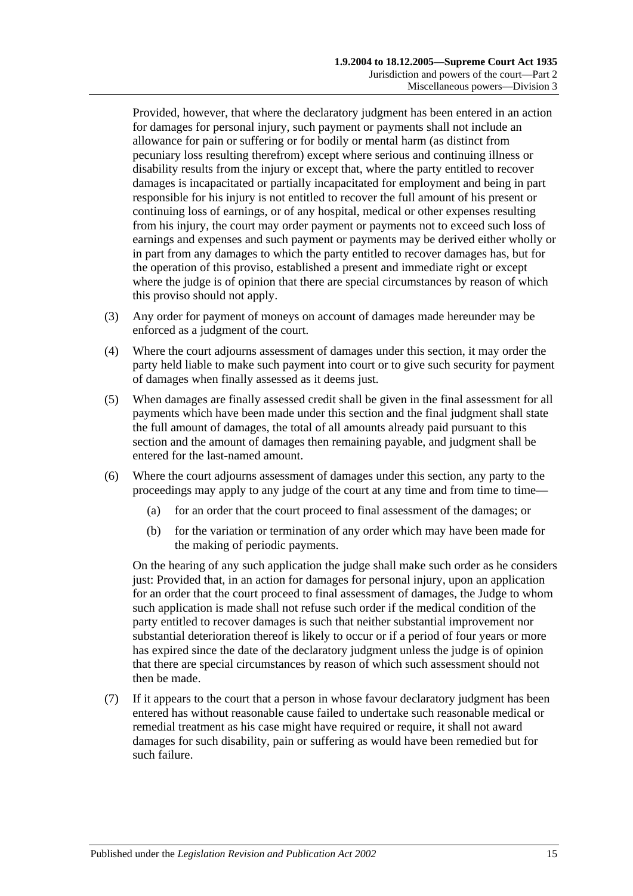Provided, however, that where the declaratory judgment has been entered in an action for damages for personal injury, such payment or payments shall not include an allowance for pain or suffering or for bodily or mental harm (as distinct from pecuniary loss resulting therefrom) except where serious and continuing illness or disability results from the injury or except that, where the party entitled to recover damages is incapacitated or partially incapacitated for employment and being in part responsible for his injury is not entitled to recover the full amount of his present or continuing loss of earnings, or of any hospital, medical or other expenses resulting from his injury, the court may order payment or payments not to exceed such loss of earnings and expenses and such payment or payments may be derived either wholly or in part from any damages to which the party entitled to recover damages has, but for the operation of this proviso, established a present and immediate right or except where the judge is of opinion that there are special circumstances by reason of which this proviso should not apply.

(3) Any order for payment of moneys on account of damages made hereunder may be enforced as a judgment of the court.

(4) Where the court adjourns assessment of damages under this section, it may order the party held liable to make such payment into court or to give such security for payment of damages when finally assessed as it deems just.

(5) When damages are finally assessed credit shall be given in the final assessment for all payments which have been made under this section and the final judgment shall state the full amount of damages, the total of all amounts already paid pursuant to this section and the amount of damages then remaining payable, and judgment shall be entered for the last-named amount.

(6) Where the court adjourns assessment of damages under this section, any party to the proceedings may apply to any judge of the court at any time and from time to time—

(a) for an order that the court proceed to final assessment of the damages; or

(b) for the variation or termination of any order which may have been made for the making of periodic payments.

On the hearing of any such application the judge shall make such order as he considers just: Provided that, in an action for damages for personal injury, upon an application for an order that the court proceed to final assessment of damages, the Judge to whom such application is made shall not refuse such order if the medical condition of the party entitled to recover damages is such that neither substantial improvement nor substantial deterioration thereof is likely to occur or if a period of four years or more has expired since the date of the declaratory judgment unless the judge is of opinion that there are special circumstances by reason of which such assessment should not then be made.

(7) If it appears to the court that a person in whose favour declaratory judgment has been entered has without reasonable cause failed to undertake such reasonable medical or remedial treatment as his case might have required or require, it shall not award damages for such disability, pain or suffering as would have been remedied but for such failure.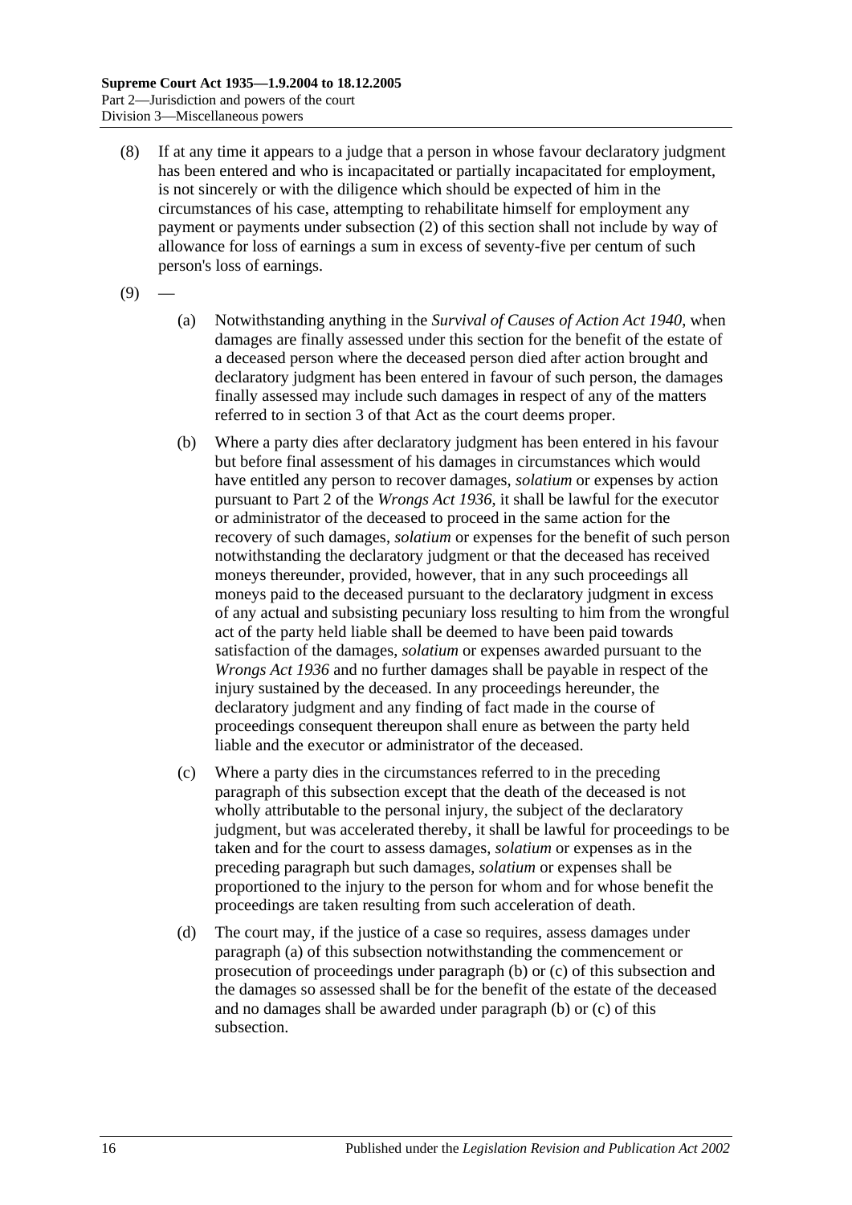(8) If at any time it appears to a judge that a person in whose favour declaratory judgment has been entered and who is incapacitated or partially incapacitated for employment, is not sincerely or with the diligence which should be expected of him in the circumstances of his case, attempting to rehabilitate himself for employment any payment or payments under subsection (2) of this section shall not include by way of allowance for loss of earnings a sum in excess of seventy-five per centum of such person's loss of earnings.

(9) —

(a) Notwithstanding anything in the *Survival of Causes of Action Act 1940*, when damages are finally assessed under this section for the benefit of the estate of a deceased person where the deceased person died after action brought and declaratory judgment has been entered in favour of such person, the damages finally assessed may include such damages in respect of any of the matters referred to in section 3 of that Act as the court deems proper.

(b) Where a party dies after declaratory judgment has been entered in his favour but before final assessment of his damages in circumstances which would have entitled any person to recover damages, *solatium* or expenses by action pursuant to Part 2 of the *Wrongs Act 1936*, it shall be lawful for the executor or administrator of the deceased to proceed in the same action for the recovery of such damages, *solatium* or expenses for the benefit of such person notwithstanding the declaratory judgment or that the deceased has received moneys thereunder, provided, however, that in any such proceedings all moneys paid to the deceased pursuant to the declaratory judgment in excess of any actual and subsisting pecuniary loss resulting to him from the wrongful act of the party held liable shall be deemed to have been paid towards satisfaction of the damages, *solatium* or expenses awarded pursuant to the *Wrongs Act 1936* and no further damages shall be payable in respect of the injury sustained by the deceased. In any proceedings hereunder, the declaratory judgment and any finding of fact made in the course of proceedings consequent thereupon shall enure as between the party held liable and the executor or administrator of the deceased.

(c) Where a party dies in the circumstances referred to in the preceding paragraph of this subsection except that the death of the deceased is not wholly attributable to the personal injury, the subject of the declaratory judgment, but was accelerated thereby, it shall be lawful for proceedings to be taken and for the court to assess damages, *solatium* or expenses as in the preceding paragraph but such damages, *solatium* or expenses shall be proportioned to the injury to the person for whom and for whose benefit the proceedings are taken resulting from such acceleration of death.

(d) The court may, if the justice of a case so requires, assess damages under paragraph (a) of this subsection notwithstanding the commencement or prosecution of proceedings under paragraph (b) or (c) of this subsection and the damages so assessed shall be for the benefit of the estate of the deceased and no damages shall be awarded under paragraph (b) or (c) of this subsection.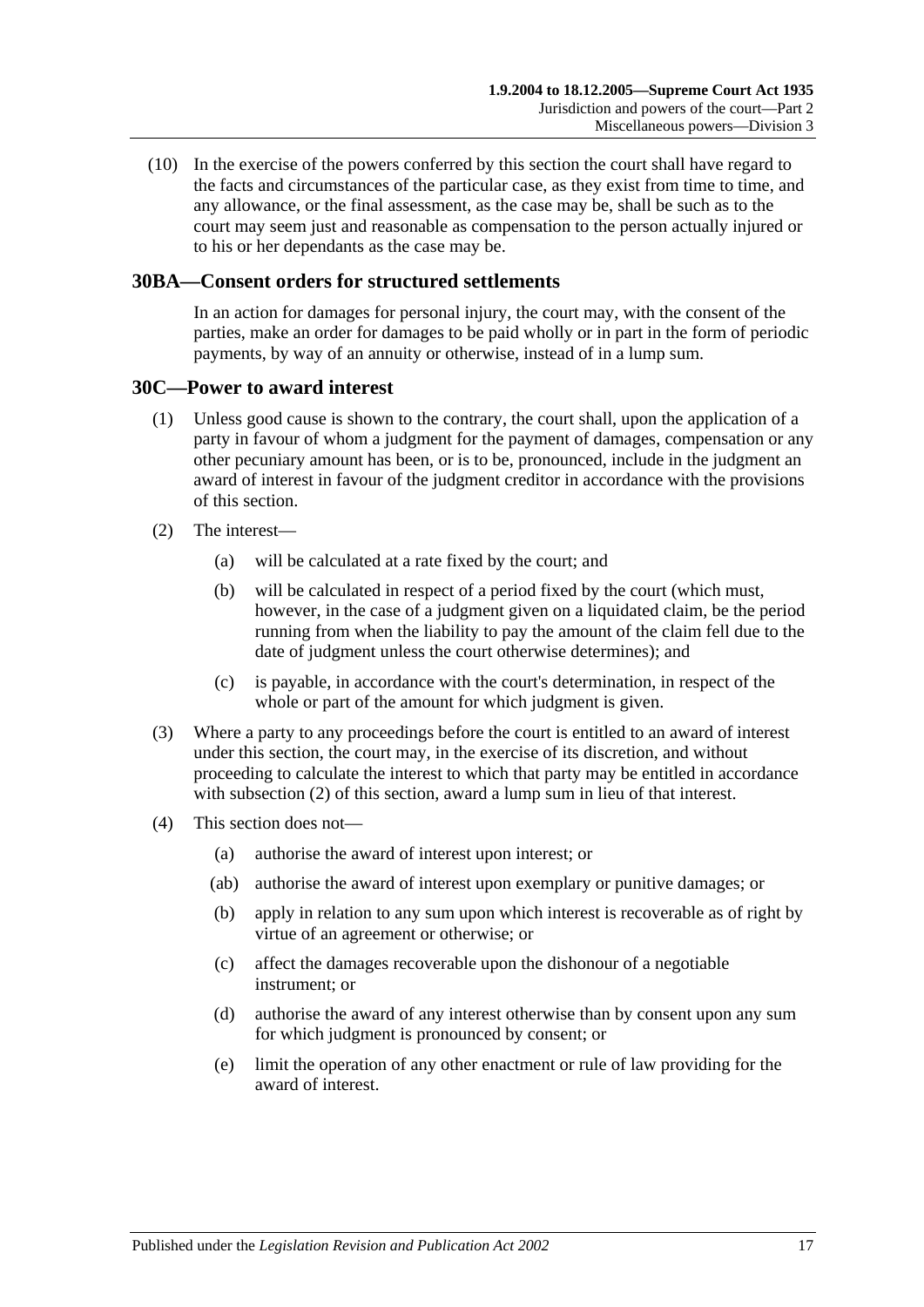(10) In the exercise of the powers conferred by this section the court shall have regard to the facts and circumstances of the particular case, as they exist from time to time, and any allowance, or the final assessment, as the case may be, shall be such as to the court may seem just and reasonable as compensation to the person actually injured or to his or her dependants as the case may be.

## 30BA—Consent orders for structured settlements

In an action for damages for personal injury, the court may, with the consent of the parties, make an order for damages to be paid wholly or in part in the form of periodic payments, by way of an annuity or otherwise, instead of in a lump sum.

## 30C—Power to award interest

(1) Unless good cause is shown to the contrary, the court shall, upon the application of a party in favour of whom a judgment for the payment of damages, compensation or any other pecuniary amount has been, or is to be, pronounced, include in the judgment an award of interest in favour of the judgment creditor in accordance with the provisions of this section.

(2) The interest—

(a) will be calculated at a rate fixed by the court; and

(b) will be calculated in respect of a period fixed by the court (which must, however, in the case of a judgment given on a liquidated claim, be the period running from when the liability to pay the amount of the claim fell due to the date of judgment unless the court otherwise determines); and

(c) is payable, in accordance with the court's determination, in respect of the whole or part of the amount for which judgment is given.

(3) Where a party to any proceedings before the court is entitled to an award of interest under this section, the court may, in the exercise of its discretion, and without proceeding to calculate the interest to which that party may be entitled in accordance with subsection (2) of this section, award a lump sum in lieu of that interest.

(4) This section does not—

(a) authorise the award of interest upon interest; or

(ab) authorise the award of interest upon exemplary or punitive damages; or

(b) apply in relation to any sum upon which interest is recoverable as of right by virtue of an agreement or otherwise; or

(c) affect the damages recoverable upon the dishonour of a negotiable instrument; or

(d) authorise the award of any interest otherwise than by consent upon any sum for which judgment is pronounced by consent; or

(e) limit the operation of any other enactment or rule of law providing for the award of interest.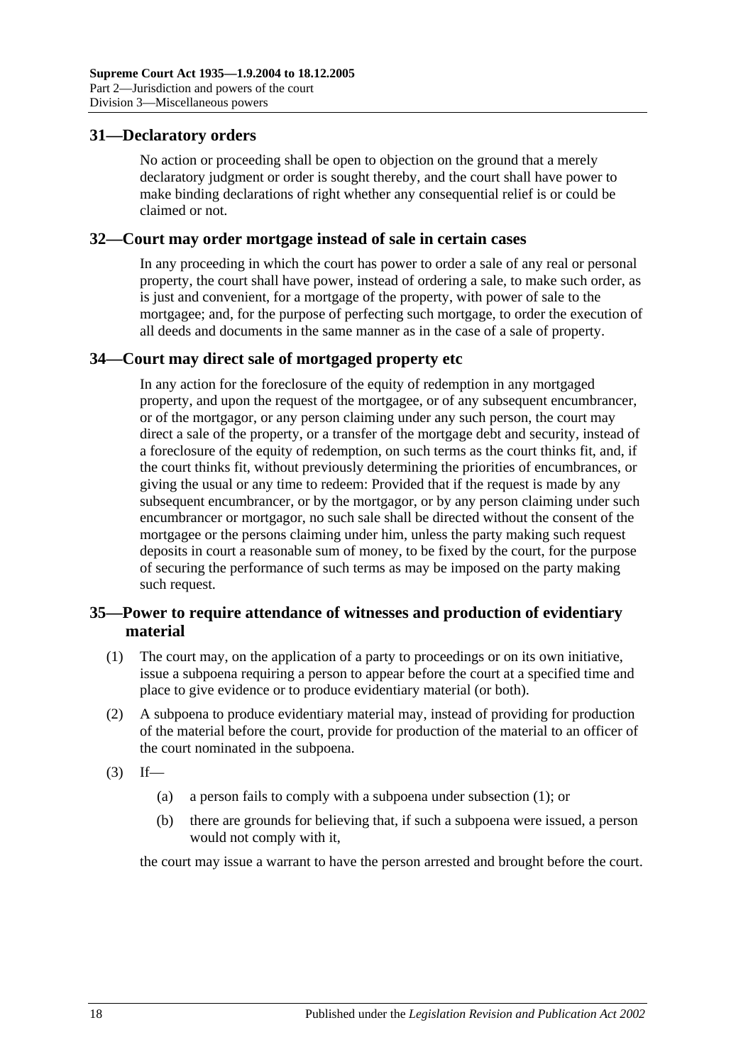## 31—Declaratory orders

No action or proceeding shall be open to objection on the ground that a merely declaratory judgment or order is sought thereby, and the court shall have power to make binding declarations of right whether any consequential relief is or could be claimed or not.

## 32—Court may order mortgage instead of sale in certain cases

In any proceeding in which the court has power to order a sale of any real or personal property, the court shall have power, instead of ordering a sale, to make such order, as is just and convenient, for a mortgage of the property, with power of sale to the mortgagee; and, for the purpose of perfecting such mortgage, to order the execution of all deeds and documents in the same manner as in the case of a sale of property.

## 34—Court may direct sale of mortgaged property etc

In any action for the foreclosure of the equity of redemption in any mortgaged property, and upon the request of the mortgagee, or of any subsequent encumbrancer, or of the mortgagor, or any person claiming under any such person, the court may direct a sale of the property, or a transfer of the mortgage debt and security, instead of a foreclosure of the equity of redemption, on such terms as the court thinks fit, and, if the court thinks fit, without previously determining the priorities of encumbrances, or giving the usual or any time to redeem: Provided that if the request is made by any subsequent encumbrancer, or by the mortgagor, or by any person claiming under such encumbrancer or mortgagor, no such sale shall be directed without the consent of the mortgagee or the persons claiming under him, unless the party making such request deposits in court a reasonable sum of money, to be fixed by the court, for the purpose of securing the performance of such terms as may be imposed on the party making such request.

## 35—Power to require attendance of witnesses and production of evidentiary material

(1) The court may, on the application of a party to proceedings or on its own initiative, issue a subpoena requiring a person to appear before the court at a specified time and place to give evidence or to produce evidentiary material (or both).

(2) A subpoena to produce evidentiary material may, instead of providing for production of the material before the court, provide for production of the material to an officer of the court nominated in the subpoena.

(3) If—

(a) a person fails to comply with a subpoena under subsection (1); or

(b) there are grounds for believing that, if such a subpoena were issued, a person would not comply with it,

the court may issue a warrant to have the person arrested and brought before the court.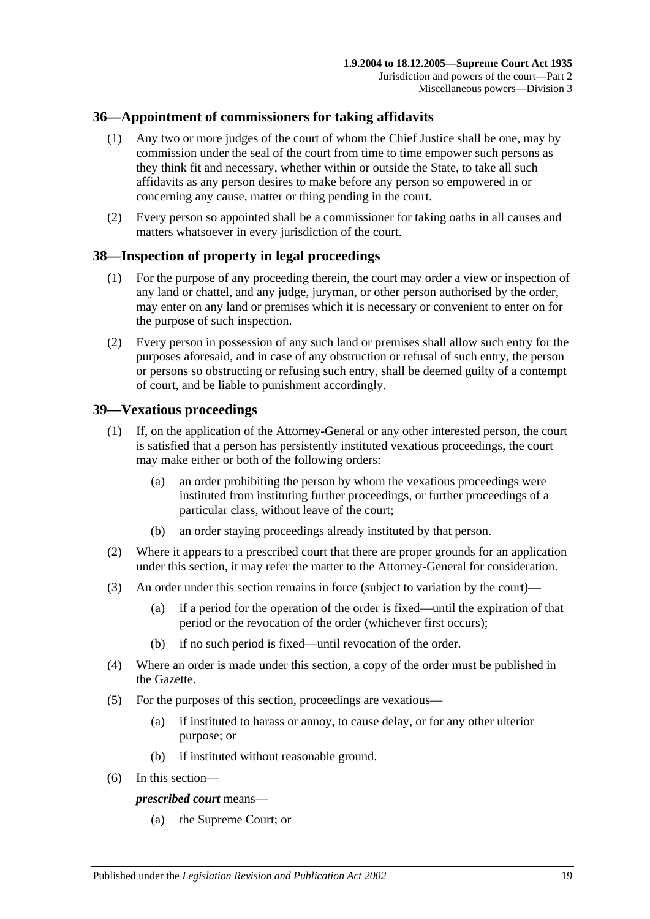## 36—Appointment of commissioners for taking affidavits

(1) Any two or more judges of the court of whom the Chief Justice shall be one, may by commission under the seal of the court from time to time empower such persons as they think fit and necessary, whether within or outside the State, to take all such affidavits as any person desires to make before any person so empowered in or concerning any cause, matter or thing pending in the court.

(2) Every person so appointed shall be a commissioner for taking oaths in all causes and matters whatsoever in every jurisdiction of the court.

## 38—Inspection of property in legal proceedings

(1) For the purpose of any proceeding therein, the court may order a view or inspection of any land or chattel, and any judge, juryman, or other person authorised by the order, may enter on any land or premises which it is necessary or convenient to enter on for the purpose of such inspection.

(2) Every person in possession of any such land or premises shall allow such entry for the purposes aforesaid, and in case of any obstruction or refusal of such entry, the person or persons so obstructing or refusing such entry, shall be deemed guilty of a contempt of court, and be liable to punishment accordingly.

## 39—Vexatious proceedings

(1) If, on the application of the Attorney-General or any other interested person, the court is satisfied that a person has persistently instituted vexatious proceedings, the court may make either or both of the following orders:

(a) an order prohibiting the person by whom the vexatious proceedings were instituted from instituting further proceedings, or further proceedings of a particular class, without leave of the court;

(b) an order staying proceedings already instituted by that person.

(2) Where it appears to a prescribed court that there are proper grounds for an application under this section, it may refer the matter to the Attorney-General for consideration.

(3) An order under this section remains in force (subject to variation by the court)—

(a) if a period for the operation of the order is fixed—until the expiration of that period or the revocation of the order (whichever first occurs);

(b) if no such period is fixed—until revocation of the order.

(4) Where an order is made under this section, a copy of the order must be published in the Gazette.

(5) For the purposes of this section, proceedings are vexatious—

(a) if instituted to harass or annoy, to cause delay, or for any other ulterior purpose; or

(b) if instituted without reasonable ground.

(6) In this section—

***prescribed court*** means—

(a) the Supreme Court; or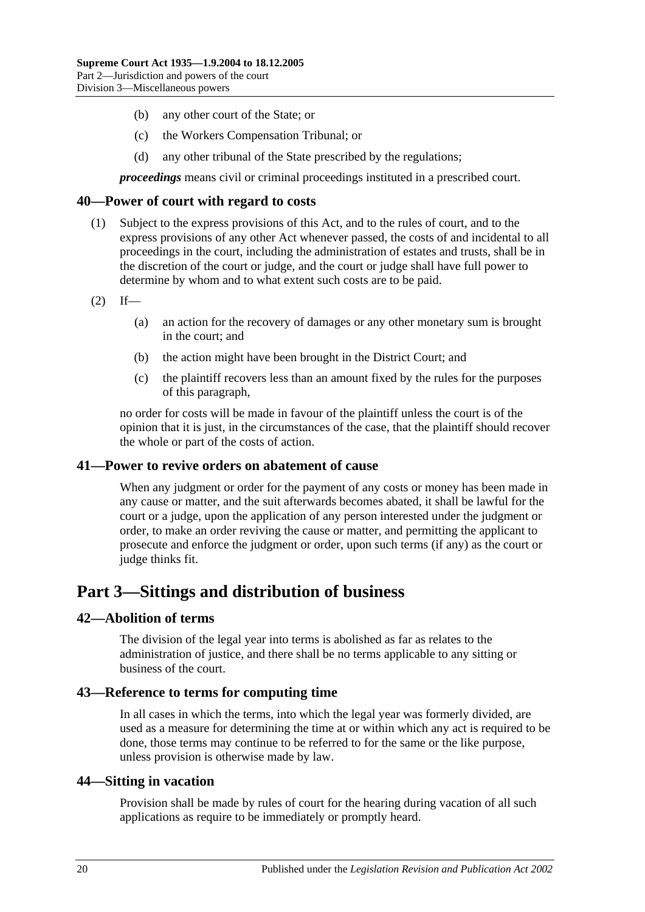(b) any other court of the State; or

(c) the Workers Compensation Tribunal; or

(d) any other tribunal of the State prescribed by the regulations;

***proceedings*** means civil or criminal proceedings instituted in a prescribed court.

### 40—Power of court with regard to costs

(1) Subject to the express provisions of this Act, and to the rules of court, and to the express provisions of any other Act whenever passed, the costs of and incidental to all proceedings in the court, including the administration of estates and trusts, shall be in the discretion of the court or judge, and the court or judge shall have full power to determine by whom and to what extent such costs are to be paid.

(2) If—

(a) an action for the recovery of damages or any other monetary sum is brought in the court; and

(b) the action might have been brought in the District Court; and

(c) the plaintiff recovers less than an amount fixed by the rules for the purposes of this paragraph,

no order for costs will be made in favour of the plaintiff unless the court is of the opinion that it is just, in the circumstances of the case, that the plaintiff should recover the whole or part of the costs of action.

### 41—Power to revive orders on abatement of cause

When any judgment or order for the payment of any costs or money has been made in any cause or matter, and the suit afterwards becomes abated, it shall be lawful for the court or a judge, upon the application of any person interested under the judgment or order, to make an order reviving the cause or matter, and permitting the applicant to prosecute and enforce the judgment or order, upon such terms (if any) as the court or judge thinks fit.

## Part 3—Sittings and distribution of business

### 42—Abolition of terms

The division of the legal year into terms is abolished as far as relates to the administration of justice, and there shall be no terms applicable to any sitting or business of the court.

### 43—Reference to terms for computing time

In all cases in which the terms, into which the legal year was formerly divided, are used as a measure for determining the time at or within which any act is required to be done, those terms may continue to be referred to for the same or the like purpose, unless provision is otherwise made by law.

### 44—Sitting in vacation

Provision shall be made by rules of court for the hearing during vacation of all such applications as require to be immediately or promptly heard.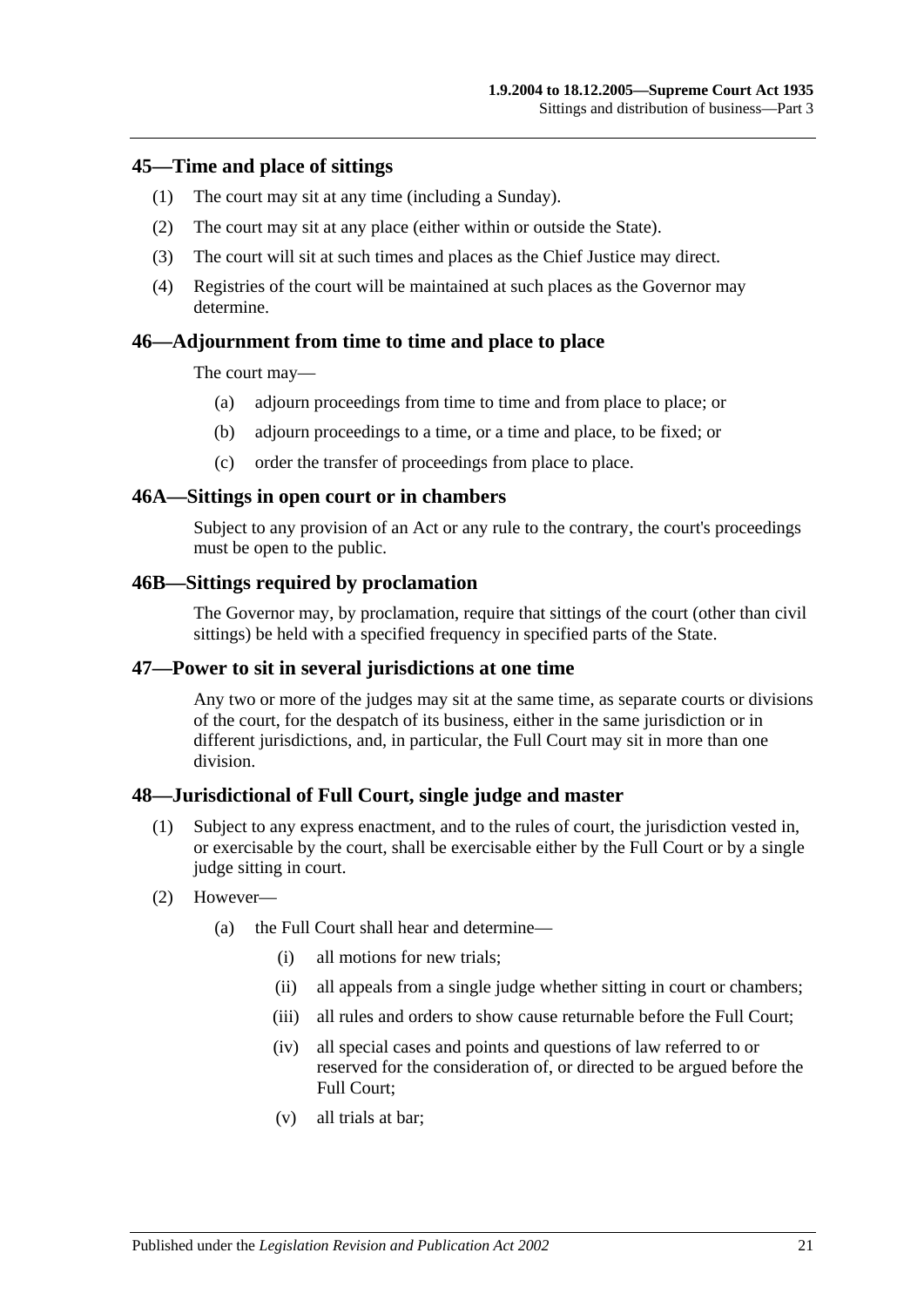## 45—Time and place of sittings

(1) The court may sit at any time (including a Sunday).

(2) The court may sit at any place (either within or outside the State).

(3) The court will sit at such times and places as the Chief Justice may direct.

(4) Registries of the court will be maintained at such places as the Governor may determine.

## 46—Adjournment from time to time and place to place

The court may—

(a) adjourn proceedings from time to time and from place to place; or

(b) adjourn proceedings to a time, or a time and place, to be fixed; or

(c) order the transfer of proceedings from place to place.

## 46A—Sittings in open court or in chambers

Subject to any provision of an Act or any rule to the contrary, the court's proceedings must be open to the public.

## 46B—Sittings required by proclamation

The Governor may, by proclamation, require that sittings of the court (other than civil sittings) be held with a specified frequency in specified parts of the State.

## 47—Power to sit in several jurisdictions at one time

Any two or more of the judges may sit at the same time, as separate courts or divisions of the court, for the despatch of its business, either in the same jurisdiction or in different jurisdictions, and, in particular, the Full Court may sit in more than one division.

## 48—Jurisdictional of Full Court, single judge and master

(1) Subject to any express enactment, and to the rules of court, the jurisdiction vested in, or exercisable by the court, shall be exercisable either by the Full Court or by a single judge sitting in court.

(2) However—

(a) the Full Court shall hear and determine—

(i) all motions for new trials;

(ii) all appeals from a single judge whether sitting in court or chambers;

(iii) all rules and orders to show cause returnable before the Full Court;

(iv) all special cases and points and questions of law referred to or reserved for the consideration of, or directed to be argued before the Full Court;

(v) all trials at bar;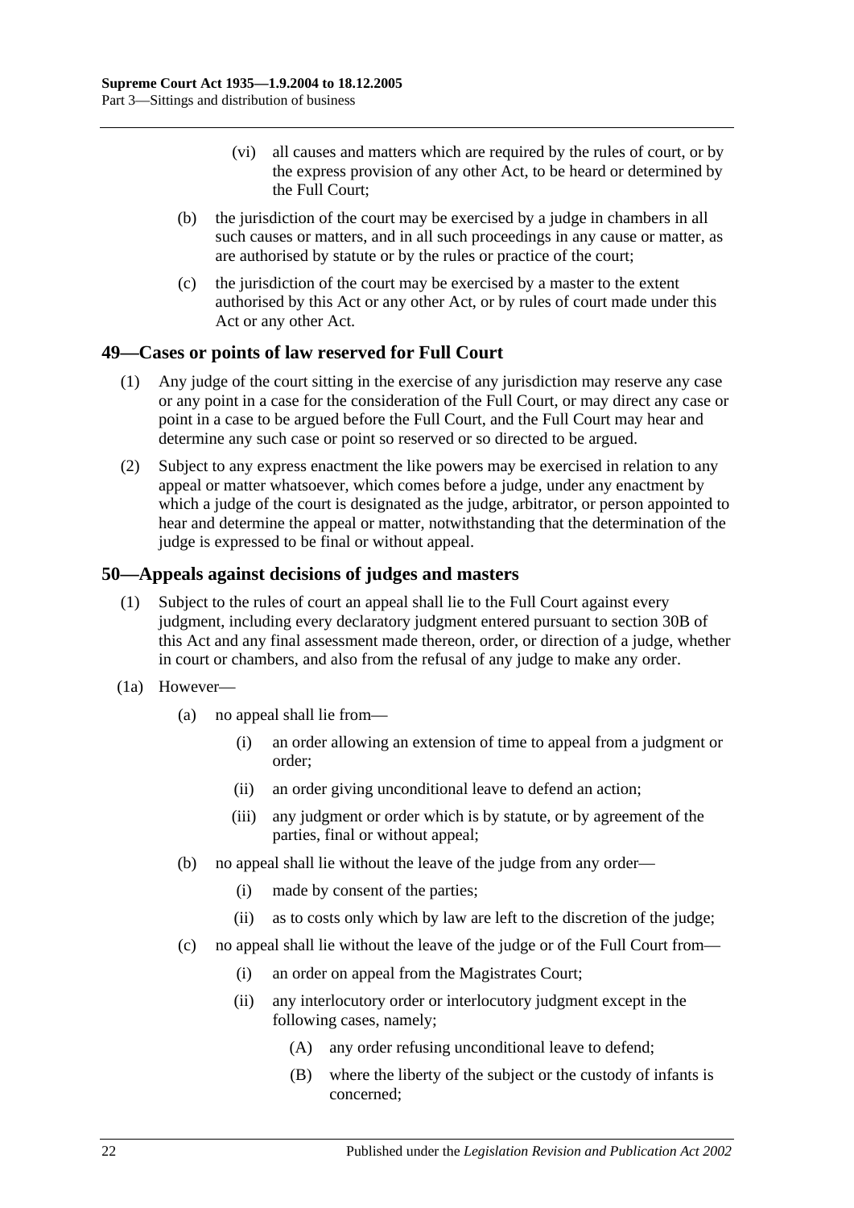(vi) all causes and matters which are required by the rules of court, or by the express provision of any other Act, to be heard or determined by the Full Court;

(b) the jurisdiction of the court may be exercised by a judge in chambers in all such causes or matters, and in all such proceedings in any cause or matter, as are authorised by statute or by the rules or practice of the court;

(c) the jurisdiction of the court may be exercised by a master to the extent authorised by this Act or any other Act, or by rules of court made under this Act or any other Act.

## 49—Cases or points of law reserved for Full Court

(1) Any judge of the court sitting in the exercise of any jurisdiction may reserve any case or any point in a case for the consideration of the Full Court, or may direct any case or point in a case to be argued before the Full Court, and the Full Court may hear and determine any such case or point so reserved or so directed to be argued.

(2) Subject to any express enactment the like powers may be exercised in relation to any appeal or matter whatsoever, which comes before a judge, under any enactment by which a judge of the court is designated as the judge, arbitrator, or person appointed to hear and determine the appeal or matter, notwithstanding that the determination of the judge is expressed to be final or without appeal.

## 50—Appeals against decisions of judges and masters

(1) Subject to the rules of court an appeal shall lie to the Full Court against every judgment, including every declaratory judgment entered pursuant to section 30B of this Act and any final assessment made thereon, order, or direction of a judge, whether in court or chambers, and also from the refusal of any judge to make any order.

(1a) However—

(a) no appeal shall lie from—

(i) an order allowing an extension of time to appeal from a judgment or order;

(ii) an order giving unconditional leave to defend an action;

(iii) any judgment or order which is by statute, or by agreement of the parties, final or without appeal;

(b) no appeal shall lie without the leave of the judge from any order—

(i) made by consent of the parties;

(ii) as to costs only which by law are left to the discretion of the judge;

(c) no appeal shall lie without the leave of the judge or of the Full Court from—

(i) an order on appeal from the Magistrates Court;

(ii) any interlocutory order or interlocutory judgment except in the following cases, namely;

(A) any order refusing unconditional leave to defend;

(B) where the liberty of the subject or the custody of infants is concerned;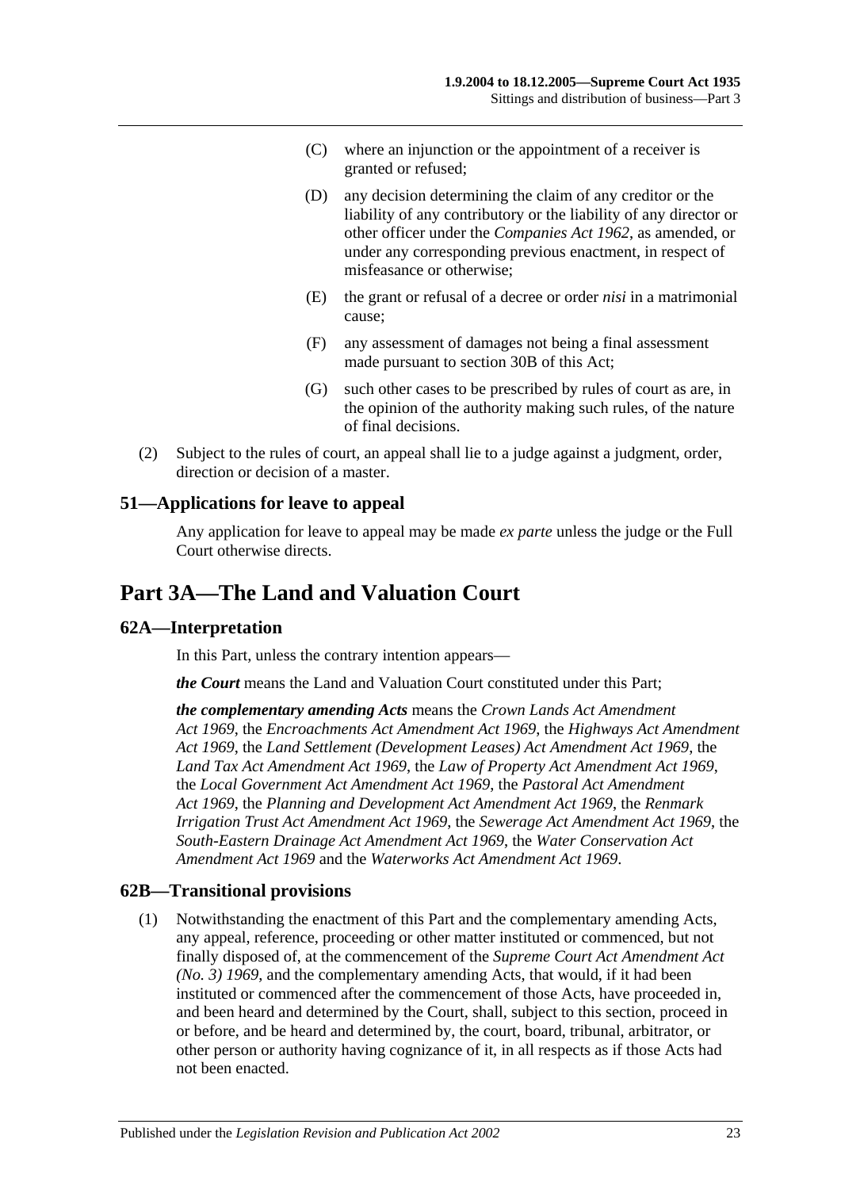(C) where an injunction or the appointment of a receiver is granted or refused;

(D) any decision determining the claim of any creditor or the liability of any contributory or the liability of any director or other officer under the *Companies Act 1962*, as amended, or under any corresponding previous enactment, in respect of misfeasance or otherwise;

(E) the grant or refusal of a decree or order *nisi* in a matrimonial cause;

(F) any assessment of damages not being a final assessment made pursuant to section 30B of this Act;

(G) such other cases to be prescribed by rules of court as are, in the opinion of the authority making such rules, of the nature of final decisions.

(2) Subject to the rules of court, an appeal shall lie to a judge against a judgment, order, direction or decision of a master.

### 51—Applications for leave to appeal

Any application for leave to appeal may be made *ex parte* unless the judge or the Full Court otherwise directs.

## Part 3A—The Land and Valuation Court

### 62A—Interpretation

In this Part, unless the contrary intention appears—

***the Court*** means the Land and Valuation Court constituted under this Part;

***the complementary amending Acts*** means the *Crown Lands Act Amendment Act 1969*, the *Encroachments Act Amendment Act 1969*, the *Highways Act Amendment Act 1969*, the *Land Settlement (Development Leases) Act Amendment Act 1969*, the *Land Tax Act Amendment Act 1969*, the *Law of Property Act Amendment Act 1969*, the *Local Government Act Amendment Act 1969*, the *Pastoral Act Amendment Act 1969*, the *Planning and Development Act Amendment Act 1969*, the *Renmark Irrigation Trust Act Amendment Act 1969*, the *Sewerage Act Amendment Act 1969*, the *South-Eastern Drainage Act Amendment Act 1969*, the *Water Conservation Act Amendment Act 1969* and the *Waterworks Act Amendment Act 1969*.

### 62B—Transitional provisions

(1) Notwithstanding the enactment of this Part and the complementary amending Acts, any appeal, reference, proceeding or other matter instituted or commenced, but not finally disposed of, at the commencement of the *Supreme Court Act Amendment Act (No. 3) 1969*, and the complementary amending Acts, that would, if it had been instituted or commenced after the commencement of those Acts, have proceeded in, and been heard and determined by the Court, shall, subject to this section, proceed in or before, and be heard and determined by, the court, board, tribunal, arbitrator, or other person or authority having cognizance of it, in all respects as if those Acts had not been enacted.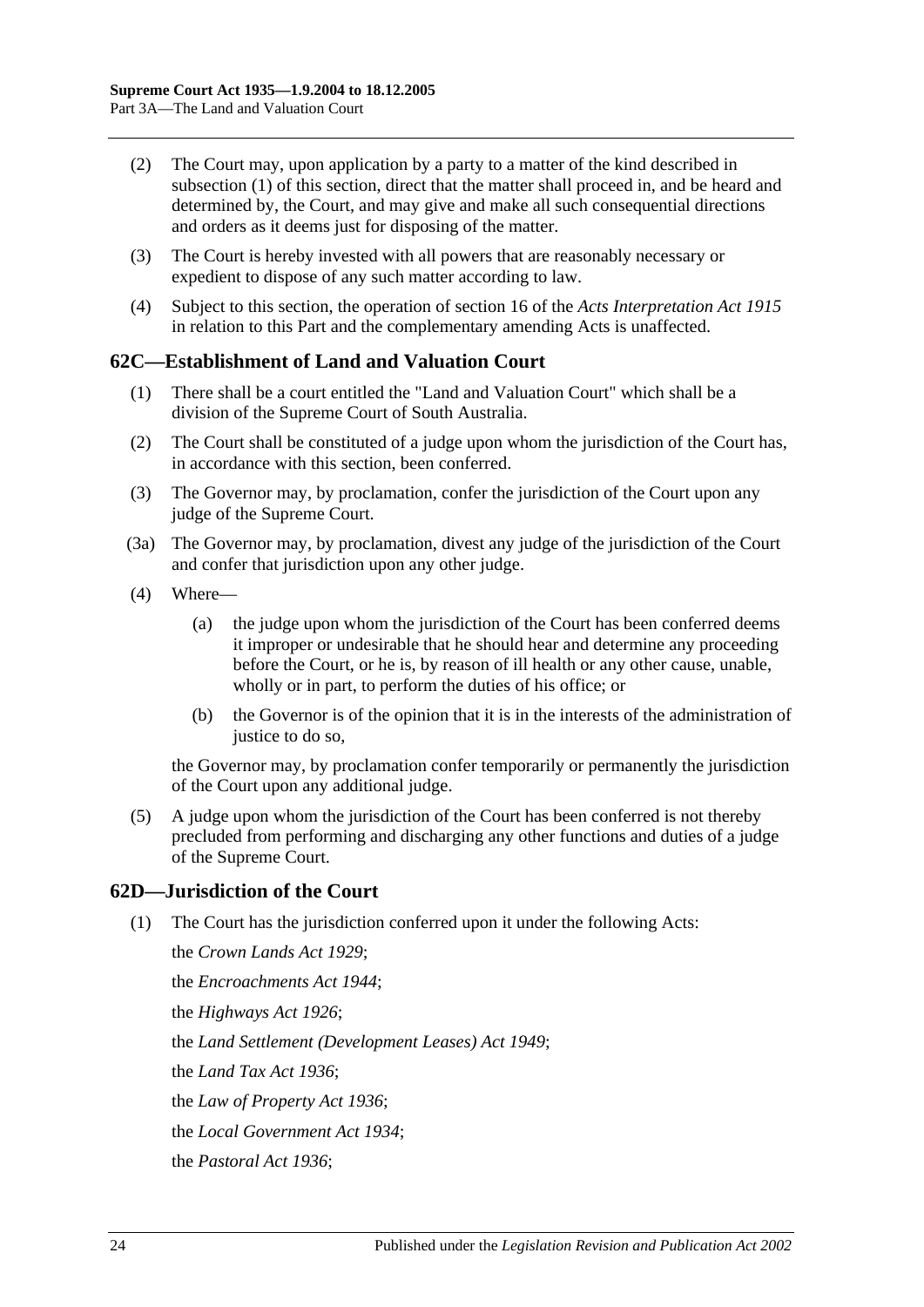(2) The Court may, upon application by a party to a matter of the kind described in subsection (1) of this section, direct that the matter shall proceed in, and be heard and determined by, the Court, and may give and make all such consequential directions and orders as it deems just for disposing of the matter.

(3) The Court is hereby invested with all powers that are reasonably necessary or expedient to dispose of any such matter according to law.

(4) Subject to this section, the operation of section 16 of the *Acts Interpretation Act 1915* in relation to this Part and the complementary amending Acts is unaffected.

## 62C—Establishment of Land and Valuation Court

(1) There shall be a court entitled the "Land and Valuation Court" which shall be a division of the Supreme Court of South Australia.

(2) The Court shall be constituted of a judge upon whom the jurisdiction of the Court has, in accordance with this section, been conferred.

(3) The Governor may, by proclamation, confer the jurisdiction of the Court upon any judge of the Supreme Court.

(3a) The Governor may, by proclamation, divest any judge of the jurisdiction of the Court and confer that jurisdiction upon any other judge.

(4) Where—

(a) the judge upon whom the jurisdiction of the Court has been conferred deems it improper or undesirable that he should hear and determine any proceeding before the Court, or he is, by reason of ill health or any other cause, unable, wholly or in part, to perform the duties of his office; or

(b) the Governor is of the opinion that it is in the interests of the administration of justice to do so,

the Governor may, by proclamation confer temporarily or permanently the jurisdiction of the Court upon any additional judge.

(5) A judge upon whom the jurisdiction of the Court has been conferred is not thereby precluded from performing and discharging any other functions and duties of a judge of the Supreme Court.

## 62D—Jurisdiction of the Court

(1) The Court has the jurisdiction conferred upon it under the following Acts:

the *Crown Lands Act 1929*;

the *Encroachments Act 1944*;

the *Highways Act 1926*;

the *Land Settlement (Development Leases) Act 1949*;

the *Land Tax Act 1936*;

the *Law of Property Act 1936*;

the *Local Government Act 1934*;

the *Pastoral Act 1936*;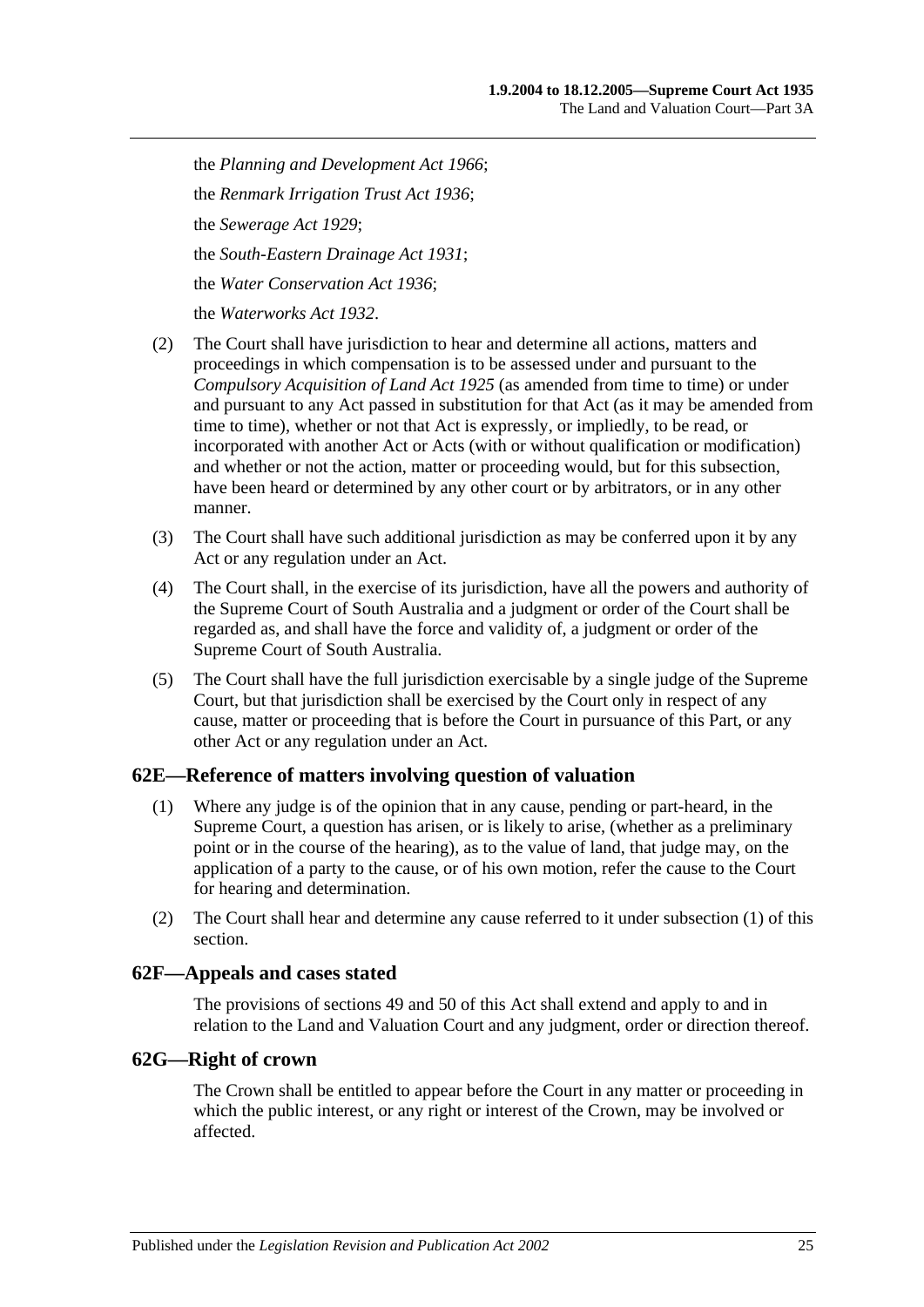the *Planning and Development Act 1966*;

the *Renmark Irrigation Trust Act 1936*;

the *Sewerage Act 1929*;

the *South-Eastern Drainage Act 1931*;

the *Water Conservation Act 1936*;

the *Waterworks Act 1932*.

(2) The Court shall have jurisdiction to hear and determine all actions, matters and proceedings in which compensation is to be assessed under and pursuant to the *Compulsory Acquisition of Land Act 1925* (as amended from time to time) or under and pursuant to any Act passed in substitution for that Act (as it may be amended from time to time), whether or not that Act is expressly, or impliedly, to be read, or incorporated with another Act or Acts (with or without qualification or modification) and whether or not the action, matter or proceeding would, but for this subsection, have been heard or determined by any other court or by arbitrators, or in any other manner.

(3) The Court shall have such additional jurisdiction as may be conferred upon it by any Act or any regulation under an Act.

(4) The Court shall, in the exercise of its jurisdiction, have all the powers and authority of the Supreme Court of South Australia and a judgment or order of the Court shall be regarded as, and shall have the force and validity of, a judgment or order of the Supreme Court of South Australia.

(5) The Court shall have the full jurisdiction exercisable by a single judge of the Supreme Court, but that jurisdiction shall be exercised by the Court only in respect of any cause, matter or proceeding that is before the Court in pursuance of this Part, or any other Act or any regulation under an Act.

## 62E—Reference of matters involving question of valuation

(1) Where any judge is of the opinion that in any cause, pending or part-heard, in the Supreme Court, a question has arisen, or is likely to arise, (whether as a preliminary point or in the course of the hearing), as to the value of land, that judge may, on the application of a party to the cause, or of his own motion, refer the cause to the Court for hearing and determination.

(2) The Court shall hear and determine any cause referred to it under subsection (1) of this section.

## 62F—Appeals and cases stated

The provisions of sections 49 and 50 of this Act shall extend and apply to and in relation to the Land and Valuation Court and any judgment, order or direction thereof.

## 62G—Right of crown

The Crown shall be entitled to appear before the Court in any matter or proceeding in which the public interest, or any right or interest of the Crown, may be involved or affected.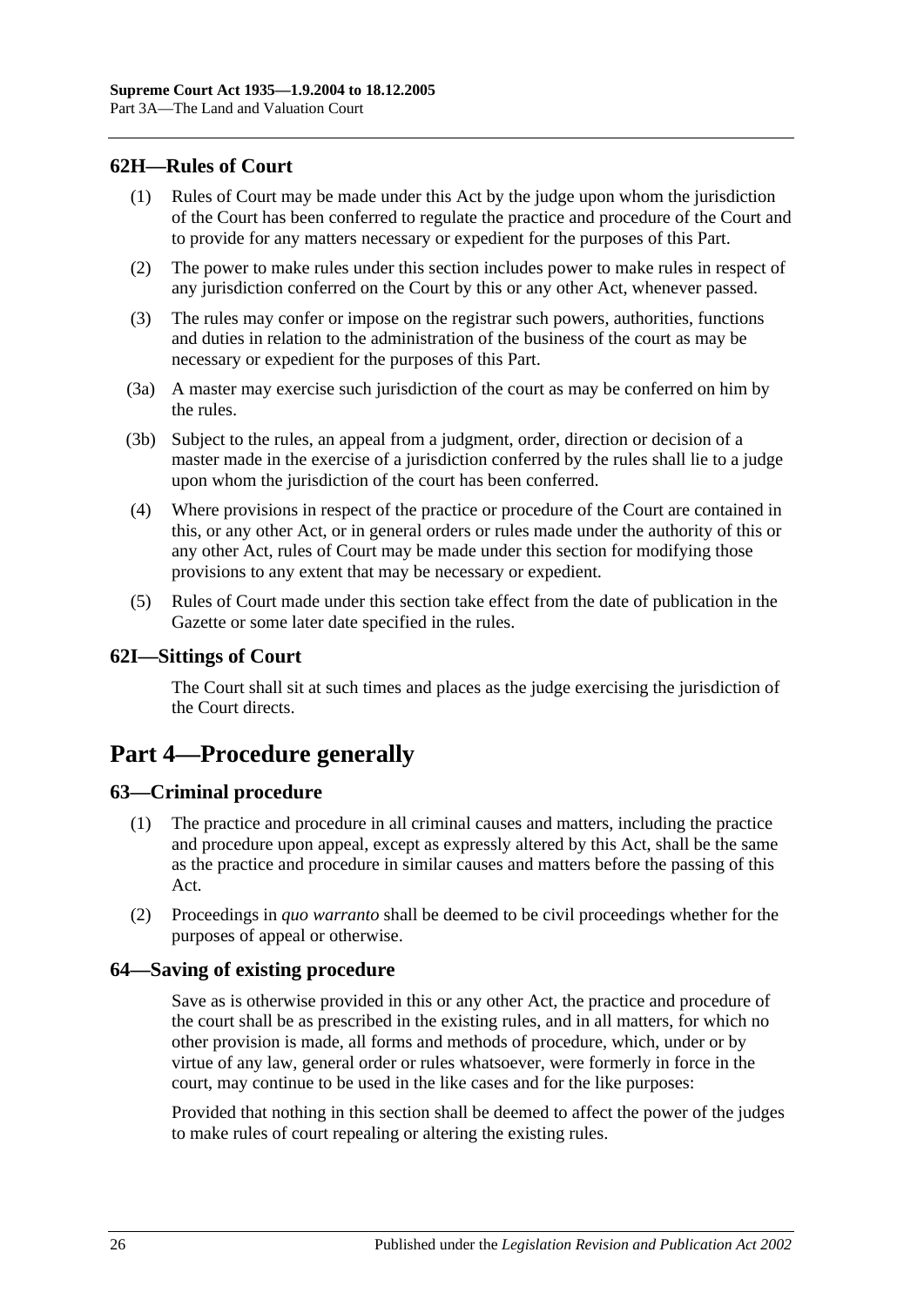### 62H—Rules of Court

(1) Rules of Court may be made under this Act by the judge upon whom the jurisdiction of the Court has been conferred to regulate the practice and procedure of the Court and to provide for any matters necessary or expedient for the purposes of this Part.

(2) The power to make rules under this section includes power to make rules in respect of any jurisdiction conferred on the Court by this or any other Act, whenever passed.

(3) The rules may confer or impose on the registrar such powers, authorities, functions and duties in relation to the administration of the business of the court as may be necessary or expedient for the purposes of this Part.

(3a) A master may exercise such jurisdiction of the court as may be conferred on him by the rules.

(3b) Subject to the rules, an appeal from a judgment, order, direction or decision of a master made in the exercise of a jurisdiction conferred by the rules shall lie to a judge upon whom the jurisdiction of the court has been conferred.

(4) Where provisions in respect of the practice or procedure of the Court are contained in this, or any other Act, or in general orders or rules made under the authority of this or any other Act, rules of Court may be made under this section for modifying those provisions to any extent that may be necessary or expedient.

(5) Rules of Court made under this section take effect from the date of publication in the Gazette or some later date specified in the rules.

### 62I—Sittings of Court

The Court shall sit at such times and places as the judge exercising the jurisdiction of the Court directs.

## Part 4—Procedure generally

### 63—Criminal procedure

(1) The practice and procedure in all criminal causes and matters, including the practice and procedure upon appeal, except as expressly altered by this Act, shall be the same as the practice and procedure in similar causes and matters before the passing of this Act.

(2) Proceedings in *quo warranto* shall be deemed to be civil proceedings whether for the purposes of appeal or otherwise.

### 64—Saving of existing procedure

Save as is otherwise provided in this or any other Act, the practice and procedure of the court shall be as prescribed in the existing rules, and in all matters, for which no other provision is made, all forms and methods of procedure, which, under or by virtue of any law, general order or rules whatsoever, were formerly in force in the court, may continue to be used in the like cases and for the like purposes:

Provided that nothing in this section shall be deemed to affect the power of the judges to make rules of court repealing or altering the existing rules.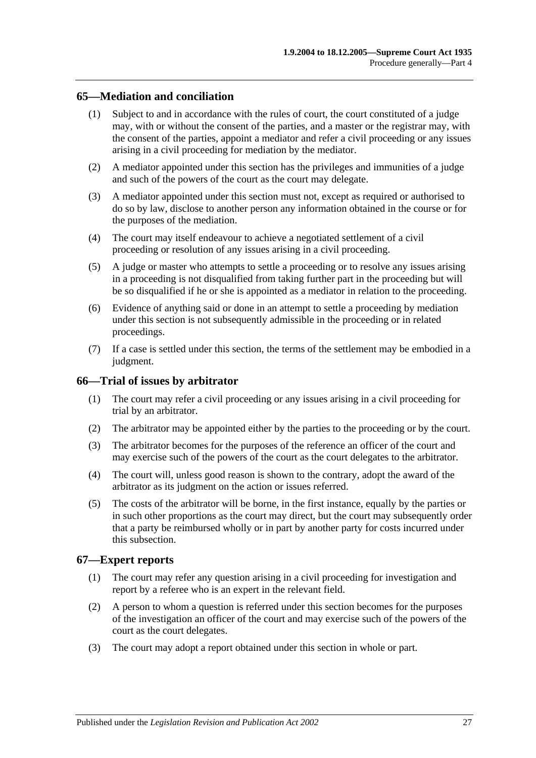## 65—Mediation and conciliation

(1) Subject to and in accordance with the rules of court, the court constituted of a judge may, with or without the consent of the parties, and a master or the registrar may, with the consent of the parties, appoint a mediator and refer a civil proceeding or any issues arising in a civil proceeding for mediation by the mediator.

(2) A mediator appointed under this section has the privileges and immunities of a judge and such of the powers of the court as the court may delegate.

(3) A mediator appointed under this section must not, except as required or authorised to do so by law, disclose to another person any information obtained in the course or for the purposes of the mediation.

(4) The court may itself endeavour to achieve a negotiated settlement of a civil proceeding or resolution of any issues arising in a civil proceeding.

(5) A judge or master who attempts to settle a proceeding or to resolve any issues arising in a proceeding is not disqualified from taking further part in the proceeding but will be so disqualified if he or she is appointed as a mediator in relation to the proceeding.

(6) Evidence of anything said or done in an attempt to settle a proceeding by mediation under this section is not subsequently admissible in the proceeding or in related proceedings.

(7) If a case is settled under this section, the terms of the settlement may be embodied in a judgment.

## 66—Trial of issues by arbitrator

(1) The court may refer a civil proceeding or any issues arising in a civil proceeding for trial by an arbitrator.

(2) The arbitrator may be appointed either by the parties to the proceeding or by the court.

(3) The arbitrator becomes for the purposes of the reference an officer of the court and may exercise such of the powers of the court as the court delegates to the arbitrator.

(4) The court will, unless good reason is shown to the contrary, adopt the award of the arbitrator as its judgment on the action or issues referred.

(5) The costs of the arbitrator will be borne, in the first instance, equally by the parties or in such other proportions as the court may direct, but the court may subsequently order that a party be reimbursed wholly or in part by another party for costs incurred under this subsection.

## 67—Expert reports

(1) The court may refer any question arising in a civil proceeding for investigation and report by a referee who is an expert in the relevant field.

(2) A person to whom a question is referred under this section becomes for the purposes of the investigation an officer of the court and may exercise such of the powers of the court as the court delegates.

(3) The court may adopt a report obtained under this section in whole or part.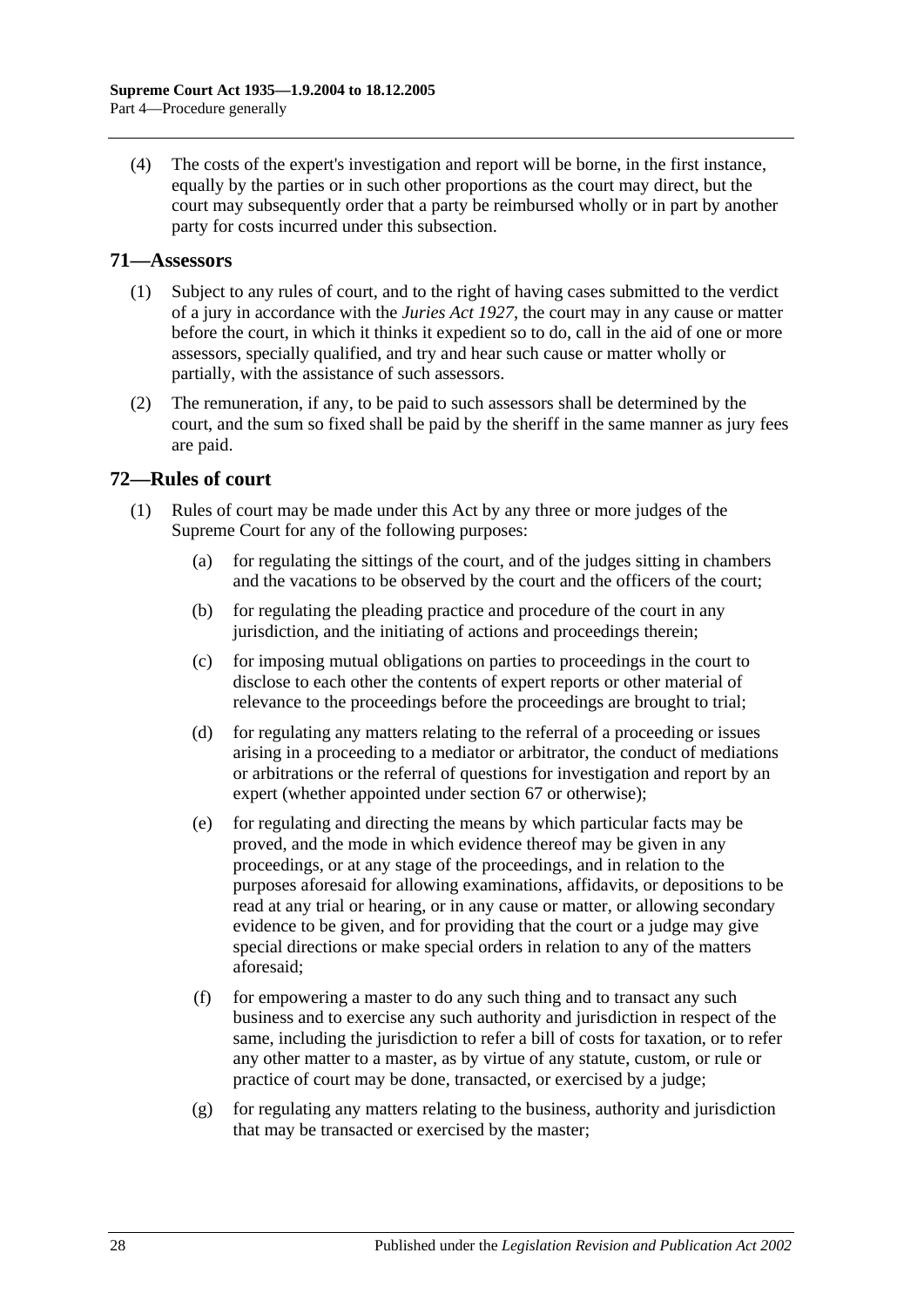(4) The costs of the expert's investigation and report will be borne, in the first instance, equally by the parties or in such other proportions as the court may direct, but the court may subsequently order that a party be reimbursed wholly or in part by another party for costs incurred under this subsection.

## 71—Assessors

(1) Subject to any rules of court, and to the right of having cases submitted to the verdict of a jury in accordance with the *Juries Act 1927*, the court may in any cause or matter before the court, in which it thinks it expedient so to do, call in the aid of one or more assessors, specially qualified, and try and hear such cause or matter wholly or partially, with the assistance of such assessors.

(2) The remuneration, if any, to be paid to such assessors shall be determined by the court, and the sum so fixed shall be paid by the sheriff in the same manner as jury fees are paid.

## 72—Rules of court

(1) Rules of court may be made under this Act by any three or more judges of the Supreme Court for any of the following purposes:

(a) for regulating the sittings of the court, and of the judges sitting in chambers and the vacations to be observed by the court and the officers of the court;

(b) for regulating the pleading practice and procedure of the court in any jurisdiction, and the initiating of actions and proceedings therein;

(c) for imposing mutual obligations on parties to proceedings in the court to disclose to each other the contents of expert reports or other material of relevance to the proceedings before the proceedings are brought to trial;

(d) for regulating any matters relating to the referral of a proceeding or issues arising in a proceeding to a mediator or arbitrator, the conduct of mediations or arbitrations or the referral of questions for investigation and report by an expert (whether appointed under section 67 or otherwise);

(e) for regulating and directing the means by which particular facts may be proved, and the mode in which evidence thereof may be given in any proceedings, or at any stage of the proceedings, and in relation to the purposes aforesaid for allowing examinations, affidavits, or depositions to be read at any trial or hearing, or in any cause or matter, or allowing secondary evidence to be given, and for providing that the court or a judge may give special directions or make special orders in relation to any of the matters aforesaid;

(f) for empowering a master to do any such thing and to transact any such business and to exercise any such authority and jurisdiction in respect of the same, including the jurisdiction to refer a bill of costs for taxation, or to refer any other matter to a master, as by virtue of any statute, custom, or rule or practice of court may be done, transacted, or exercised by a judge;

(g) for regulating any matters relating to the business, authority and jurisdiction that may be transacted or exercised by the master;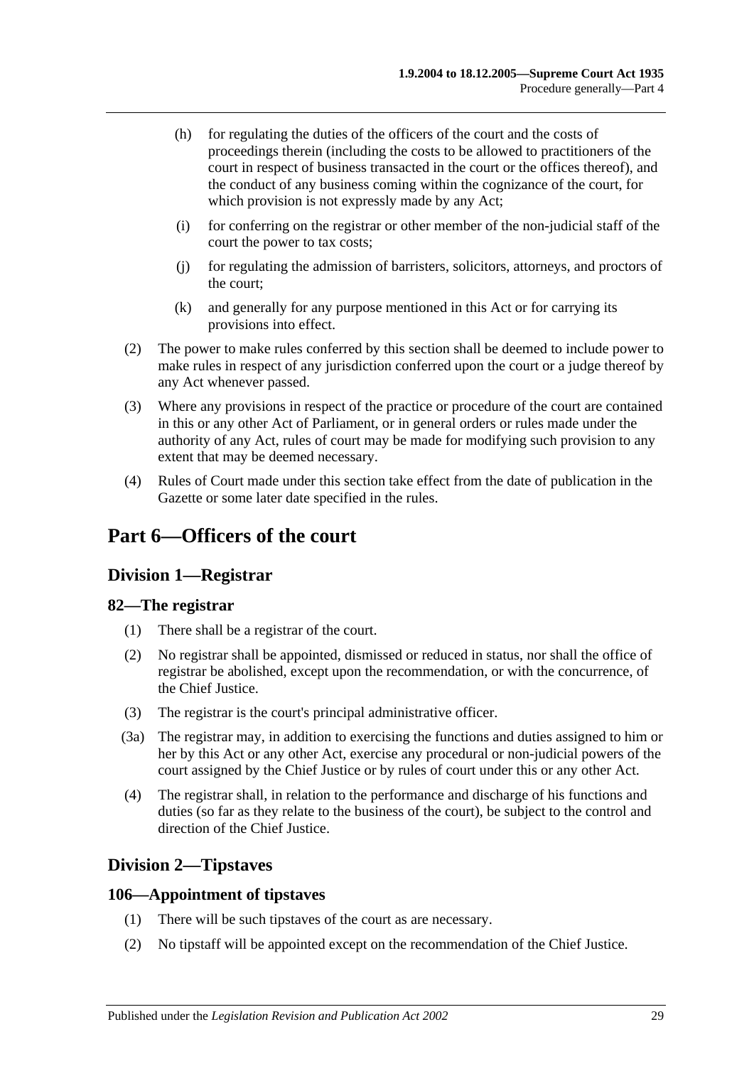(h) for regulating the duties of the officers of the court and the costs of proceedings therein (including the costs to be allowed to practitioners of the court in respect of business transacted in the court or the offices thereof), and the conduct of any business coming within the cognizance of the court, for which provision is not expressly made by any Act;

(i) for conferring on the registrar or other member of the non-judicial staff of the court the power to tax costs;

(j) for regulating the admission of barristers, solicitors, attorneys, and proctors of the court;

(k) and generally for any purpose mentioned in this Act or for carrying its provisions into effect.

(2) The power to make rules conferred by this section shall be deemed to include power to make rules in respect of any jurisdiction conferred upon the court or a judge thereof by any Act whenever passed.

(3) Where any provisions in respect of the practice or procedure of the court are contained in this or any other Act of Parliament, or in general orders or rules made under the authority of any Act, rules of court may be made for modifying such provision to any extent that may be deemed necessary.

(4) Rules of Court made under this section take effect from the date of publication in the Gazette or some later date specified in the rules.

# Part 6—Officers of the court

## Division 1—Registrar

### 82—The registrar

(1) There shall be a registrar of the court.

(2) No registrar shall be appointed, dismissed or reduced in status, nor shall the office of registrar be abolished, except upon the recommendation, or with the concurrence, of the Chief Justice.

(3) The registrar is the court's principal administrative officer.

(3a) The registrar may, in addition to exercising the functions and duties assigned to him or her by this Act or any other Act, exercise any procedural or non-judicial powers of the court assigned by the Chief Justice or by rules of court under this or any other Act.

(4) The registrar shall, in relation to the performance and discharge of his functions and duties (so far as they relate to the business of the court), be subject to the control and direction of the Chief Justice.

## Division 2—Tipstaves

### 106—Appointment of tipstaves

(1) There will be such tipstaves of the court as are necessary.

(2) No tipstaff will be appointed except on the recommendation of the Chief Justice.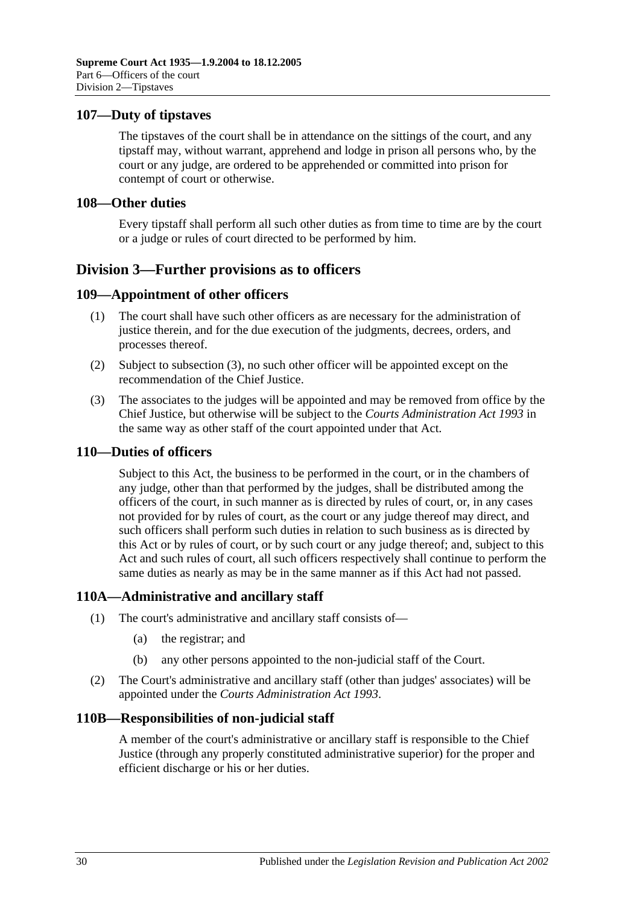## 107—Duty of tipstaves

The tipstaves of the court shall be in attendance on the sittings of the court, and any tipstaff may, without warrant, apprehend and lodge in prison all persons who, by the court or any judge, are ordered to be apprehended or committed into prison for contempt of court or otherwise.

## 108—Other duties

Every tipstaff shall perform all such other duties as from time to time are by the court or a judge or rules of court directed to be performed by him.

# Division 3—Further provisions as to officers

## 109—Appointment of other officers

(1) The court shall have such other officers as are necessary for the administration of justice therein, and for the due execution of the judgments, decrees, orders, and processes thereof.

(2) Subject to subsection (3), no such other officer will be appointed except on the recommendation of the Chief Justice.

(3) The associates to the judges will be appointed and may be removed from office by the Chief Justice, but otherwise will be subject to the *Courts Administration Act 1993* in the same way as other staff of the court appointed under that Act.

## 110—Duties of officers

Subject to this Act, the business to be performed in the court, or in the chambers of any judge, other than that performed by the judges, shall be distributed among the officers of the court, in such manner as is directed by rules of court, or, in any cases not provided for by rules of court, as the court or any judge thereof may direct, and such officers shall perform such duties in relation to such business as is directed by this Act or by rules of court, or by such court or any judge thereof; and, subject to this Act and such rules of court, all such officers respectively shall continue to perform the same duties as nearly as may be in the same manner as if this Act had not passed.

## 110A—Administrative and ancillary staff

(1) The court's administrative and ancillary staff consists of—

  (a) the registrar; and

  (b) any other persons appointed to the non-judicial staff of the Court.

(2) The Court's administrative and ancillary staff (other than judges' associates) will be appointed under the *Courts Administration Act 1993*.

## 110B—Responsibilities of non-judicial staff

A member of the court's administrative or ancillary staff is responsible to the Chief Justice (through any properly constituted administrative superior) for the proper and efficient discharge or his or her duties.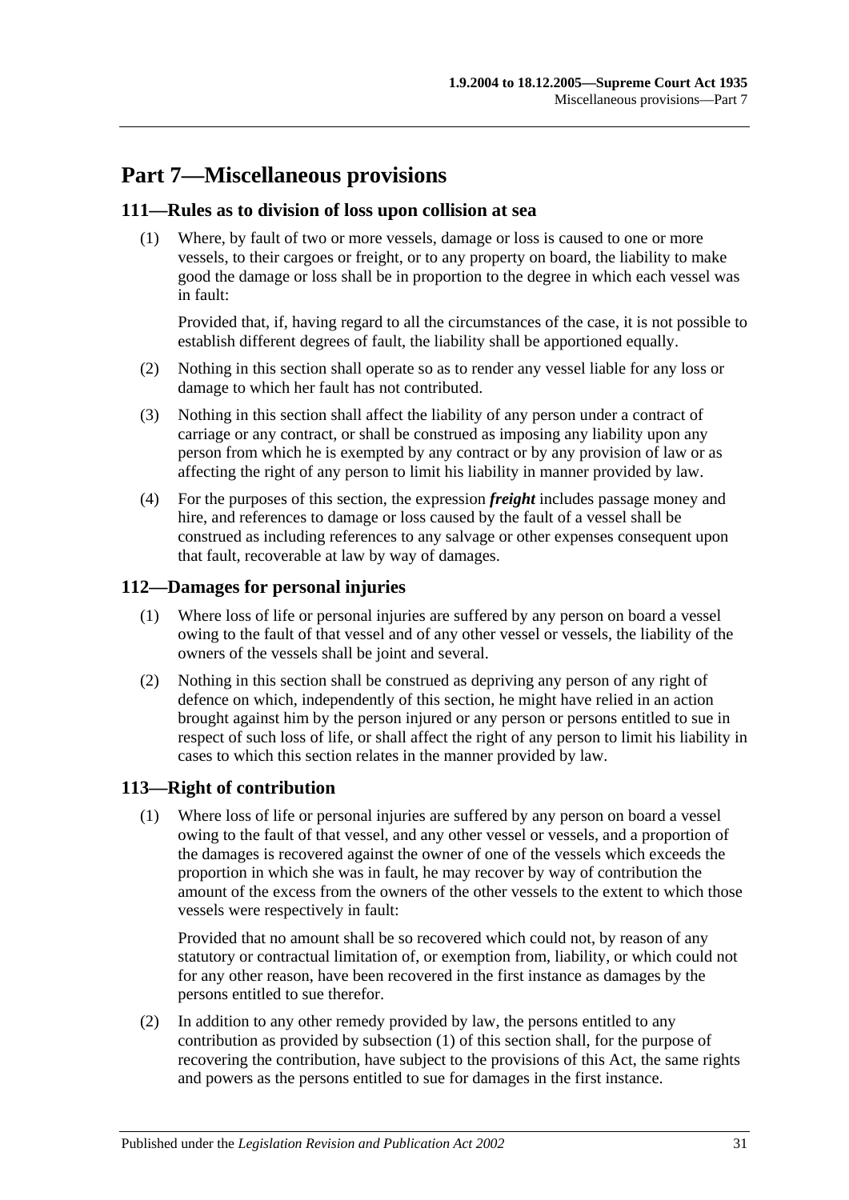# Part 7—Miscellaneous provisions

## 111—Rules as to division of loss upon collision at sea

(1) Where, by fault of two or more vessels, damage or loss is caused to one or more vessels, to their cargoes or freight, or to any property on board, the liability to make good the damage or loss shall be in proportion to the degree in which each vessel was in fault:

Provided that, if, having regard to all the circumstances of the case, it is not possible to establish different degrees of fault, the liability shall be apportioned equally.

(2) Nothing in this section shall operate so as to render any vessel liable for any loss or damage to which her fault has not contributed.

(3) Nothing in this section shall affect the liability of any person under a contract of carriage or any contract, or shall be construed as imposing any liability upon any person from which he is exempted by any contract or by any provision of law or as affecting the right of any person to limit his liability in manner provided by law.

(4) For the purposes of this section, the expression ***freight*** includes passage money and hire, and references to damage or loss caused by the fault of a vessel shall be construed as including references to any salvage or other expenses consequent upon that fault, recoverable at law by way of damages.

## 112—Damages for personal injuries

(1) Where loss of life or personal injuries are suffered by any person on board a vessel owing to the fault of that vessel and of any other vessel or vessels, the liability of the owners of the vessels shall be joint and several.

(2) Nothing in this section shall be construed as depriving any person of any right of defence on which, independently of this section, he might have relied in an action brought against him by the person injured or any person or persons entitled to sue in respect of such loss of life, or shall affect the right of any person to limit his liability in cases to which this section relates in the manner provided by law.

## 113—Right of contribution

(1) Where loss of life or personal injuries are suffered by any person on board a vessel owing to the fault of that vessel, and any other vessel or vessels, and a proportion of the damages is recovered against the owner of one of the vessels which exceeds the proportion in which she was in fault, he may recover by way of contribution the amount of the excess from the owners of the other vessels to the extent to which those vessels were respectively in fault:

Provided that no amount shall be so recovered which could not, by reason of any statutory or contractual limitation of, or exemption from, liability, or which could not for any other reason, have been recovered in the first instance as damages by the persons entitled to sue therefor.

(2) In addition to any other remedy provided by law, the persons entitled to any contribution as provided by subsection (1) of this section shall, for the purpose of recovering the contribution, have subject to the provisions of this Act, the same rights and powers as the persons entitled to sue for damages in the first instance.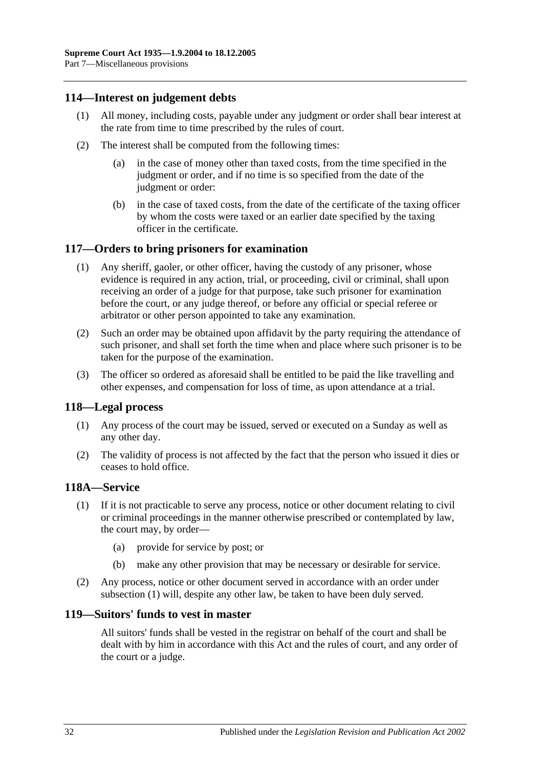## 114—Interest on judgement debts

(1) All money, including costs, payable under any judgment or order shall bear interest at the rate from time to time prescribed by the rules of court.

(2) The interest shall be computed from the following times:

(a) in the case of money other than taxed costs, from the time specified in the judgment or order, and if no time is so specified from the date of the judgment or order:

(b) in the case of taxed costs, from the date of the certificate of the taxing officer by whom the costs were taxed or an earlier date specified by the taxing officer in the certificate.

## 117—Orders to bring prisoners for examination

(1) Any sheriff, gaoler, or other officer, having the custody of any prisoner, whose evidence is required in any action, trial, or proceeding, civil or criminal, shall upon receiving an order of a judge for that purpose, take such prisoner for examination before the court, or any judge thereof, or before any official or special referee or arbitrator or other person appointed to take any examination.

(2) Such an order may be obtained upon affidavit by the party requiring the attendance of such prisoner, and shall set forth the time when and place where such prisoner is to be taken for the purpose of the examination.

(3) The officer so ordered as aforesaid shall be entitled to be paid the like travelling and other expenses, and compensation for loss of time, as upon attendance at a trial.

## 118—Legal process

(1) Any process of the court may be issued, served or executed on a Sunday as well as any other day.

(2) The validity of process is not affected by the fact that the person who issued it dies or ceases to hold office.

## 118A—Service

(1) If it is not practicable to serve any process, notice or other document relating to civil or criminal proceedings in the manner otherwise prescribed or contemplated by law, the court may, by order—

(a) provide for service by post; or

(b) make any other provision that may be necessary or desirable for service.

(2) Any process, notice or other document served in accordance with an order under subsection (1) will, despite any other law, be taken to have been duly served.

## 119—Suitors' funds to vest in master

All suitors' funds shall be vested in the registrar on behalf of the court and shall be dealt with by him in accordance with this Act and the rules of court, and any order of the court or a judge.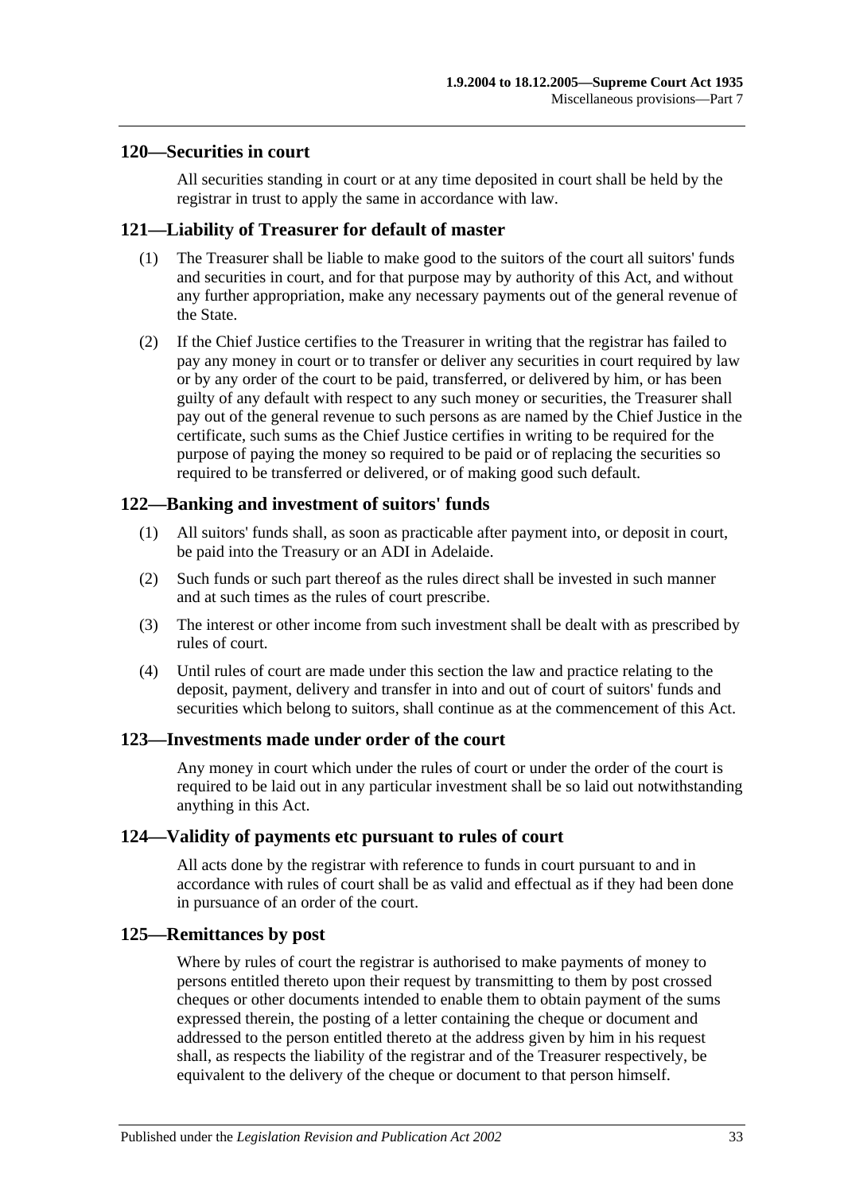## 120—Securities in court

All securities standing in court or at any time deposited in court shall be held by the registrar in trust to apply the same in accordance with law.

## 121—Liability of Treasurer for default of master

(1) The Treasurer shall be liable to make good to the suitors of the court all suitors' funds and securities in court, and for that purpose may by authority of this Act, and without any further appropriation, make any necessary payments out of the general revenue of the State.

(2) If the Chief Justice certifies to the Treasurer in writing that the registrar has failed to pay any money in court or to transfer or deliver any securities in court required by law or by any order of the court to be paid, transferred, or delivered by him, or has been guilty of any default with respect to any such money or securities, the Treasurer shall pay out of the general revenue to such persons as are named by the Chief Justice in the certificate, such sums as the Chief Justice certifies in writing to be required for the purpose of paying the money so required to be paid or of replacing the securities so required to be transferred or delivered, or of making good such default.

## 122—Banking and investment of suitors' funds

(1) All suitors' funds shall, as soon as practicable after payment into, or deposit in court, be paid into the Treasury or an ADI in Adelaide.

(2) Such funds or such part thereof as the rules direct shall be invested in such manner and at such times as the rules of court prescribe.

(3) The interest or other income from such investment shall be dealt with as prescribed by rules of court.

(4) Until rules of court are made under this section the law and practice relating to the deposit, payment, delivery and transfer in into and out of court of suitors' funds and securities which belong to suitors, shall continue as at the commencement of this Act.

## 123—Investments made under order of the court

Any money in court which under the rules of court or under the order of the court is required to be laid out in any particular investment shall be so laid out notwithstanding anything in this Act.

## 124—Validity of payments etc pursuant to rules of court

All acts done by the registrar with reference to funds in court pursuant to and in accordance with rules of court shall be as valid and effectual as if they had been done in pursuance of an order of the court.

## 125—Remittances by post

Where by rules of court the registrar is authorised to make payments of money to persons entitled thereto upon their request by transmitting to them by post crossed cheques or other documents intended to enable them to obtain payment of the sums expressed therein, the posting of a letter containing the cheque or document and addressed to the person entitled thereto at the address given by him in his request shall, as respects the liability of the registrar and of the Treasurer respectively, be equivalent to the delivery of the cheque or document to that person himself.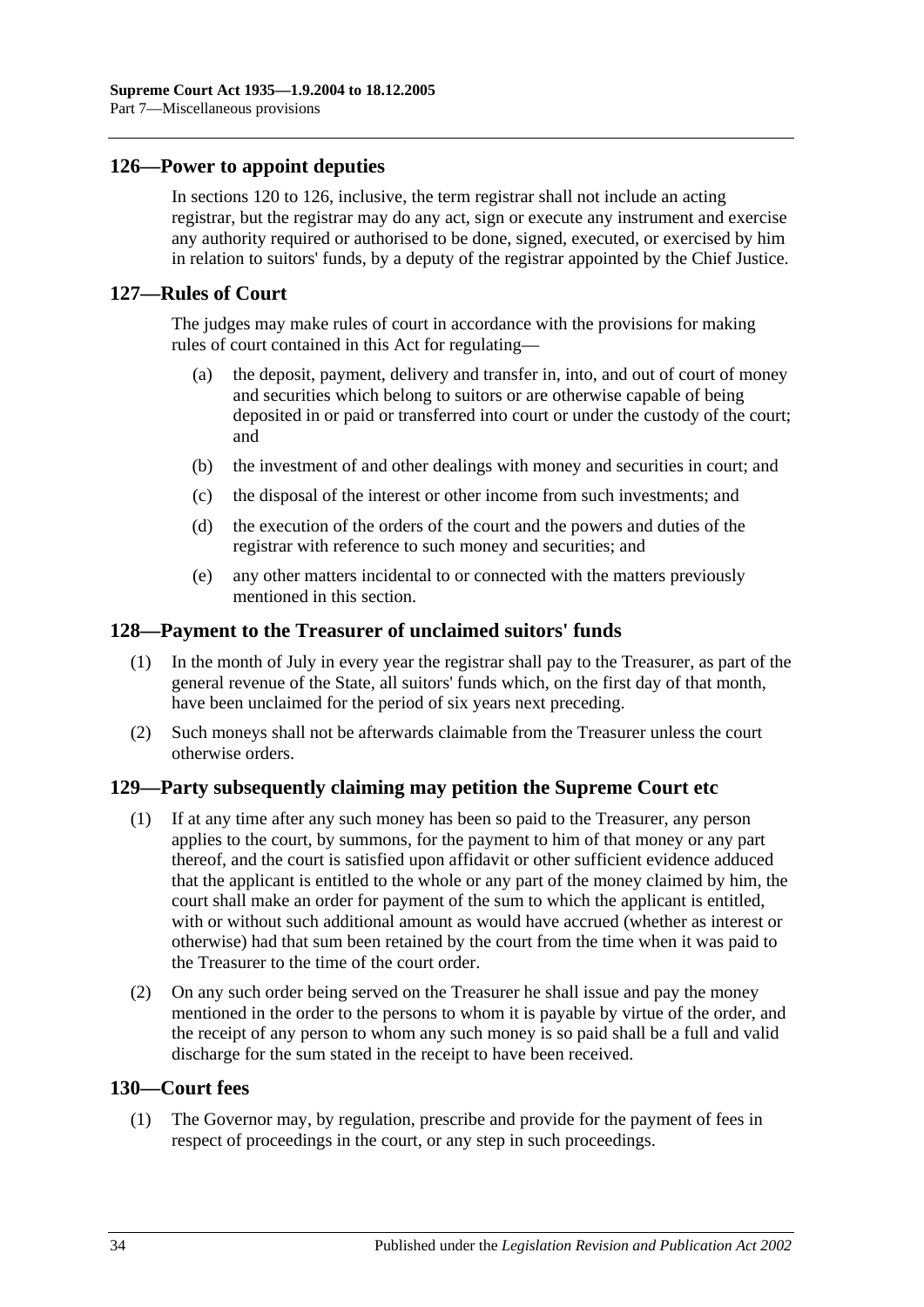## 126—Power to appoint deputies

In sections 120 to 126, inclusive, the term registrar shall not include an acting registrar, but the registrar may do any act, sign or execute any instrument and exercise any authority required or authorised to be done, signed, executed, or exercised by him in relation to suitors' funds, by a deputy of the registrar appointed by the Chief Justice.

## 127—Rules of Court

The judges may make rules of court in accordance with the provisions for making rules of court contained in this Act for regulating—

(a) the deposit, payment, delivery and transfer in, into, and out of court of money and securities which belong to suitors or are otherwise capable of being deposited in or paid or transferred into court or under the custody of the court; and

(b) the investment of and other dealings with money and securities in court; and

(c) the disposal of the interest or other income from such investments; and

(d) the execution of the orders of the court and the powers and duties of the registrar with reference to such money and securities; and

(e) any other matters incidental to or connected with the matters previously mentioned in this section.

## 128—Payment to the Treasurer of unclaimed suitors' funds

(1) In the month of July in every year the registrar shall pay to the Treasurer, as part of the general revenue of the State, all suitors' funds which, on the first day of that month, have been unclaimed for the period of six years next preceding.

(2) Such moneys shall not be afterwards claimable from the Treasurer unless the court otherwise orders.

## 129—Party subsequently claiming may petition the Supreme Court etc

(1) If at any time after any such money has been so paid to the Treasurer, any person applies to the court, by summons, for the payment to him of that money or any part thereof, and the court is satisfied upon affidavit or other sufficient evidence adduced that the applicant is entitled to the whole or any part of the money claimed by him, the court shall make an order for payment of the sum to which the applicant is entitled, with or without such additional amount as would have accrued (whether as interest or otherwise) had that sum been retained by the court from the time when it was paid to the Treasurer to the time of the court order.

(2) On any such order being served on the Treasurer he shall issue and pay the money mentioned in the order to the persons to whom it is payable by virtue of the order, and the receipt of any person to whom any such money is so paid shall be a full and valid discharge for the sum stated in the receipt to have been received.

## 130—Court fees

(1) The Governor may, by regulation, prescribe and provide for the payment of fees in respect of proceedings in the court, or any step in such proceedings.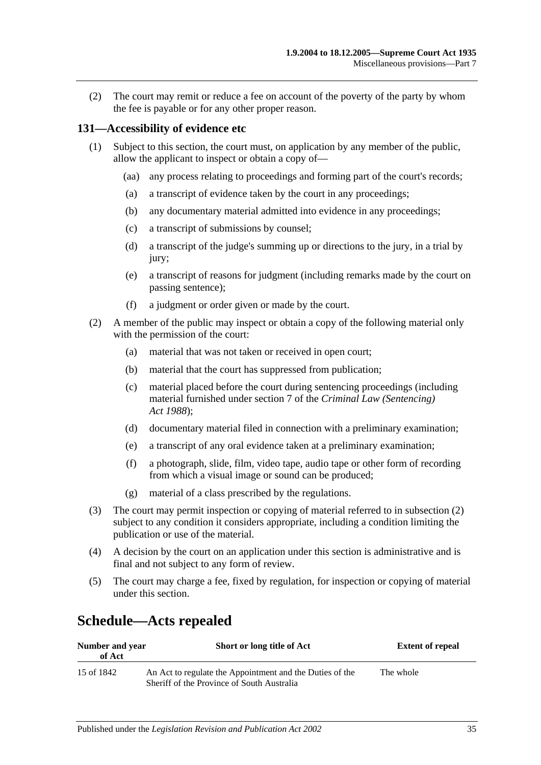(2) The court may remit or reduce a fee on account of the poverty of the party by whom the fee is payable or for any other proper reason.

## 131—Accessibility of evidence etc

(1) Subject to this section, the court must, on application by any member of the public, allow the applicant to inspect or obtain a copy of—

(aa) any process relating to proceedings and forming part of the court's records;

(a) a transcript of evidence taken by the court in any proceedings;

(b) any documentary material admitted into evidence in any proceedings;

(c) a transcript of submissions by counsel;

(d) a transcript of the judge's summing up or directions to the jury, in a trial by jury;

(e) a transcript of reasons for judgment (including remarks made by the court on passing sentence);

(f) a judgment or order given or made by the court.

(2) A member of the public may inspect or obtain a copy of the following material only with the permission of the court:

(a) material that was not taken or received in open court;

(b) material that the court has suppressed from publication;

(c) material placed before the court during sentencing proceedings (including material furnished under section 7 of the *Criminal Law (Sentencing) Act 1988*);

(d) documentary material filed in connection with a preliminary examination;

(e) a transcript of any oral evidence taken at a preliminary examination;

(f) a photograph, slide, film, video tape, audio tape or other form of recording from which a visual image or sound can be produced;

(g) material of a class prescribed by the regulations.

(3) The court may permit inspection or copying of material referred to in subsection (2) subject to any condition it considers appropriate, including a condition limiting the publication or use of the material.

(4) A decision by the court on an application under this section is administrative and is final and not subject to any form of review.

(5) The court may charge a fee, fixed by regulation, for inspection or copying of material under this section.

# Schedule—Acts repealed

| Number and year of Act | Short or long title of Act | Extent of repeal |
|---|---|---|
| 15 of 1842 | An Act to regulate the Appointment and the Duties of the Sheriff of the Province of South Australia | The whole |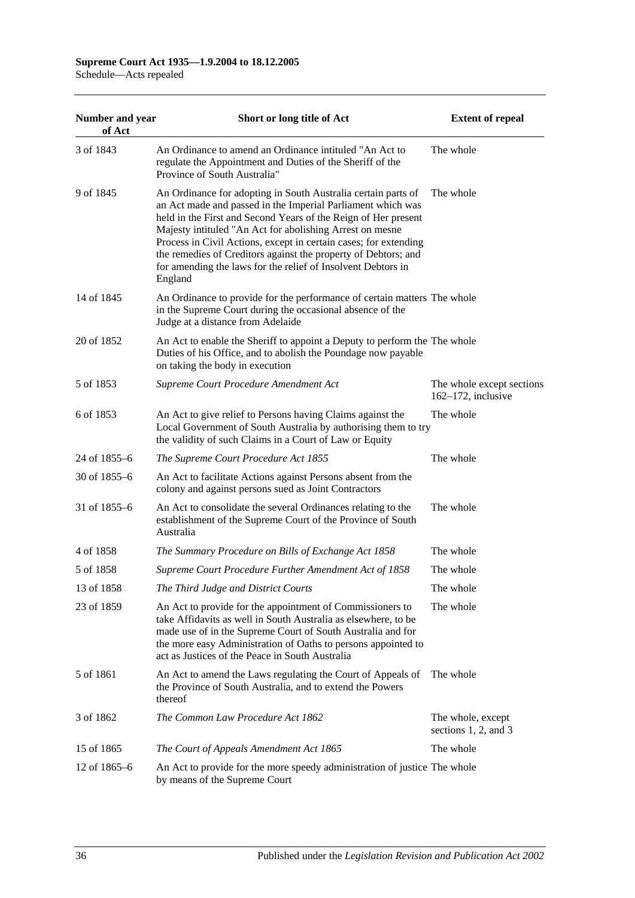| Number and year of Act | Short or long title of Act | Extent of repeal |
|---|---|---|
| 3 of 1843 | An Ordinance to amend an Ordinance intituled "An Act to regulate the Appointment and Duties of the Sheriff of the Province of South Australia" | The whole |
| 9 of 1845 | An Ordinance for adopting in South Australia certain parts of an Act made and passed in the Imperial Parliament which was held in the First and Second Years of the Reign of Her present Majesty intituled "An Act for abolishing Arrest on mesne Process in Civil Actions, except in certain cases; for extending the remedies of Creditors against the property of Debtors; and for amending the laws for the relief of Insolvent Debtors in England | The whole |
| 14 of 1845 | An Ordinance to provide for the performance of certain matters in the Supreme Court during the occasional absence of the Judge at a distance from Adelaide | The whole |
| 20 of 1852 | An Act to enable the Sheriff to appoint a Deputy to perform the Duties of his Office, and to abolish the Poundage now payable on taking the body in execution | The whole |
| 5 of 1853 | *Supreme Court Procedure Amendment Act* | The whole except sections 162–172, inclusive |
| 6 of 1853 | An Act to give relief to Persons having Claims against the Local Government of South Australia by authorising them to try the validity of such Claims in a Court of Law or Equity | The whole |
| 24 of 1855–6 | *The Supreme Court Procedure Act 1855* | The whole |
| 30 of 1855–6 | An Act to facilitate Actions against Persons absent from the colony and against persons sued as Joint Contractors | |
| 31 of 1855–6 | An Act to consolidate the several Ordinances relating to the establishment of the Supreme Court of the Province of South Australia | The whole |
| 4 of 1858 | *The Summary Procedure on Bills of Exchange Act 1858* | The whole |
| 5 of 1858 | *Supreme Court Procedure Further Amendment Act of 1858* | The whole |
| 13 of 1858 | *The Third Judge and District Courts* | The whole |
| 23 of 1859 | An Act to provide for the appointment of Commissioners to take Affidavits as well in South Australia as elsewhere, to be made use of in the Supreme Court of South Australia and for the more easy Administration of Oaths to persons appointed to act as Justices of the Peace in South Australia | The whole |
| 5 of 1861 | An Act to amend the Laws regulating the Court of Appeals of the Province of South Australia, and to extend the Powers thereof | The whole |
| 3 of 1862 | *The Common Law Procedure Act 1862* | The whole, except sections 1, 2, and 3 |
| 15 of 1865 | *The Court of Appeals Amendment Act 1865* | The whole |
| 12 of 1865–6 | An Act to provide for the more speedy administration of justice by means of the Supreme Court | The whole |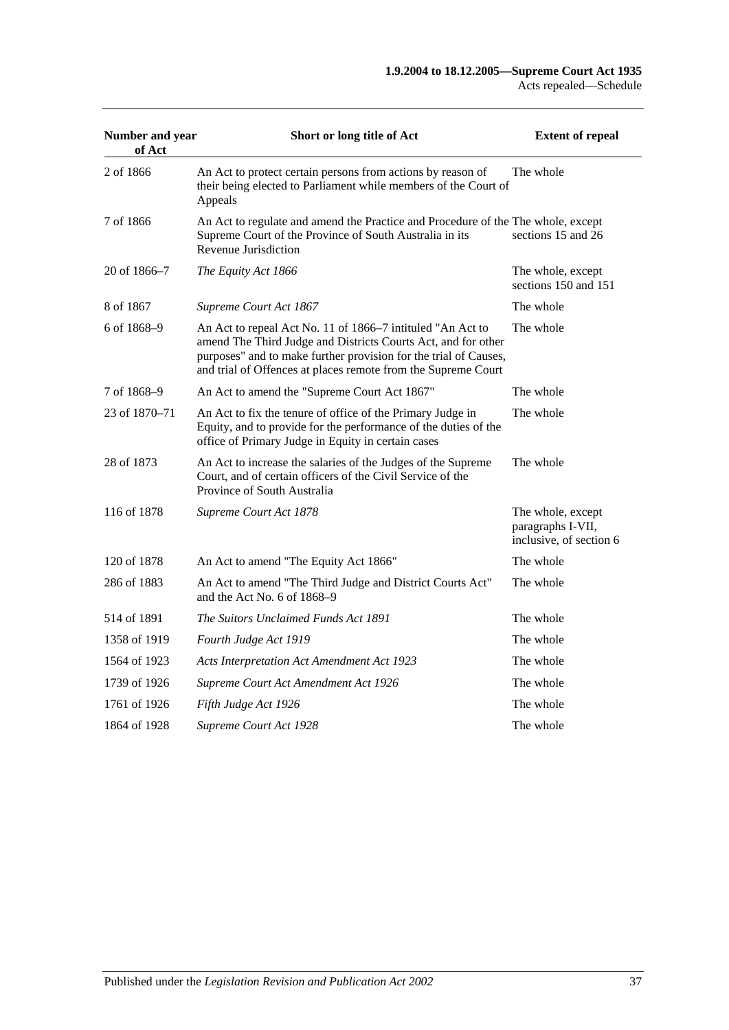| Number and year of Act | Short or long title of Act | Extent of repeal |
|---|---|---|
| 2 of 1866 | An Act to protect certain persons from actions by reason of their being elected to Parliament while members of the Court of Appeals | The whole |
| 7 of 1866 | An Act to regulate and amend the Practice and Procedure of the Supreme Court of the Province of South Australia in its Revenue Jurisdiction | The whole, except sections 15 and 26 |
| 20 of 1866–7 | *The Equity Act 1866* | The whole, except sections 150 and 151 |
| 8 of 1867 | *Supreme Court Act 1867* | The whole |
| 6 of 1868–9 | An Act to repeal Act No. 11 of 1866–7 intituled "An Act to amend The Third Judge and Districts Courts Act, and for other purposes" and to make further provision for the trial of Causes, and trial of Offences at places remote from the Supreme Court | The whole |
| 7 of 1868–9 | An Act to amend the "Supreme Court Act 1867" | The whole |
| 23 of 1870–71 | An Act to fix the tenure of office of the Primary Judge in Equity, and to provide for the performance of the duties of the office of Primary Judge in Equity in certain cases | The whole |
| 28 of 1873 | An Act to increase the salaries of the Judges of the Supreme Court, and of certain officers of the Civil Service of the Province of South Australia | The whole |
| 116 of 1878 | *Supreme Court Act 1878* | The whole, except paragraphs I-VII, inclusive, of section 6 |
| 120 of 1878 | An Act to amend "The Equity Act 1866" | The whole |
| 286 of 1883 | An Act to amend "The Third Judge and District Courts Act" and the Act No. 6 of 1868–9 | The whole |
| 514 of 1891 | *The Suitors Unclaimed Funds Act 1891* | The whole |
| 1358 of 1919 | *Fourth Judge Act 1919* | The whole |
| 1564 of 1923 | *Acts Interpretation Act Amendment Act 1923* | The whole |
| 1739 of 1926 | *Supreme Court Act Amendment Act 1926* | The whole |
| 1761 of 1926 | *Fifth Judge Act 1926* | The whole |
| 1864 of 1928 | *Supreme Court Act 1928* | The whole |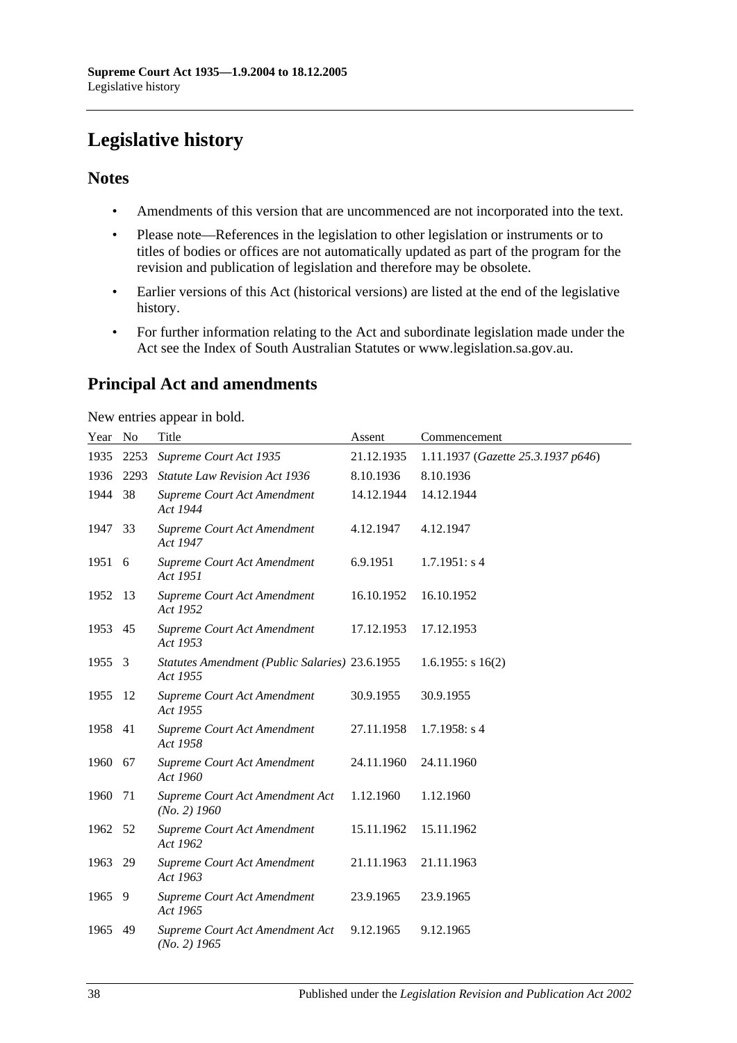# Legislative history

## Notes

- Amendments of this version that are uncommenced are not incorporated into the text.
- Please note—References in the legislation to other legislation or instruments or to titles of bodies or offices are not automatically updated as part of the program for the revision and publication of legislation and therefore may be obsolete.
- Earlier versions of this Act (historical versions) are listed at the end of the legislative history.
- For further information relating to the Act and subordinate legislation made under the Act see the Index of South Australian Statutes or www.legislation.sa.gov.au.

## Principal Act and amendments

New entries appear in bold.

| Year | No | Title | Assent | Commencement |
|---|---|---|---|---|
| 1935 | 2253 | *Supreme Court Act 1935* | 21.12.1935 | 1.11.1937 (*Gazette 25.3.1937 p646*) |
| 1936 | 2293 | *Statute Law Revision Act 1936* | 8.10.1936 | 8.10.1936 |
| 1944 | 38 | *Supreme Court Act Amendment Act 1944* | 14.12.1944 | 14.12.1944 |
| 1947 | 33 | *Supreme Court Act Amendment Act 1947* | 4.12.1947 | 4.12.1947 |
| 1951 | 6 | *Supreme Court Act Amendment Act 1951* | 6.9.1951 | 1.7.1951: s 4 |
| 1952 | 13 | *Supreme Court Act Amendment Act 1952* | 16.10.1952 | 16.10.1952 |
| 1953 | 45 | *Supreme Court Act Amendment Act 1953* | 17.12.1953 | 17.12.1953 |
| 1955 | 3 | *Statutes Amendment (Public Salaries) Act 1955* | 23.6.1955 | 1.6.1955: s 16(2) |
| 1955 | 12 | *Supreme Court Act Amendment Act 1955* | 30.9.1955 | 30.9.1955 |
| 1958 | 41 | *Supreme Court Act Amendment Act 1958* | 27.11.1958 | 1.7.1958: s 4 |
| 1960 | 67 | *Supreme Court Act Amendment Act 1960* | 24.11.1960 | 24.11.1960 |
| 1960 | 71 | *Supreme Court Act Amendment Act (No. 2) 1960* | 1.12.1960 | 1.12.1960 |
| 1962 | 52 | *Supreme Court Act Amendment Act 1962* | 15.11.1962 | 15.11.1962 |
| 1963 | 29 | *Supreme Court Act Amendment Act 1963* | 21.11.1963 | 21.11.1963 |
| 1965 | 9 | *Supreme Court Act Amendment Act 1965* | 23.9.1965 | 23.9.1965 |
| 1965 | 49 | *Supreme Court Act Amendment Act (No. 2) 1965* | 9.12.1965 | 9.12.1965 |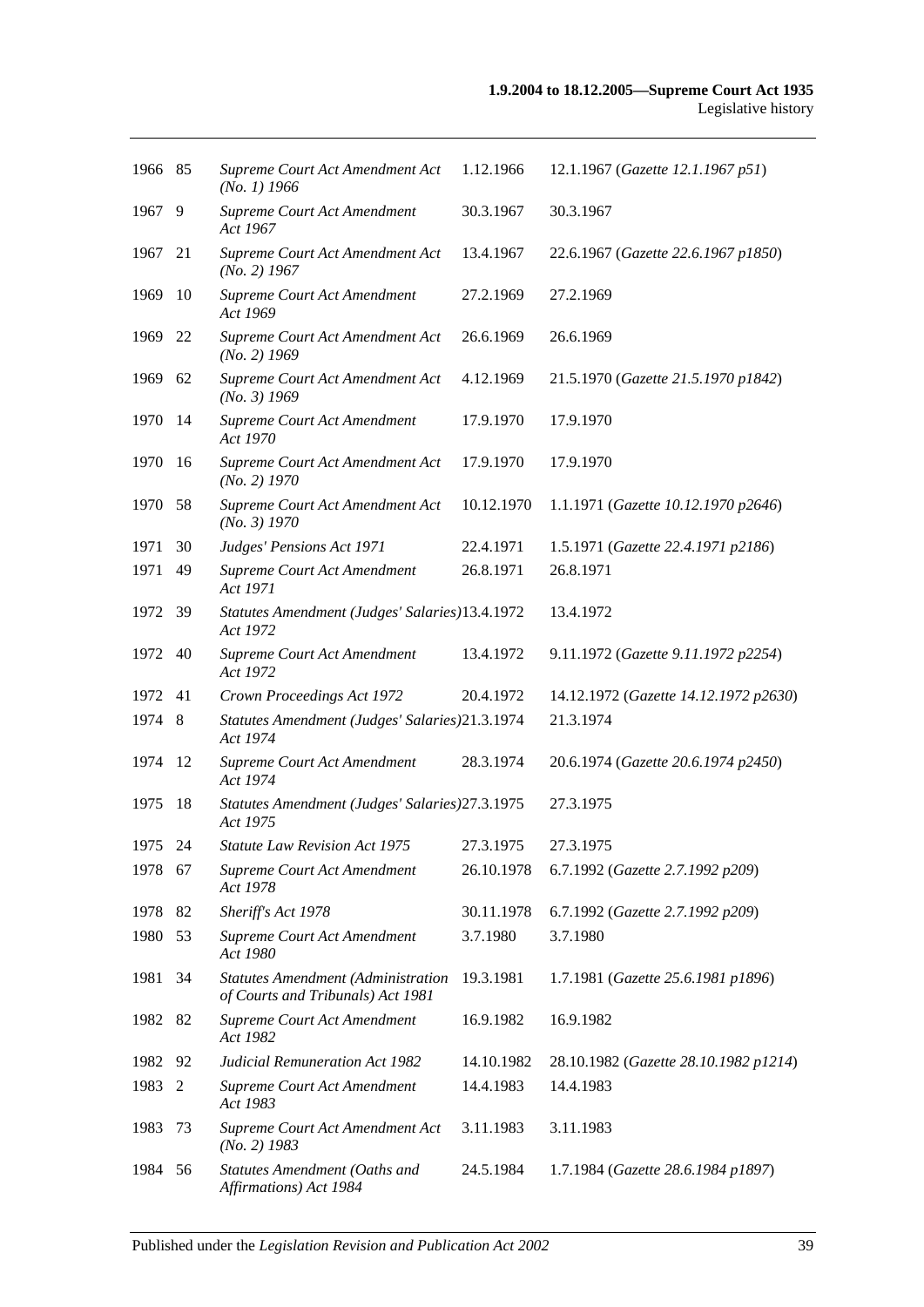| | | | | |
|---|---|---|---|---|
| 1966 | 85 | *Supreme Court Act Amendment Act (No. 1) 1966* | 1.12.1966 | 12.1.1967 (*Gazette 12.1.1967 p51*) |
| 1967 | 9 | *Supreme Court Act Amendment Act 1967* | 30.3.1967 | 30.3.1967 |
| 1967 | 21 | *Supreme Court Act Amendment Act (No. 2) 1967* | 13.4.1967 | 22.6.1967 (*Gazette 22.6.1967 p1850*) |
| 1969 | 10 | *Supreme Court Act Amendment Act 1969* | 27.2.1969 | 27.2.1969 |
| 1969 | 22 | *Supreme Court Act Amendment Act (No. 2) 1969* | 26.6.1969 | 26.6.1969 |
| 1969 | 62 | *Supreme Court Act Amendment Act (No. 3) 1969* | 4.12.1969 | 21.5.1970 (*Gazette 21.5.1970 p1842*) |
| 1970 | 14 | *Supreme Court Act Amendment Act 1970* | 17.9.1970 | 17.9.1970 |
| 1970 | 16 | *Supreme Court Act Amendment Act (No. 2) 1970* | 17.9.1970 | 17.9.1970 |
| 1970 | 58 | *Supreme Court Act Amendment Act (No. 3) 1970* | 10.12.1970 | 1.1.1971 (*Gazette 10.12.1970 p2646*) |
| 1971 | 30 | *Judges' Pensions Act 1971* | 22.4.1971 | 1.5.1971 (*Gazette 22.4.1971 p2186*) |
| 1971 | 49 | *Supreme Court Act Amendment Act 1971* | 26.8.1971 | 26.8.1971 |
| 1972 | 39 | *Statutes Amendment (Judges' Salaries) Act 1972* | 13.4.1972 | 13.4.1972 |
| 1972 | 40 | *Supreme Court Act Amendment Act 1972* | 13.4.1972 | 9.11.1972 (*Gazette 9.11.1972 p2254*) |
| 1972 | 41 | *Crown Proceedings Act 1972* | 20.4.1972 | 14.12.1972 (*Gazette 14.12.1972 p2630*) |
| 1974 | 8 | *Statutes Amendment (Judges' Salaries) Act 1974* | 21.3.1974 | 21.3.1974 |
| 1974 | 12 | *Supreme Court Act Amendment Act 1974* | 28.3.1974 | 20.6.1974 (*Gazette 20.6.1974 p2450*) |
| 1975 | 18 | *Statutes Amendment (Judges' Salaries) Act 1975* | 27.3.1975 | 27.3.1975 |
| 1975 | 24 | *Statute Law Revision Act 1975* | 27.3.1975 | 27.3.1975 |
| 1978 | 67 | *Supreme Court Act Amendment Act 1978* | 26.10.1978 | 6.7.1992 (*Gazette 2.7.1992 p209*) |
| 1978 | 82 | *Sheriff's Act 1978* | 30.11.1978 | 6.7.1992 (*Gazette 2.7.1992 p209*) |
| 1980 | 53 | *Supreme Court Act Amendment Act 1980* | 3.7.1980 | 3.7.1980 |
| 1981 | 34 | *Statutes Amendment (Administration of Courts and Tribunals) Act 1981* | 19.3.1981 | 1.7.1981 (*Gazette 25.6.1981 p1896*) |
| 1982 | 82 | *Supreme Court Act Amendment Act 1982* | 16.9.1982 | 16.9.1982 |
| 1982 | 92 | *Judicial Remuneration Act 1982* | 14.10.1982 | 28.10.1982 (*Gazette 28.10.1982 p1214*) |
| 1983 | 2 | *Supreme Court Act Amendment Act 1983* | 14.4.1983 | 14.4.1983 |
| 1983 | 73 | *Supreme Court Act Amendment Act (No. 2) 1983* | 3.11.1983 | 3.11.1983 |
| 1984 | 56 | *Statutes Amendment (Oaths and Affirmations) Act 1984* | 24.5.1984 | 1.7.1984 (*Gazette 28.6.1984 p1897*) |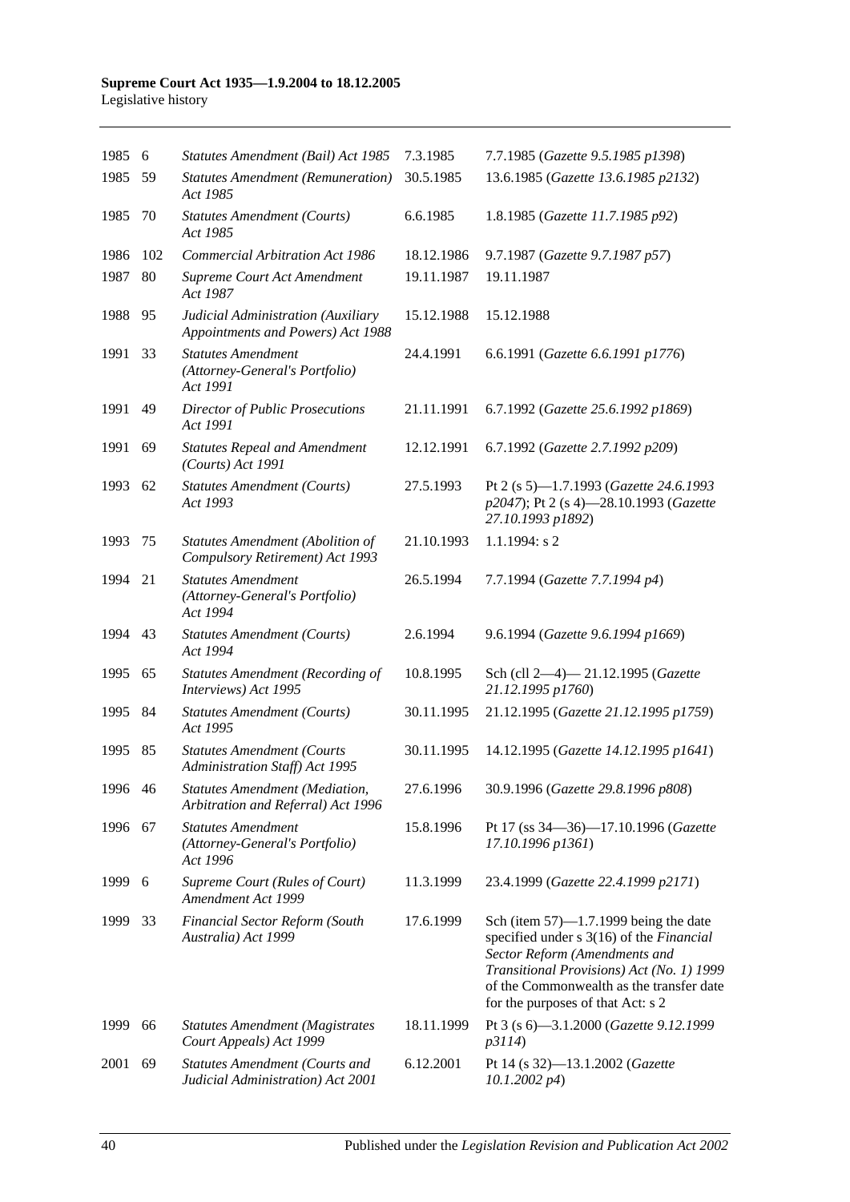| Year | No | Title | Assent | Commencement |
|---|---|---|---|---|
| 1985 | 6 | *Statutes Amendment (Bail) Act 1985* | 7.3.1985 | 7.7.1985 (*Gazette 9.5.1985 p1398*) |
| 1985 | 59 | *Statutes Amendment (Remuneration) Act 1985* | 30.5.1985 | 13.6.1985 (*Gazette 13.6.1985 p2132*) |
| 1985 | 70 | *Statutes Amendment (Courts) Act 1985* | 6.6.1985 | 1.8.1985 (*Gazette 11.7.1985 p92*) |
| 1986 | 102 | *Commercial Arbitration Act 1986* | 18.12.1986 | 9.7.1987 (*Gazette 9.7.1987 p57*) |
| 1987 | 80 | *Supreme Court Act Amendment Act 1987* | 19.11.1987 | 19.11.1987 |
| 1988 | 95 | *Judicial Administration (Auxiliary Appointments and Powers) Act 1988* | 15.12.1988 | 15.12.1988 |
| 1991 | 33 | *Statutes Amendment (Attorney-General's Portfolio) Act 1991* | 24.4.1991 | 6.6.1991 (*Gazette 6.6.1991 p1776*) |
| 1991 | 49 | *Director of Public Prosecutions Act 1991* | 21.11.1991 | 6.7.1992 (*Gazette 25.6.1992 p1869*) |
| 1991 | 69 | *Statutes Repeal and Amendment (Courts) Act 1991* | 12.12.1991 | 6.7.1992 (*Gazette 2.7.1992 p209*) |
| 1993 | 62 | *Statutes Amendment (Courts) Act 1993* | 27.5.1993 | Pt 2 (s 5)—1.7.1993 (*Gazette 24.6.1993 p2047*); Pt 2 (s 4)—28.10.1993 (*Gazette 27.10.1993 p1892*) |
| 1993 | 75 | *Statutes Amendment (Abolition of Compulsory Retirement) Act 1993* | 21.10.1993 | 1.1.1994: s 2 |
| 1994 | 21 | *Statutes Amendment (Attorney-General's Portfolio) Act 1994* | 26.5.1994 | 7.7.1994 (*Gazette 7.7.1994 p4*) |
| 1994 | 43 | *Statutes Amendment (Courts) Act 1994* | 2.6.1994 | 9.6.1994 (*Gazette 9.6.1994 p1669*) |
| 1995 | 65 | *Statutes Amendment (Recording of Interviews) Act 1995* | 10.8.1995 | Sch (cll 2—4)— 21.12.1995 (*Gazette 21.12.1995 p1760*) |
| 1995 | 84 | *Statutes Amendment (Courts) Act 1995* | 30.11.1995 | 21.12.1995 (*Gazette 21.12.1995 p1759*) |
| 1995 | 85 | *Statutes Amendment (Courts Administration Staff) Act 1995* | 30.11.1995 | 14.12.1995 (*Gazette 14.12.1995 p1641*) |
| 1996 | 46 | *Statutes Amendment (Mediation, Arbitration and Referral) Act 1996* | 27.6.1996 | 30.9.1996 (*Gazette 29.8.1996 p808*) |
| 1996 | 67 | *Statutes Amendment (Attorney-General's Portfolio) Act 1996* | 15.8.1996 | Pt 17 (ss 34—36)—17.10.1996 (*Gazette 17.10.1996 p1361*) |
| 1999 | 6 | *Supreme Court (Rules of Court) Amendment Act 1999* | 11.3.1999 | 23.4.1999 (*Gazette 22.4.1999 p2171*) |
| 1999 | 33 | *Financial Sector Reform (South Australia) Act 1999* | 17.6.1999 | Sch (item 57)—1.7.1999 being the date specified under s 3(16) of the *Financial Sector Reform (Amendments and Transitional Provisions) Act (No. 1) 1999* of the Commonwealth as the transfer date for the purposes of that Act: s 2 |
| 1999 | 66 | *Statutes Amendment (Magistrates Court Appeals) Act 1999* | 18.11.1999 | Pt 3 (s 6)—3.1.2000 (*Gazette 9.12.1999 p3114*) |
| 2001 | 69 | *Statutes Amendment (Courts and Judicial Administration) Act 2001* | 6.12.2001 | Pt 14 (s 32)—13.1.2002 (*Gazette 10.1.2002 p4*) |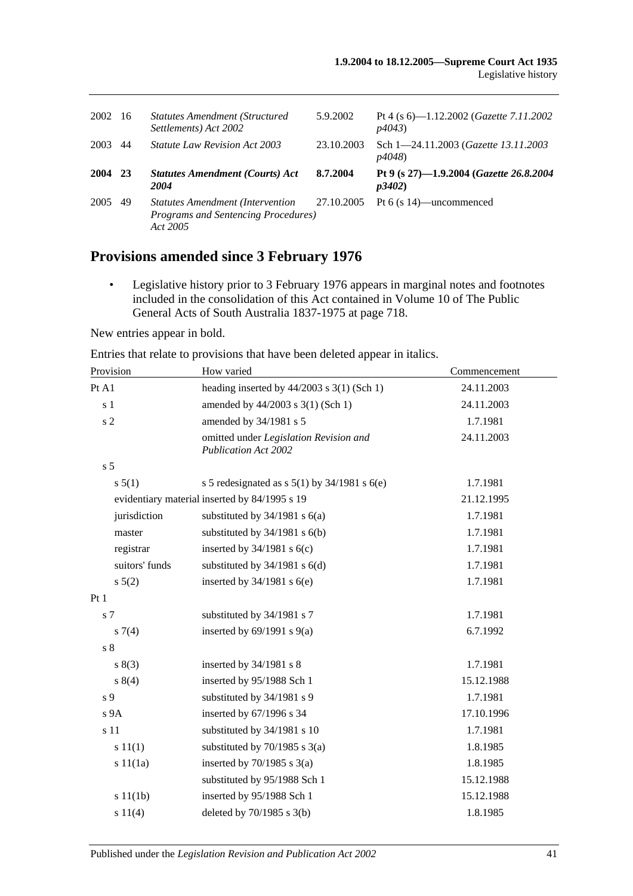| | | | | |
|---|---|---|---|---|
| 2002 | 16 | *Statutes Amendment (Structured Settlements) Act 2002* | 5.9.2002 | Pt 4 (s 6)—1.12.2002 (*Gazette 7.11.2002 p4043*) |
| 2003 | 44 | *Statute Law Revision Act 2003* | 23.10.2003 | Sch 1—24.11.2003 (*Gazette 13.11.2003 p4048*) |
| **2004** | **23** | ***Statutes Amendment (Courts) Act 2004*** | **8.7.2004** | **Pt 9 (s 27)—1.9.2004 (*Gazette 26.8.2004 p3402*)** |
| 2005 | 49 | *Statutes Amendment (Intervention Programs and Sentencing Procedures) Act 2005* | 27.10.2005 | Pt 6 (s 14)—uncommenced |

## Provisions amended since 3 February 1976

- Legislative history prior to 3 February 1976 appears in marginal notes and footnotes included in the consolidation of this Act contained in Volume 10 of The Public General Acts of South Australia 1837-1975 at page 718.

New entries appear in bold.

Entries that relate to provisions that have been deleted appear in italics.

| Provision | How varied | Commencement |
|---|---|---|
| Pt A1 | heading inserted by 44/2003 s 3(1) (Sch 1) | 24.11.2003 |
| s 1 | amended by 44/2003 s 3(1) (Sch 1) | 24.11.2003 |
| s 2 | amended by 34/1981 s 5 | 1.7.1981 |
| | omitted under *Legislation Revision and Publication Act 2002* | 24.11.2003 |
| s 5 | | |
| s 5(1) | s 5 redesignated as s 5(1) by 34/1981 s 6(e) | 1.7.1981 |
| evidentiary material | inserted by 84/1995 s 19 | 21.12.1995 |
| jurisdiction | substituted by 34/1981 s 6(a) | 1.7.1981 |
| master | substituted by 34/1981 s 6(b) | 1.7.1981 |
| registrar | inserted by 34/1981 s 6(c) | 1.7.1981 |
| suitors' funds | substituted by 34/1981 s 6(d) | 1.7.1981 |
| s 5(2) | inserted by 34/1981 s 6(e) | 1.7.1981 |
| Pt 1 | | |
| s 7 | substituted by 34/1981 s 7 | 1.7.1981 |
| s 7(4) | inserted by 69/1991 s 9(a) | 6.7.1992 |
| s 8 | | |
| s 8(3) | inserted by 34/1981 s 8 | 1.7.1981 |
| s 8(4) | inserted by 95/1988 Sch 1 | 15.12.1988 |
| s 9 | substituted by 34/1981 s 9 | 1.7.1981 |
| s 9A | inserted by 67/1996 s 34 | 17.10.1996 |
| s 11 | substituted by 34/1981 s 10 | 1.7.1981 |
| s 11(1) | substituted by 70/1985 s 3(a) | 1.8.1985 |
| s 11(1a) | inserted by 70/1985 s 3(a) | 1.8.1985 |
| | substituted by 95/1988 Sch 1 | 15.12.1988 |
| s 11(1b) | inserted by 95/1988 Sch 1 | 15.12.1988 |
| s 11(4) | deleted by 70/1985 s 3(b) | 1.8.1985 |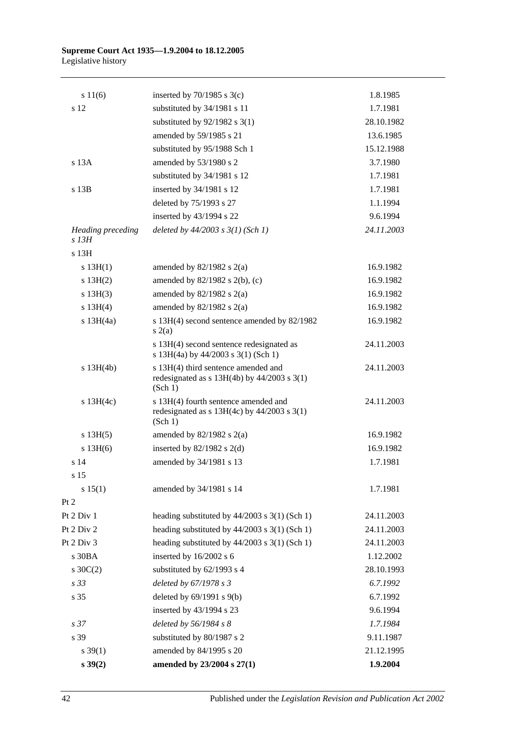| | | |
|---|---|---|
| s 11(6) | inserted by 70/1985 s 3(c) | 1.8.1985 |
| s 12 | substituted by 34/1981 s 11 | 1.7.1981 |
| | substituted by 92/1982 s 3(1) | 28.10.1982 |
| | amended by 59/1985 s 21 | 13.6.1985 |
| | substituted by 95/1988 Sch 1 | 15.12.1988 |
| s 13A | amended by 53/1980 s 2 | 3.7.1980 |
| | substituted by 34/1981 s 12 | 1.7.1981 |
| s 13B | inserted by 34/1981 s 12 | 1.7.1981 |
| | deleted by 75/1993 s 27 | 1.1.1994 |
| | inserted by 43/1994 s 22 | 9.6.1994 |
| *Heading preceding s 13H* | *deleted by 44/2003 s 3(1) (Sch 1)* | *24.11.2003* |
| s 13H | | |
| s 13H(1) | amended by 82/1982 s 2(a) | 16.9.1982 |
| s 13H(2) | amended by 82/1982 s 2(b), (c) | 16.9.1982 |
| s 13H(3) | amended by 82/1982 s 2(a) | 16.9.1982 |
| s 13H(4) | amended by 82/1982 s 2(a) | 16.9.1982 |
| s 13H(4a) | s 13H(4) second sentence amended by 82/1982 s 2(a) | 16.9.1982 |
| | s 13H(4) second sentence redesignated as s 13H(4a) by 44/2003 s 3(1) (Sch 1) | 24.11.2003 |
| s 13H(4b) | s 13H(4) third sentence amended and redesignated as s 13H(4b) by 44/2003 s 3(1) (Sch 1) | 24.11.2003 |
| s 13H(4c) | s 13H(4) fourth sentence amended and redesignated as s 13H(4c) by 44/2003 s 3(1) (Sch 1) | 24.11.2003 |
| s 13H(5) | amended by 82/1982 s 2(a) | 16.9.1982 |
| s 13H(6) | inserted by 82/1982 s 2(d) | 16.9.1982 |
| s 14 | amended by 34/1981 s 13 | 1.7.1981 |
| s 15 | | |
| s 15(1) | amended by 34/1981 s 14 | 1.7.1981 |
| Pt 2 | | |
| Pt 2 Div 1 | heading substituted by 44/2003 s 3(1) (Sch 1) | 24.11.2003 |
| Pt 2 Div 2 | heading substituted by 44/2003 s 3(1) (Sch 1) | 24.11.2003 |
| Pt 2 Div 3 | heading substituted by 44/2003 s 3(1) (Sch 1) | 24.11.2003 |
| s 30BA | inserted by 16/2002 s 6 | 1.12.2002 |
| s 30C(2) | substituted by 62/1993 s 4 | 28.10.1993 |
| *s 33* | *deleted by 67/1978 s 3* | *6.7.1992* |
| s 35 | deleted by 69/1991 s 9(b) | 6.7.1992 |
| | inserted by 43/1994 s 23 | 9.6.1994 |
| *s 37* | *deleted by 56/1984 s 8* | *1.7.1984* |
| s 39 | substituted by 80/1987 s 2 | 9.11.1987 |
| s 39(1) | amended by 84/1995 s 20 | 21.12.1995 |
| **s 39(2)** | **amended by 23/2004 s 27(1)** | **1.9.2004** |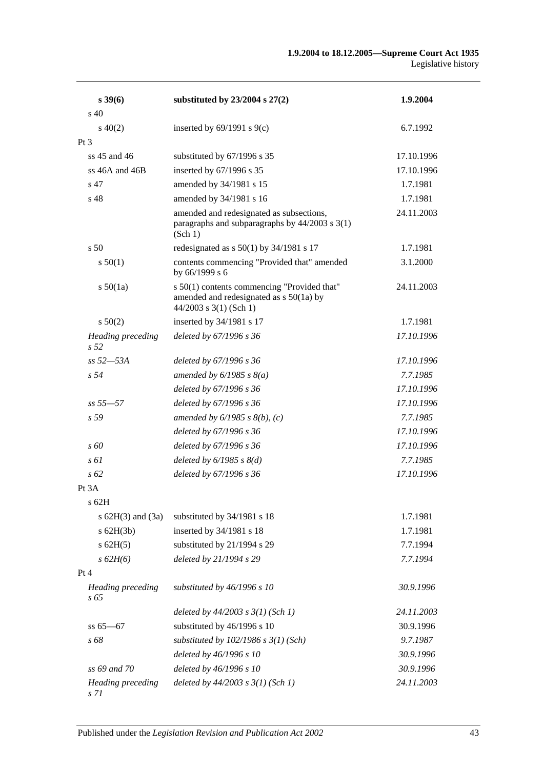| | | |
|---|---|---|
| **s 39(6)** | **substituted by 23/2004 s 27(2)** | **1.9.2004** |
| s 40 | | |
| s 40(2) | inserted by 69/1991 s 9(c) | 6.7.1992 |
| Pt 3 | | |
| ss 45 and 46 | substituted by 67/1996 s 35 | 17.10.1996 |
| ss 46A and 46B | inserted by 67/1996 s 35 | 17.10.1996 |
| s 47 | amended by 34/1981 s 15 | 1.7.1981 |
| s 48 | amended by 34/1981 s 16 | 1.7.1981 |
| | amended and redesignated as subsections, paragraphs and subparagraphs by 44/2003 s 3(1) (Sch 1) | 24.11.2003 |
| s 50 | redesignated as s 50(1) by 34/1981 s 17 | 1.7.1981 |
| s 50(1) | contents commencing "Provided that" amended by 66/1999 s 6 | 3.1.2000 |
| s 50(1a) | s 50(1) contents commencing "Provided that" amended and redesignated as s 50(1a) by 44/2003 s 3(1) (Sch 1) | 24.11.2003 |
| s 50(2) | inserted by 34/1981 s 17 | 1.7.1981 |
| *Heading preceding s 52* | *deleted by 67/1996 s 36* | *17.10.1996* |
| *ss 52—53A* | *deleted by 67/1996 s 36* | *17.10.1996* |
| *s 54* | *amended by 6/1985 s 8(a)* | *7.7.1985* |
| | *deleted by 67/1996 s 36* | *17.10.1996* |
| *ss 55—57* | *deleted by 67/1996 s 36* | *17.10.1996* |
| *s 59* | *amended by 6/1985 s 8(b), (c)* | *7.7.1985* |
| | *deleted by 67/1996 s 36* | *17.10.1996* |
| *s 60* | *deleted by 67/1996 s 36* | *17.10.1996* |
| *s 61* | *deleted by 6/1985 s 8(d)* | *7.7.1985* |
| *s 62* | *deleted by 67/1996 s 36* | *17.10.1996* |
| Pt 3A | | |
| s 62H | | |
| s 62H(3) and (3a) | substituted by 34/1981 s 18 | 1.7.1981 |
| s 62H(3b) | inserted by 34/1981 s 18 | 1.7.1981 |
| s 62H(5) | substituted by 21/1994 s 29 | 7.7.1994 |
| *s 62H(6)* | *deleted by 21/1994 s 29* | *7.7.1994* |
| Pt 4 | | |
| *Heading preceding s 65* | *substituted by 46/1996 s 10* | *30.9.1996* |
| | *deleted by 44/2003 s 3(1) (Sch 1)* | *24.11.2003* |
| ss 65—67 | substituted by 46/1996 s 10 | 30.9.1996 |
| *s 68* | *substituted by 102/1986 s 3(1) (Sch)* | *9.7.1987* |
| | *deleted by 46/1996 s 10* | *30.9.1996* |
| *ss 69 and 70* | *deleted by 46/1996 s 10* | *30.9.1996* |
| *Heading preceding s 71* | *deleted by 44/2003 s 3(1) (Sch 1)* | *24.11.2003* |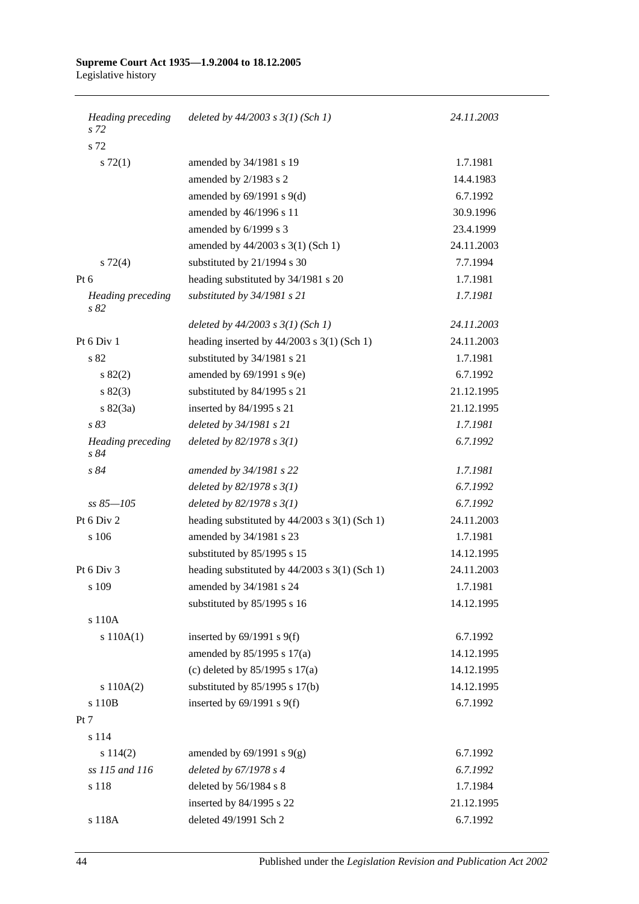| | | |
|---|---|---|
| *Heading preceding s 72* | *deleted by 44/2003 s 3(1) (Sch 1)* | *24.11.2003* |
| s 72 | | |
| s 72(1) | amended by 34/1981 s 19 | 1.7.1981 |
| | amended by 2/1983 s 2 | 14.4.1983 |
| | amended by 69/1991 s 9(d) | 6.7.1992 |
| | amended by 46/1996 s 11 | 30.9.1996 |
| | amended by 6/1999 s 3 | 23.4.1999 |
| | amended by 44/2003 s 3(1) (Sch 1) | 24.11.2003 |
| s 72(4) | substituted by 21/1994 s 30 | 7.7.1994 |
| Pt 6 | heading substituted by 34/1981 s 20 | 1.7.1981 |
| *Heading preceding s 82* | *substituted by 34/1981 s 21* | *1.7.1981* |
| | *deleted by 44/2003 s 3(1) (Sch 1)* | *24.11.2003* |
| Pt 6 Div 1 | heading inserted by 44/2003 s 3(1) (Sch 1) | 24.11.2003 |
| s 82 | substituted by 34/1981 s 21 | 1.7.1981 |
| s 82(2) | amended by 69/1991 s 9(e) | 6.7.1992 |
| s 82(3) | substituted by 84/1995 s 21 | 21.12.1995 |
| s 82(3a) | inserted by 84/1995 s 21 | 21.12.1995 |
| *s 83* | *deleted by 34/1981 s 21* | *1.7.1981* |
| *Heading preceding s 84* | *deleted by 82/1978 s 3(1)* | *6.7.1992* |
| *s 84* | *amended by 34/1981 s 22* | *1.7.1981* |
| | *deleted by 82/1978 s 3(1)* | *6.7.1992* |
| *ss 85—105* | *deleted by 82/1978 s 3(1)* | *6.7.1992* |
| Pt 6 Div 2 | heading substituted by 44/2003 s 3(1) (Sch 1) | 24.11.2003 |
| s 106 | amended by 34/1981 s 23 | 1.7.1981 |
| | substituted by 85/1995 s 15 | 14.12.1995 |
| Pt 6 Div 3 | heading substituted by 44/2003 s 3(1) (Sch 1) | 24.11.2003 |
| s 109 | amended by 34/1981 s 24 | 1.7.1981 |
| | substituted by 85/1995 s 16 | 14.12.1995 |
| s 110A | | |
| s 110A(1) | inserted by 69/1991 s 9(f) | 6.7.1992 |
| | amended by 85/1995 s 17(a) | 14.12.1995 |
| | (c) deleted by 85/1995 s 17(a) | 14.12.1995 |
| s 110A(2) | substituted by 85/1995 s 17(b) | 14.12.1995 |
| s 110B | inserted by 69/1991 s 9(f) | 6.7.1992 |
| Pt 7 | | |
| s 114 | | |
| s 114(2) | amended by 69/1991 s 9(g) | 6.7.1992 |
| *ss 115 and 116* | *deleted by 67/1978 s 4* | *6.7.1992* |
| s 118 | deleted by 56/1984 s 8 | 1.7.1984 |
| | inserted by 84/1995 s 22 | 21.12.1995 |
| s 118A | deleted 49/1991 Sch 2 | 6.7.1992 |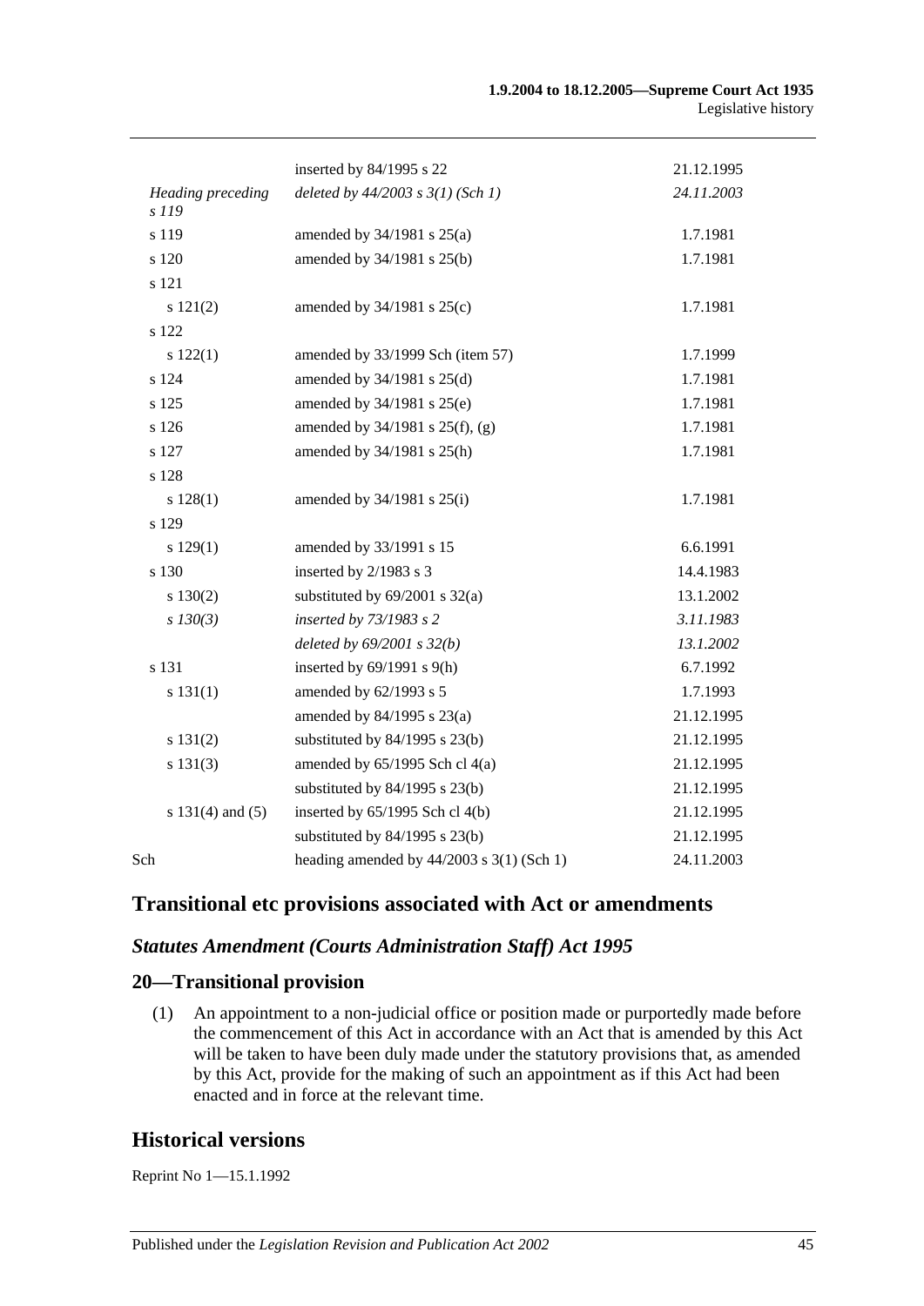| Provision | How varied | Commencement |
|---|---|---|
| | inserted by 84/1995 s 22 | 21.12.1995 |
| *Heading preceding s 119* | *deleted by 44/2003 s 3(1) (Sch 1)* | *24.11.2003* |
| s 119 | amended by 34/1981 s 25(a) | 1.7.1981 |
| s 120 | amended by 34/1981 s 25(b) | 1.7.1981 |
| s 121 | | |
| s 121(2) | amended by 34/1981 s 25(c) | 1.7.1981 |
| s 122 | | |
| s 122(1) | amended by 33/1999 Sch (item 57) | 1.7.1999 |
| s 124 | amended by 34/1981 s 25(d) | 1.7.1981 |
| s 125 | amended by 34/1981 s 25(e) | 1.7.1981 |
| s 126 | amended by 34/1981 s 25(f), (g) | 1.7.1981 |
| s 127 | amended by 34/1981 s 25(h) | 1.7.1981 |
| s 128 | | |
| s 128(1) | amended by 34/1981 s 25(i) | 1.7.1981 |
| s 129 | | |
| s 129(1) | amended by 33/1991 s 15 | 6.6.1991 |
| s 130 | inserted by 2/1983 s 3 | 14.4.1983 |
| s 130(2) | substituted by 69/2001 s 32(a) | 13.1.2002 |
| *s 130(3)* | *inserted by 73/1983 s 2* | *3.11.1983* |
| | *deleted by 69/2001 s 32(b)* | *13.1.2002* |
| s 131 | inserted by 69/1991 s 9(h) | 6.7.1992 |
| s 131(1) | amended by 62/1993 s 5 | 1.7.1993 |
| | amended by 84/1995 s 23(a) | 21.12.1995 |
| s 131(2) | substituted by 84/1995 s 23(b) | 21.12.1995 |
| s 131(3) | amended by 65/1995 Sch cl 4(a) | 21.12.1995 |
| | substituted by 84/1995 s 23(b) | 21.12.1995 |
| s 131(4) and (5) | inserted by 65/1995 Sch cl 4(b) | 21.12.1995 |
| | substituted by 84/1995 s 23(b) | 21.12.1995 |
| Sch | heading amended by 44/2003 s 3(1) (Sch 1) | 24.11.2003 |

## Transitional etc provisions associated with Act or amendments

### *Statutes Amendment (Courts Administration Staff) Act 1995*

### 20—Transitional provision

(1) An appointment to a non-judicial office or position made or purportedly made before the commencement of this Act in accordance with an Act that is amended by this Act will be taken to have been duly made under the statutory provisions that, as amended by this Act, provide for the making of such an appointment as if this Act had been enacted and in force at the relevant time.

## Historical versions

Reprint No 1—15.1.1992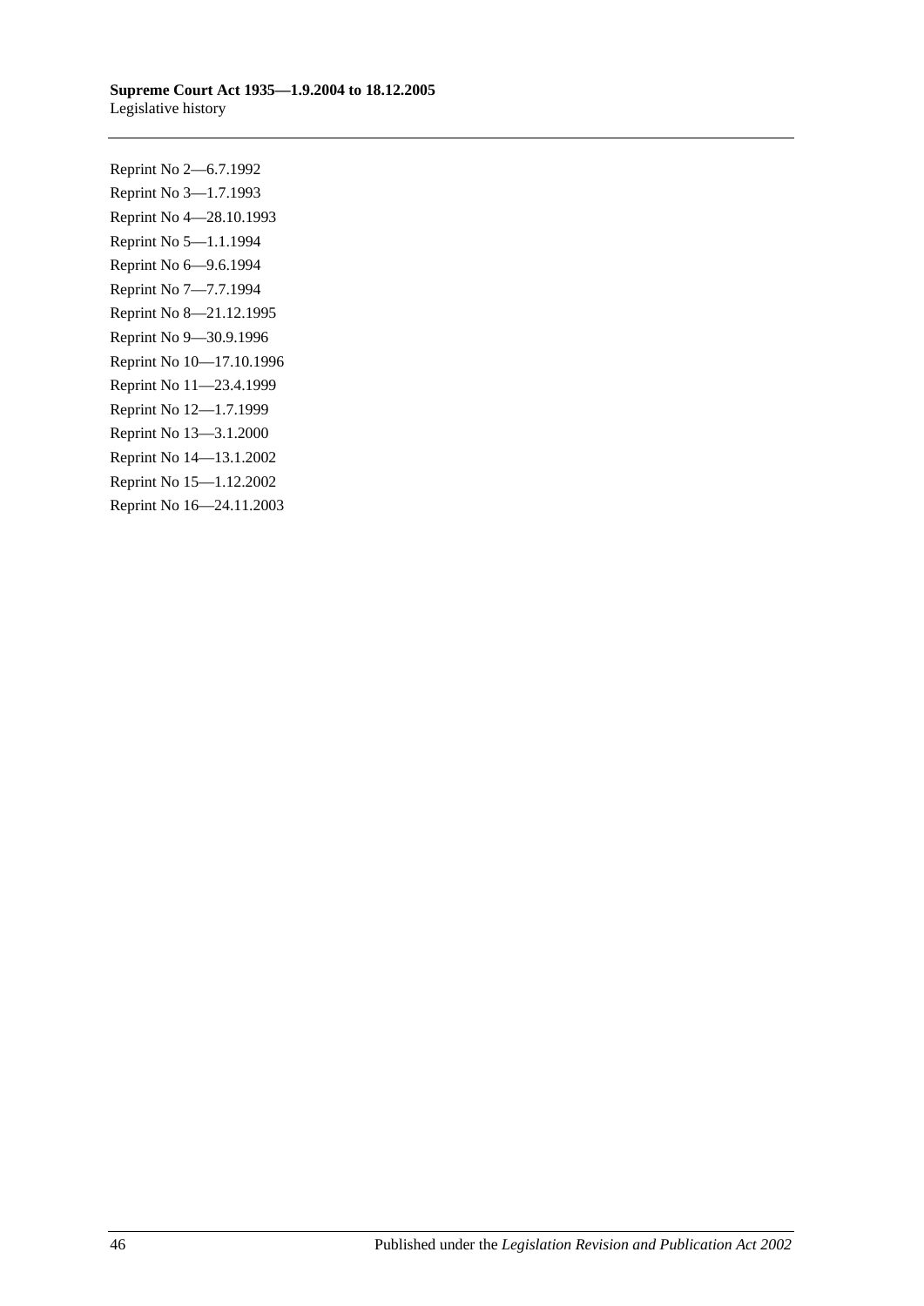Reprint No 2—6.7.1992

Reprint No 3—1.7.1993

Reprint No 4—28.10.1993

Reprint No 5—1.1.1994

Reprint No 6—9.6.1994

Reprint No 7—7.7.1994

Reprint No 8—21.12.1995

Reprint No 9—30.9.1996

Reprint No 10—17.10.1996

Reprint No 11—23.4.1999

Reprint No 12—1.7.1999

Reprint No 13—3.1.2000

Reprint No 14—13.1.2002

Reprint No 15—1.12.2002

Reprint No 16—24.11.2003